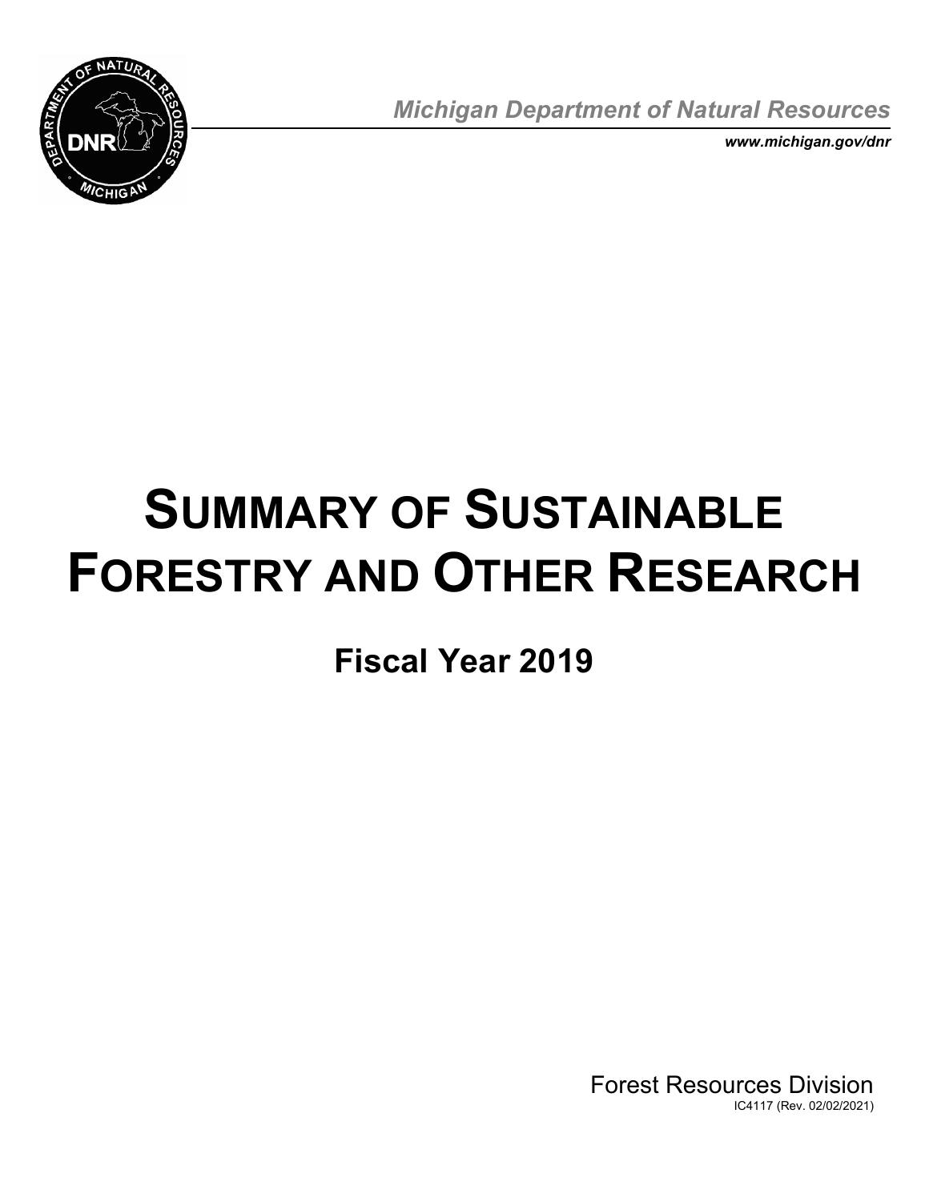*Michigan Department of Natural Resources*

***www.michigan.gov/dnr***

# SUMMARY OF SUSTAINABLE FORESTRY AND OTHER RESEARCH

## Fiscal Year 2019

Forest Resources Division

IC4117 (Rev. 02/02/2021)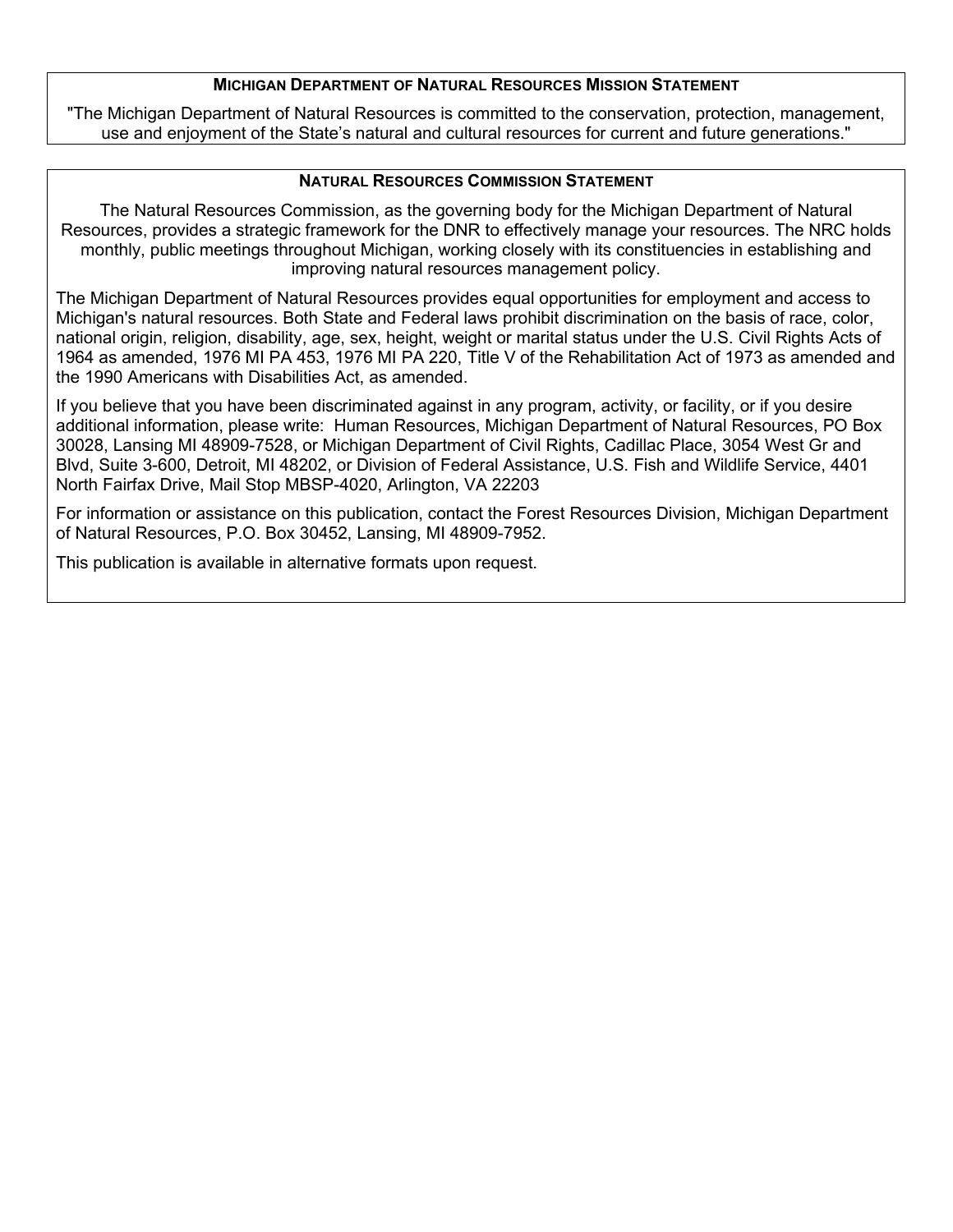## Michigan Department of Natural Resources Mission Statement

"The Michigan Department of Natural Resources is committed to the conservation, protection, management, use and enjoyment of the State's natural and cultural resources for current and future generations."

## Natural Resources Commission Statement

The Natural Resources Commission, as the governing body for the Michigan Department of Natural Resources, provides a strategic framework for the DNR to effectively manage your resources. The NRC holds monthly, public meetings throughout Michigan, working closely with its constituencies in establishing and improving natural resources management policy.

The Michigan Department of Natural Resources provides equal opportunities for employment and access to Michigan's natural resources. Both State and Federal laws prohibit discrimination on the basis of race, color, national origin, religion, disability, age, sex, height, weight or marital status under the U.S. Civil Rights Acts of 1964 as amended, 1976 MI PA 453, 1976 MI PA 220, Title V of the Rehabilitation Act of 1973 as amended and the 1990 Americans with Disabilities Act, as amended.

If you believe that you have been discriminated against in any program, activity, or facility, or if you desire additional information, please write: Human Resources, Michigan Department of Natural Resources, PO Box 30028, Lansing MI 48909-7528, or Michigan Department of Civil Rights, Cadillac Place, 3054 West Gr and Blvd, Suite 3-600, Detroit, MI 48202, or Division of Federal Assistance, U.S. Fish and Wildlife Service, 4401 North Fairfax Drive, Mail Stop MBSP-4020, Arlington, VA 22203

For information or assistance on this publication, contact the Forest Resources Division, Michigan Department of Natural Resources, P.O. Box 30452, Lansing, MI 48909-7952.

This publication is available in alternative formats upon request.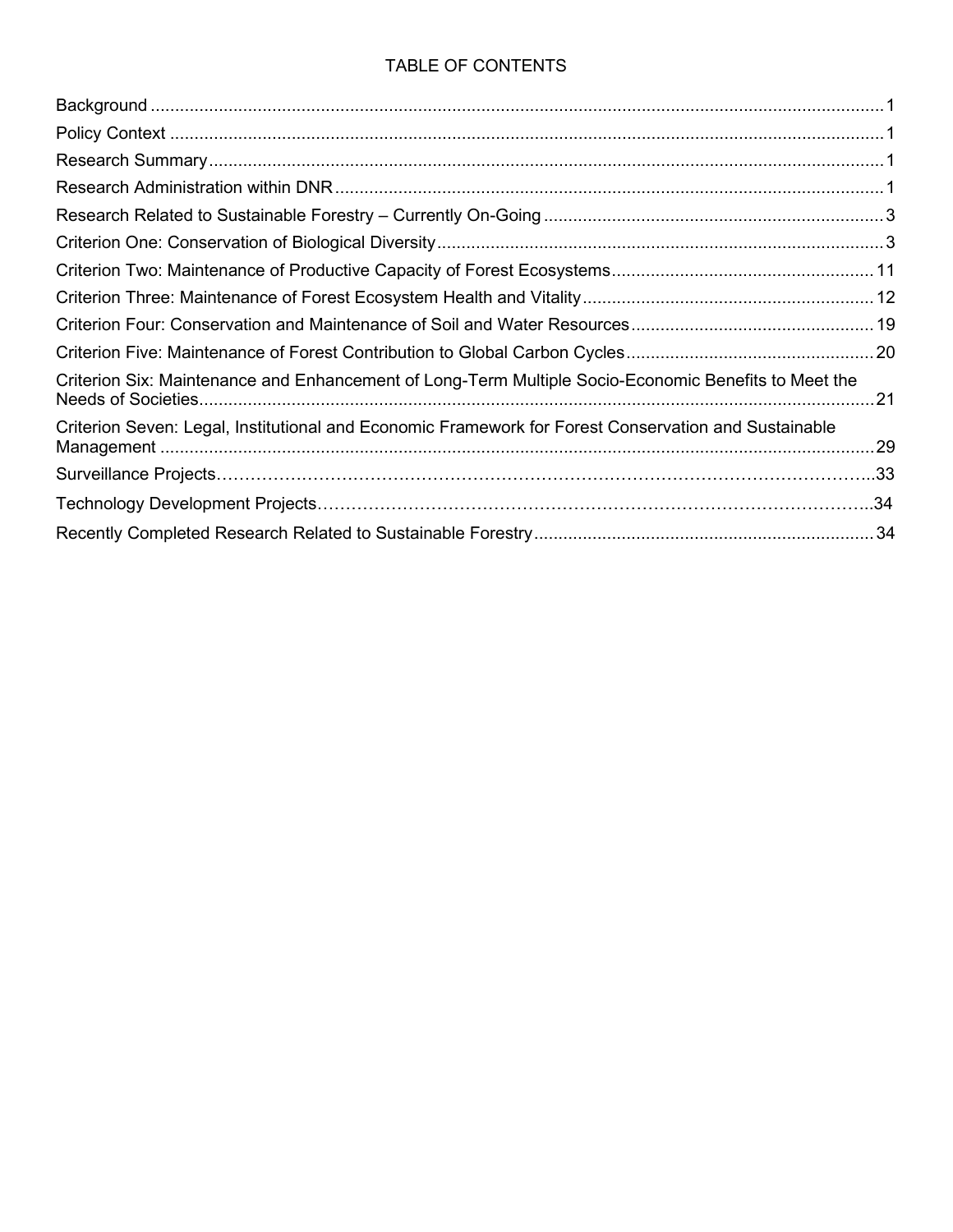# TABLE OF CONTENTS

| | |
|---|---|
| Background | 1 |
| Policy Context | 1 |
| Research Summary | 1 |
| Research Administration within DNR | 1 |
| Research Related to Sustainable Forestry – Currently On-Going | 3 |
| Criterion One: Conservation of Biological Diversity | 3 |
| Criterion Two: Maintenance of Productive Capacity of Forest Ecosystems | 11 |
| Criterion Three: Maintenance of Forest Ecosystem Health and Vitality | 12 |
| Criterion Four: Conservation and Maintenance of Soil and Water Resources | 19 |
| Criterion Five: Maintenance of Forest Contribution to Global Carbon Cycles | 20 |
| Criterion Six: Maintenance and Enhancement of Long-Term Multiple Socio-Economic Benefits to Meet the Needs of Societies | 21 |
| Criterion Seven: Legal, Institutional and Economic Framework for Forest Conservation and Sustainable Management | 29 |
| Surveillance Projects | 33 |
| Technology Development Projects | 34 |
| Recently Completed Research Related to Sustainable Forestry | 34 |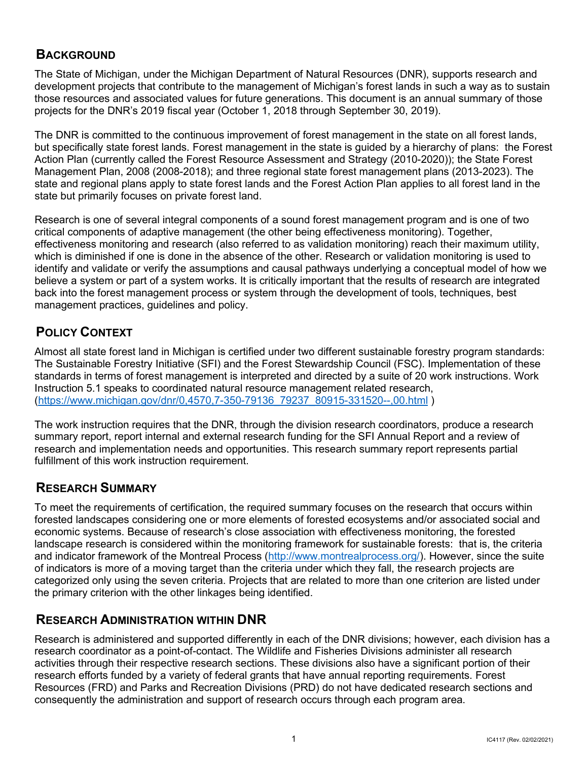## Background

The State of Michigan, under the Michigan Department of Natural Resources (DNR), supports research and development projects that contribute to the management of Michigan's forest lands in such a way as to sustain those resources and associated values for future generations. This document is an annual summary of those projects for the DNR's 2019 fiscal year (October 1, 2018 through September 30, 2019).

The DNR is committed to the continuous improvement of forest management in the state on all forest lands, but specifically state forest lands. Forest management in the state is guided by a hierarchy of plans: the Forest Action Plan (currently called the Forest Resource Assessment and Strategy (2010-2020)); the State Forest Management Plan, 2008 (2008-2018); and three regional state forest management plans (2013-2023). The state and regional plans apply to state forest lands and the Forest Action Plan applies to all forest land in the state but primarily focuses on private forest land.

Research is one of several integral components of a sound forest management program and is one of two critical components of adaptive management (the other being effectiveness monitoring). Together, effectiveness monitoring and research (also referred to as validation monitoring) reach their maximum utility, which is diminished if one is done in the absence of the other. Research or validation monitoring is used to identify and validate or verify the assumptions and causal pathways underlying a conceptual model of how we believe a system or part of a system works. It is critically important that the results of research are integrated back into the forest management process or system through the development of tools, techniques, best management practices, guidelines and policy.

## Policy Context

Almost all state forest land in Michigan is certified under two different sustainable forestry program standards: The Sustainable Forestry Initiative (SFI) and the Forest Stewardship Council (FSC). Implementation of these standards in terms of forest management is interpreted and directed by a suite of 20 work instructions. Work Instruction 5.1 speaks to coordinated natural resource management related research, (https://www.michigan.gov/dnr/0,4570,7-350-79136_79237_80915-331520--,00.html )

The work instruction requires that the DNR, through the division research coordinators, produce a research summary report, report internal and external research funding for the SFI Annual Report and a review of research and implementation needs and opportunities. This research summary report represents partial fulfillment of this work instruction requirement.

## Research Summary

To meet the requirements of certification, the required summary focuses on the research that occurs within forested landscapes considering one or more elements of forested ecosystems and/or associated social and economic systems. Because of research's close association with effectiveness monitoring, the forested landscape research is considered within the monitoring framework for sustainable forests: that is, the criteria and indicator framework of the Montreal Process (http://www.montrealprocess.org/). However, since the suite of indicators is more of a moving target than the criteria under which they fall, the research projects are categorized only using the seven criteria. Projects that are related to more than one criterion are listed under the primary criterion with the other linkages being identified.

## Research Administration within DNR

Research is administered and supported differently in each of the DNR divisions; however, each division has a research coordinator as a point-of-contact. The Wildlife and Fisheries Divisions administer all research activities through their respective research sections. These divisions also have a significant portion of their research efforts funded by a variety of federal grants that have annual reporting requirements. Forest Resources (FRD) and Parks and Recreation Divisions (PRD) do not have dedicated research sections and consequently the administration and support of research occurs through each program area.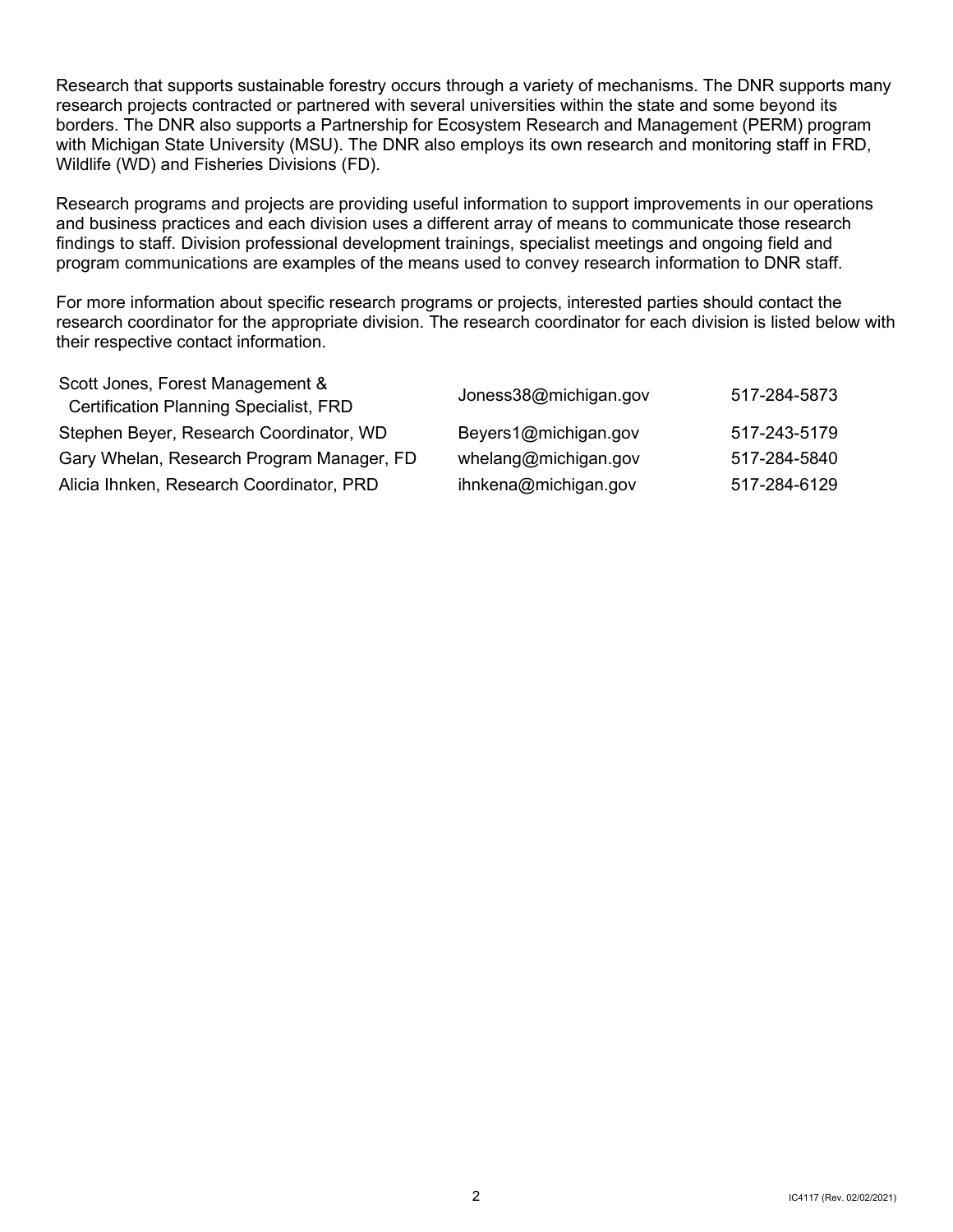Research that supports sustainable forestry occurs through a variety of mechanisms. The DNR supports many research projects contracted or partnered with several universities within the state and some beyond its borders. The DNR also supports a Partnership for Ecosystem Research and Management (PERM) program with Michigan State University (MSU). The DNR also employs its own research and monitoring staff in FRD, Wildlife (WD) and Fisheries Divisions (FD).

Research programs and projects are providing useful information to support improvements in our operations and business practices and each division uses a different array of means to communicate those research findings to staff. Division professional development trainings, specialist meetings and ongoing field and program communications are examples of the means used to convey research information to DNR staff.

For more information about specific research programs or projects, interested parties should contact the research coordinator for the appropriate division. The research coordinator for each division is listed below with their respective contact information.

| | | |
|---|---|---|
| Scott Jones, Forest Management & Certification Planning Specialist, FRD | Joness38@michigan.gov | 517-284-5873 |
| Stephen Beyer, Research Coordinator, WD | Beyers1@michigan.gov | 517-243-5179 |
| Gary Whelan, Research Program Manager, FD | whelang@michigan.gov | 517-284-5840 |
| Alicia Ihnken, Research Coordinator, PRD | ihnkena@michigan.gov | 517-284-6129 |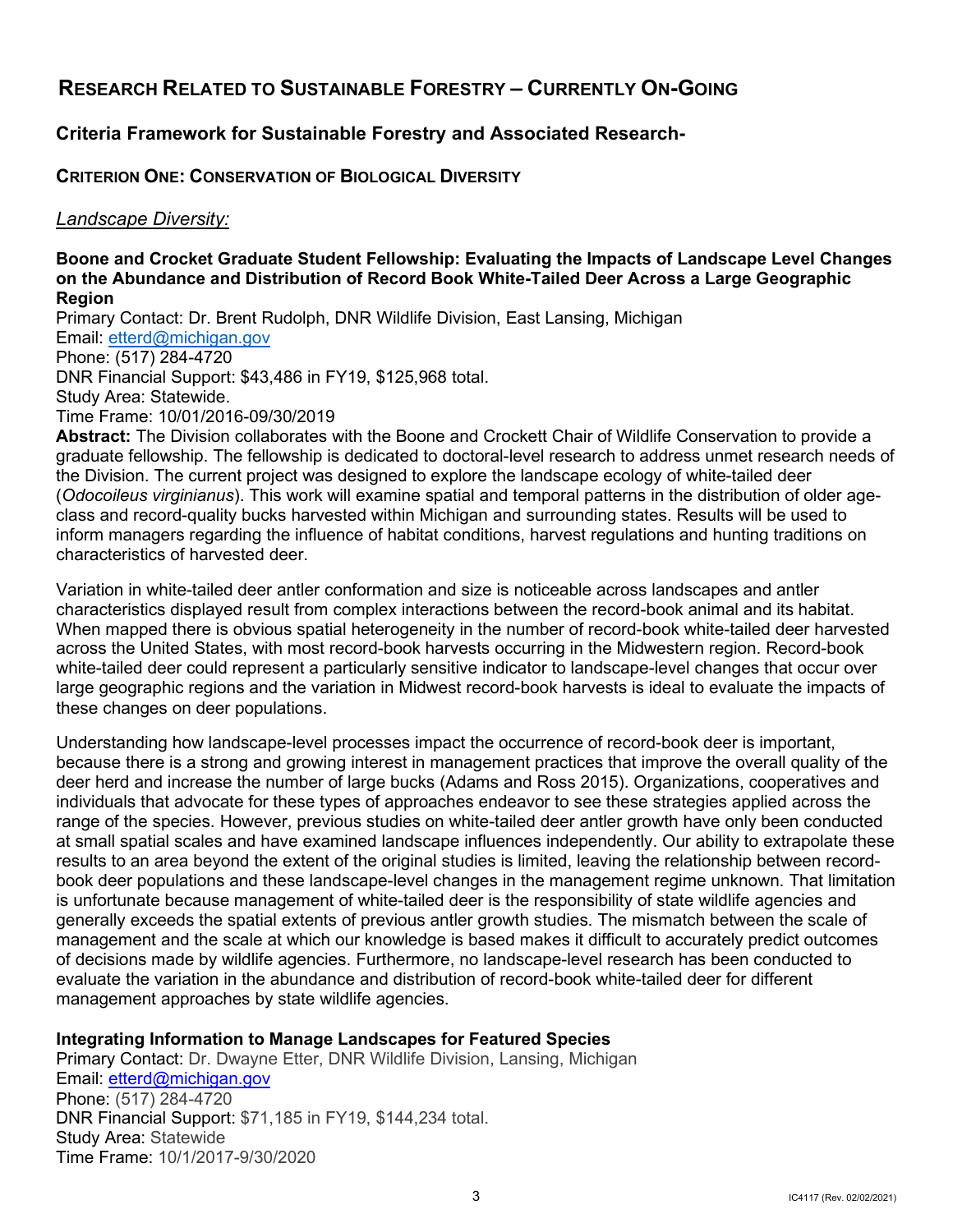# RESEARCH RELATED TO SUSTAINABLE FORESTRY – CURRENTLY ON-GOING

## Criteria Framework for Sustainable Forestry and Associated Research-

### CRITERION ONE: CONSERVATION OF BIOLOGICAL DIVERSITY

*Landscape Diversity:*

**Boone and Crocket Graduate Student Fellowship: Evaluating the Impacts of Landscape Level Changes on the Abundance and Distribution of Record Book White-Tailed Deer Across a Large Geographic Region**

Primary Contact: Dr. Brent Rudolph, DNR Wildlife Division, East Lansing, Michigan
Email: etterd@michigan.gov
Phone: (517) 284-4720
DNR Financial Support: $43,486 in FY19, $125,968 total.
Study Area: Statewide.
Time Frame: 10/01/2016-09/30/2019

**Abstract:** The Division collaborates with the Boone and Crockett Chair of Wildlife Conservation to provide a graduate fellowship. The fellowship is dedicated to doctoral-level research to address unmet research needs of the Division. The current project was designed to explore the landscape ecology of white-tailed deer (*Odocoileus virginianus*). This work will examine spatial and temporal patterns in the distribution of older age-class and record-quality bucks harvested within Michigan and surrounding states. Results will be used to inform managers regarding the influence of habitat conditions, harvest regulations and hunting traditions on characteristics of harvested deer.

Variation in white-tailed deer antler conformation and size is noticeable across landscapes and antler characteristics displayed result from complex interactions between the record-book animal and its habitat. When mapped there is obvious spatial heterogeneity in the number of record-book white-tailed deer harvested across the United States, with most record-book harvests occurring in the Midwestern region. Record-book white-tailed deer could represent a particularly sensitive indicator to landscape-level changes that occur over large geographic regions and the variation in Midwest record-book harvests is ideal to evaluate the impacts of these changes on deer populations.

Understanding how landscape-level processes impact the occurrence of record-book deer is important, because there is a strong and growing interest in management practices that improve the overall quality of the deer herd and increase the number of large bucks (Adams and Ross 2015). Organizations, cooperatives and individuals that advocate for these types of approaches endeavor to see these strategies applied across the range of the species. However, previous studies on white-tailed deer antler growth have only been conducted at small spatial scales and have examined landscape influences independently. Our ability to extrapolate these results to an area beyond the extent of the original studies is limited, leaving the relationship between record-book deer populations and these landscape-level changes in the management regime unknown. That limitation is unfortunate because management of white-tailed deer is the responsibility of state wildlife agencies and generally exceeds the spatial extents of previous antler growth studies. The mismatch between the scale of management and the scale at which our knowledge is based makes it difficult to accurately predict outcomes of decisions made by wildlife agencies. Furthermore, no landscape-level research has been conducted to evaluate the variation in the abundance and distribution of record-book white-tailed deer for different management approaches by state wildlife agencies.

**Integrating Information to Manage Landscapes for Featured Species**

Primary Contact: Dr. Dwayne Etter, DNR Wildlife Division, Lansing, Michigan
Email: etterd@michigan.gov
Phone: (517) 284-4720
DNR Financial Support: $71,185 in FY19, $144,234 total.
Study Area: Statewide
Time Frame: 10/1/2017-9/30/2020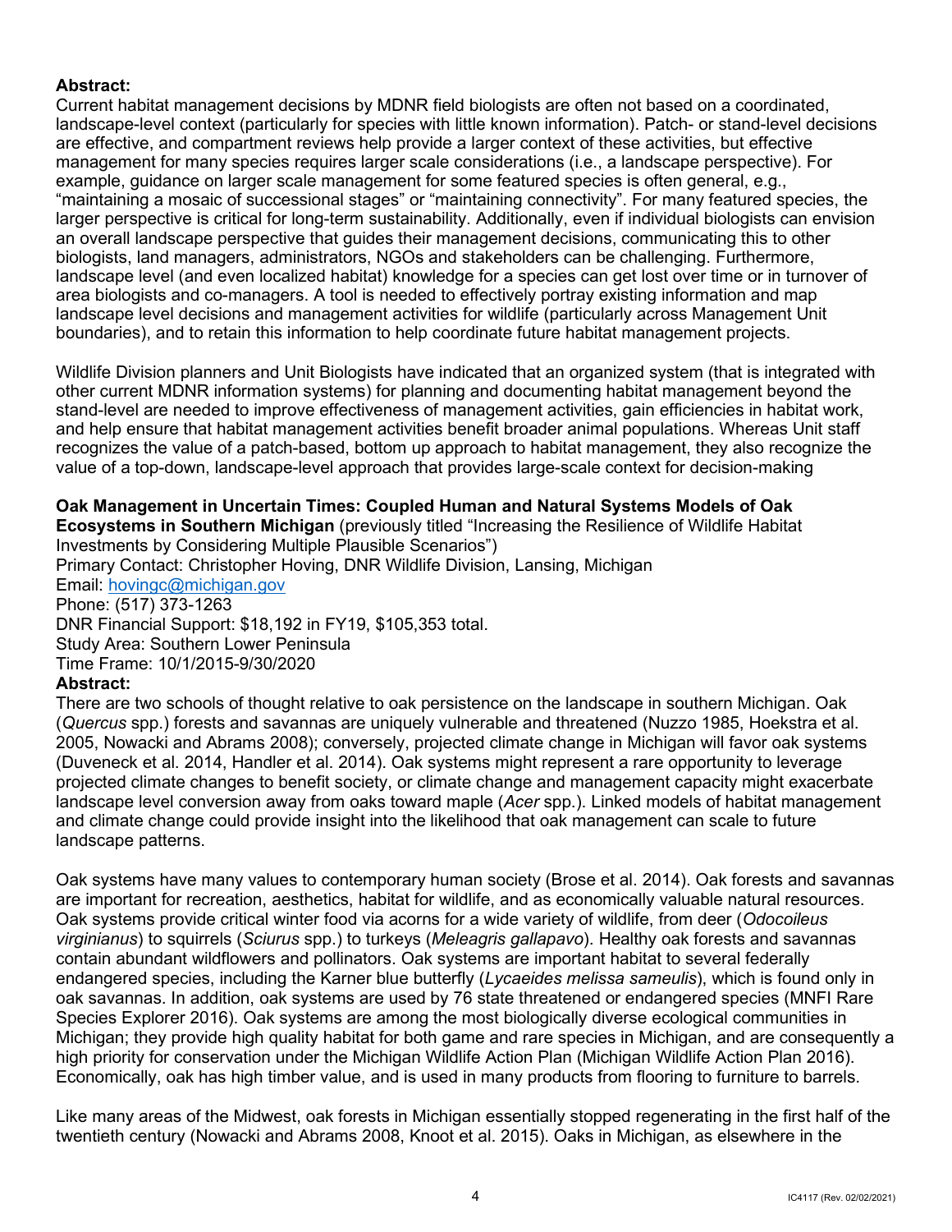**Abstract:**
Current habitat management decisions by MDNR field biologists are often not based on a coordinated, landscape-level context (particularly for species with little known information). Patch- or stand-level decisions are effective, and compartment reviews help provide a larger context of these activities, but effective management for many species requires larger scale considerations (i.e., a landscape perspective). For example, guidance on larger scale management for some featured species is often general, e.g., "maintaining a mosaic of successional stages" or "maintaining connectivity". For many featured species, the larger perspective is critical for long-term sustainability. Additionally, even if individual biologists can envision an overall landscape perspective that guides their management decisions, communicating this to other biologists, land managers, administrators, NGOs and stakeholders can be challenging. Furthermore, landscape level (and even localized habitat) knowledge for a species can get lost over time or in turnover of area biologists and co-managers. A tool is needed to effectively portray existing information and map landscape level decisions and management activities for wildlife (particularly across Management Unit boundaries), and to retain this information to help coordinate future habitat management projects.

Wildlife Division planners and Unit Biologists have indicated that an organized system (that is integrated with other current MDNR information systems) for planning and documenting habitat management beyond the stand-level are needed to improve effectiveness of management activities, gain efficiencies in habitat work, and help ensure that habitat management activities benefit broader animal populations. Whereas Unit staff recognizes the value of a patch-based, bottom up approach to habitat management, they also recognize the value of a top-down, landscape-level approach that provides large-scale context for decision-making

**Oak Management in Uncertain Times: Coupled Human and Natural Systems Models of Oak Ecosystems in Southern Michigan** (previously titled "Increasing the Resilience of Wildlife Habitat Investments by Considering Multiple Plausible Scenarios")
Primary Contact: Christopher Hoving, DNR Wildlife Division, Lansing, Michigan
Email: hovingc@michigan.gov
Phone: (517) 373-1263
DNR Financial Support: $18,192 in FY19, $105,353 total.
Study Area: Southern Lower Peninsula
Time Frame: 10/1/2015-9/30/2020

**Abstract:**
There are two schools of thought relative to oak persistence on the landscape in southern Michigan. Oak (*Quercus* spp.) forests and savannas are uniquely vulnerable and threatened (Nuzzo 1985, Hoekstra et al. 2005, Nowacki and Abrams 2008); conversely, projected climate change in Michigan will favor oak systems (Duveneck et al. 2014, Handler et al. 2014). Oak systems might represent a rare opportunity to leverage projected climate changes to benefit society, or climate change and management capacity might exacerbate landscape level conversion away from oaks toward maple (*Acer* spp.). Linked models of habitat management and climate change could provide insight into the likelihood that oak management can scale to future landscape patterns.

Oak systems have many values to contemporary human society (Brose et al. 2014). Oak forests and savannas are important for recreation, aesthetics, habitat for wildlife, and as economically valuable natural resources. Oak systems provide critical winter food via acorns for a wide variety of wildlife, from deer (*Odocoileus virginianus*) to squirrels (*Sciurus* spp.) to turkeys (*Meleagris gallapavo*). Healthy oak forests and savannas contain abundant wildflowers and pollinators. Oak systems are important habitat to several federally endangered species, including the Karner blue butterfly (*Lycaeides melissa sameulis*), which is found only in oak savannas. In addition, oak systems are used by 76 state threatened or endangered species (MNFI Rare Species Explorer 2016). Oak systems are among the most biologically diverse ecological communities in Michigan; they provide high quality habitat for both game and rare species in Michigan, and are consequently a high priority for conservation under the Michigan Wildlife Action Plan (Michigan Wildlife Action Plan 2016). Economically, oak has high timber value, and is used in many products from flooring to furniture to barrels.

Like many areas of the Midwest, oak forests in Michigan essentially stopped regenerating in the first half of the twentieth century (Nowacki and Abrams 2008, Knoot et al. 2015). Oaks in Michigan, as elsewhere in the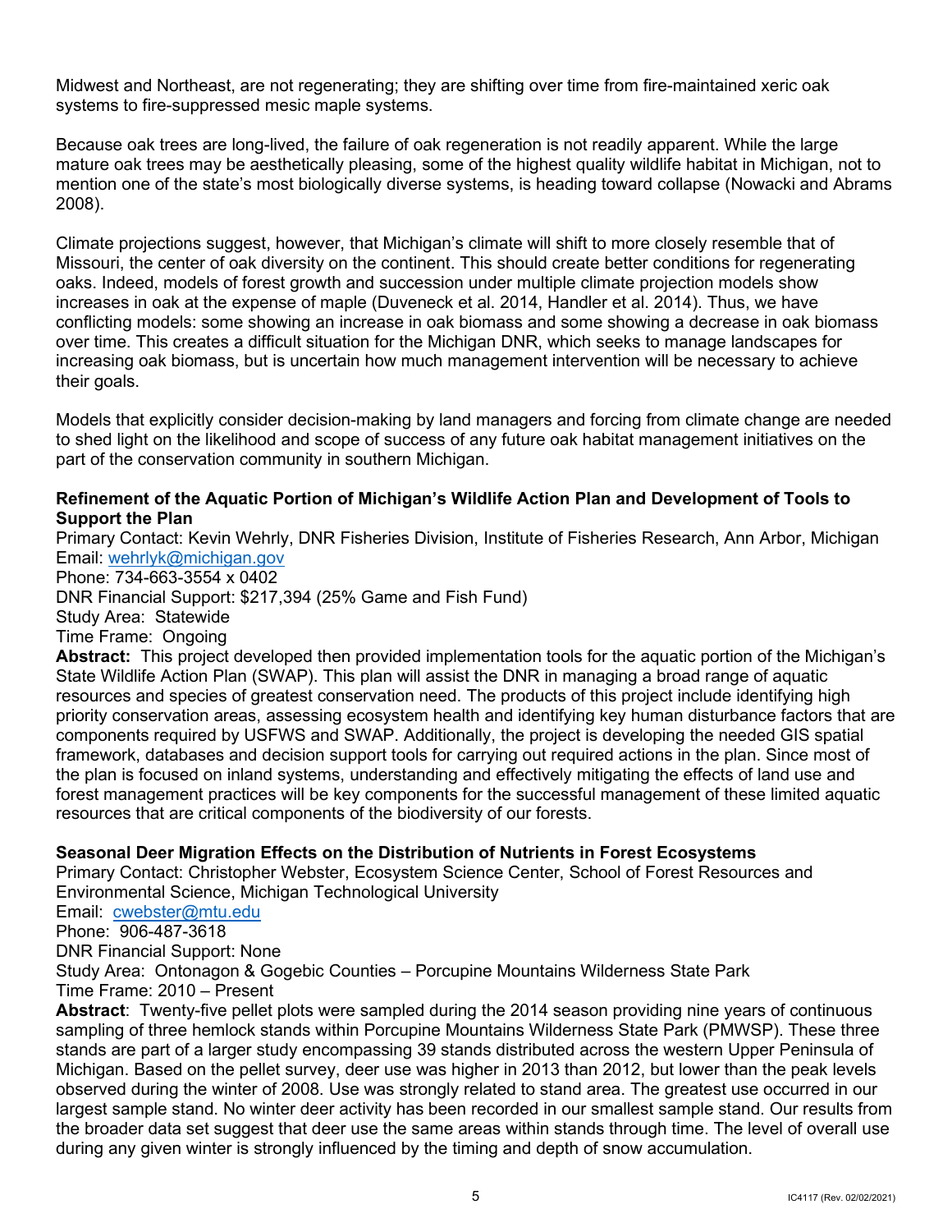Midwest and Northeast, are not regenerating; they are shifting over time from fire-maintained xeric oak systems to fire-suppressed mesic maple systems.

Because oak trees are long-lived, the failure of oak regeneration is not readily apparent. While the large mature oak trees may be aesthetically pleasing, some of the highest quality wildlife habitat in Michigan, not to mention one of the state's most biologically diverse systems, is heading toward collapse (Nowacki and Abrams 2008).

Climate projections suggest, however, that Michigan's climate will shift to more closely resemble that of Missouri, the center of oak diversity on the continent. This should create better conditions for regenerating oaks. Indeed, models of forest growth and succession under multiple climate projection models show increases in oak at the expense of maple (Duveneck et al. 2014, Handler et al. 2014). Thus, we have conflicting models: some showing an increase in oak biomass and some showing a decrease in oak biomass over time. This creates a difficult situation for the Michigan DNR, which seeks to manage landscapes for increasing oak biomass, but is uncertain how much management intervention will be necessary to achieve their goals.

Models that explicitly consider decision-making by land managers and forcing from climate change are needed to shed light on the likelihood and scope of success of any future oak habitat management initiatives on the part of the conservation community in southern Michigan.

**Refinement of the Aquatic Portion of Michigan's Wildlife Action Plan and Development of Tools to Support the Plan**

Primary Contact: Kevin Wehrly, DNR Fisheries Division, Institute of Fisheries Research, Ann Arbor, Michigan
Email: wehrlyk@michigan.gov
Phone: 734-663-3554 x 0402
DNR Financial Support: $217,394 (25% Game and Fish Fund)
Study Area: Statewide
Time Frame: Ongoing

**Abstract:** This project developed then provided implementation tools for the aquatic portion of the Michigan's State Wildlife Action Plan (SWAP). This plan will assist the DNR in managing a broad range of aquatic resources and species of greatest conservation need. The products of this project include identifying high priority conservation areas, assessing ecosystem health and identifying key human disturbance factors that are components required by USFWS and SWAP. Additionally, the project is developing the needed GIS spatial framework, databases and decision support tools for carrying out required actions in the plan. Since most of the plan is focused on inland systems, understanding and effectively mitigating the effects of land use and forest management practices will be key components for the successful management of these limited aquatic resources that are critical components of the biodiversity of our forests.

**Seasonal Deer Migration Effects on the Distribution of Nutrients in Forest Ecosystems**

Primary Contact: Christopher Webster, Ecosystem Science Center, School of Forest Resources and Environmental Science, Michigan Technological University
Email: cwebster@mtu.edu
Phone: 906-487-3618
DNR Financial Support: None
Study Area: Ontonagon & Gogebic Counties – Porcupine Mountains Wilderness State Park
Time Frame: 2010 – Present

**Abstract**: Twenty-five pellet plots were sampled during the 2014 season providing nine years of continuous sampling of three hemlock stands within Porcupine Mountains Wilderness State Park (PMWSP). These three stands are part of a larger study encompassing 39 stands distributed across the western Upper Peninsula of Michigan. Based on the pellet survey, deer use was higher in 2013 than 2012, but lower than the peak levels observed during the winter of 2008. Use was strongly related to stand area. The greatest use occurred in our largest sample stand. No winter deer activity has been recorded in our smallest sample stand. Our results from the broader data set suggest that deer use the same areas within stands through time. The level of overall use during any given winter is strongly influenced by the timing and depth of snow accumulation.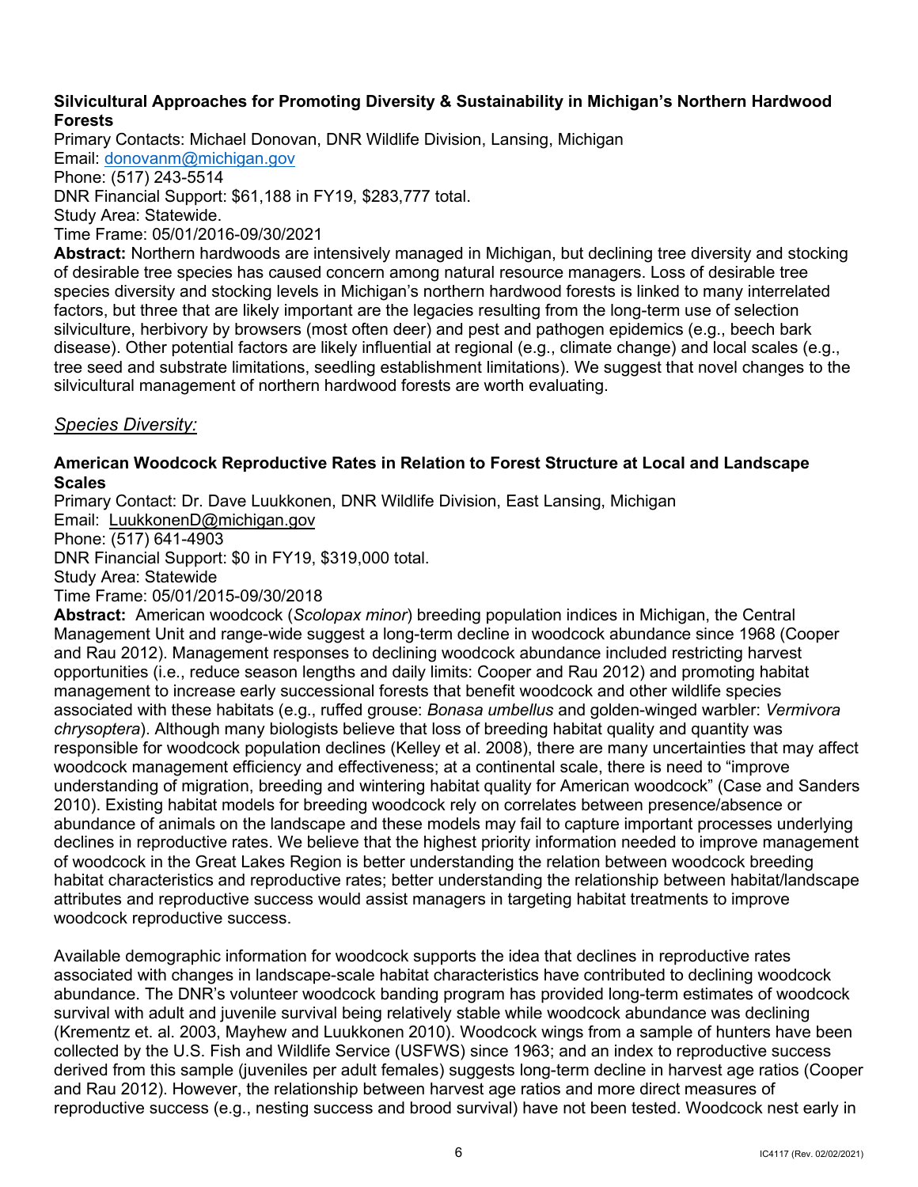**Silvicultural Approaches for Promoting Diversity & Sustainability in Michigan's Northern Hardwood Forests**

Primary Contacts: Michael Donovan, DNR Wildlife Division, Lansing, Michigan
Email: donovanm@michigan.gov
Phone: (517) 243-5514
DNR Financial Support: $61,188 in FY19, $283,777 total.
Study Area: Statewide.
Time Frame: 05/01/2016-09/30/2021

**Abstract:** Northern hardwoods are intensively managed in Michigan, but declining tree diversity and stocking of desirable tree species has caused concern among natural resource managers. Loss of desirable tree species diversity and stocking levels in Michigan's northern hardwood forests is linked to many interrelated factors, but three that are likely important are the legacies resulting from the long-term use of selection silviculture, herbivory by browsers (most often deer) and pest and pathogen epidemics (e.g., beech bark disease). Other potential factors are likely influential at regional (e.g., climate change) and local scales (e.g., tree seed and substrate limitations, seedling establishment limitations). We suggest that novel changes to the silvicultural management of northern hardwood forests are worth evaluating.

## *Species Diversity:*

**American Woodcock Reproductive Rates in Relation to Forest Structure at Local and Landscape Scales**

Primary Contact: Dr. Dave Luukkonen, DNR Wildlife Division, East Lansing, Michigan
Email: LuukkonenD@michigan.gov
Phone: (517) 641-4903
DNR Financial Support: $0 in FY19, $319,000 total.
Study Area: Statewide
Time Frame: 05/01/2015-09/30/2018

**Abstract:** American woodcock (*Scolopax minor*) breeding population indices in Michigan, the Central Management Unit and range-wide suggest a long-term decline in woodcock abundance since 1968 (Cooper and Rau 2012). Management responses to declining woodcock abundance included restricting harvest opportunities (i.e., reduce season lengths and daily limits: Cooper and Rau 2012) and promoting habitat management to increase early successional forests that benefit woodcock and other wildlife species associated with these habitats (e.g., ruffed grouse: *Bonasa umbellus* and golden-winged warbler: *Vermivora chrysoptera*). Although many biologists believe that loss of breeding habitat quality and quantity was responsible for woodcock population declines (Kelley et al. 2008), there are many uncertainties that may affect woodcock management efficiency and effectiveness; at a continental scale, there is need to "improve understanding of migration, breeding and wintering habitat quality for American woodcock" (Case and Sanders 2010). Existing habitat models for breeding woodcock rely on correlates between presence/absence or abundance of animals on the landscape and these models may fail to capture important processes underlying declines in reproductive rates. We believe that the highest priority information needed to improve management of woodcock in the Great Lakes Region is better understanding the relation between woodcock breeding habitat characteristics and reproductive rates; better understanding the relationship between habitat/landscape attributes and reproductive success would assist managers in targeting habitat treatments to improve woodcock reproductive success.

Available demographic information for woodcock supports the idea that declines in reproductive rates associated with changes in landscape-scale habitat characteristics have contributed to declining woodcock abundance. The DNR's volunteer woodcock banding program has provided long-term estimates of woodcock survival with adult and juvenile survival being relatively stable while woodcock abundance was declining (Krementz et. al. 2003, Mayhew and Luukkonen 2010). Woodcock wings from a sample of hunters have been collected by the U.S. Fish and Wildlife Service (USFWS) since 1963; and an index to reproductive success derived from this sample (juveniles per adult females) suggests long-term decline in harvest age ratios (Cooper and Rau 2012). However, the relationship between harvest age ratios and more direct measures of reproductive success (e.g., nesting success and brood survival) have not been tested. Woodcock nest early in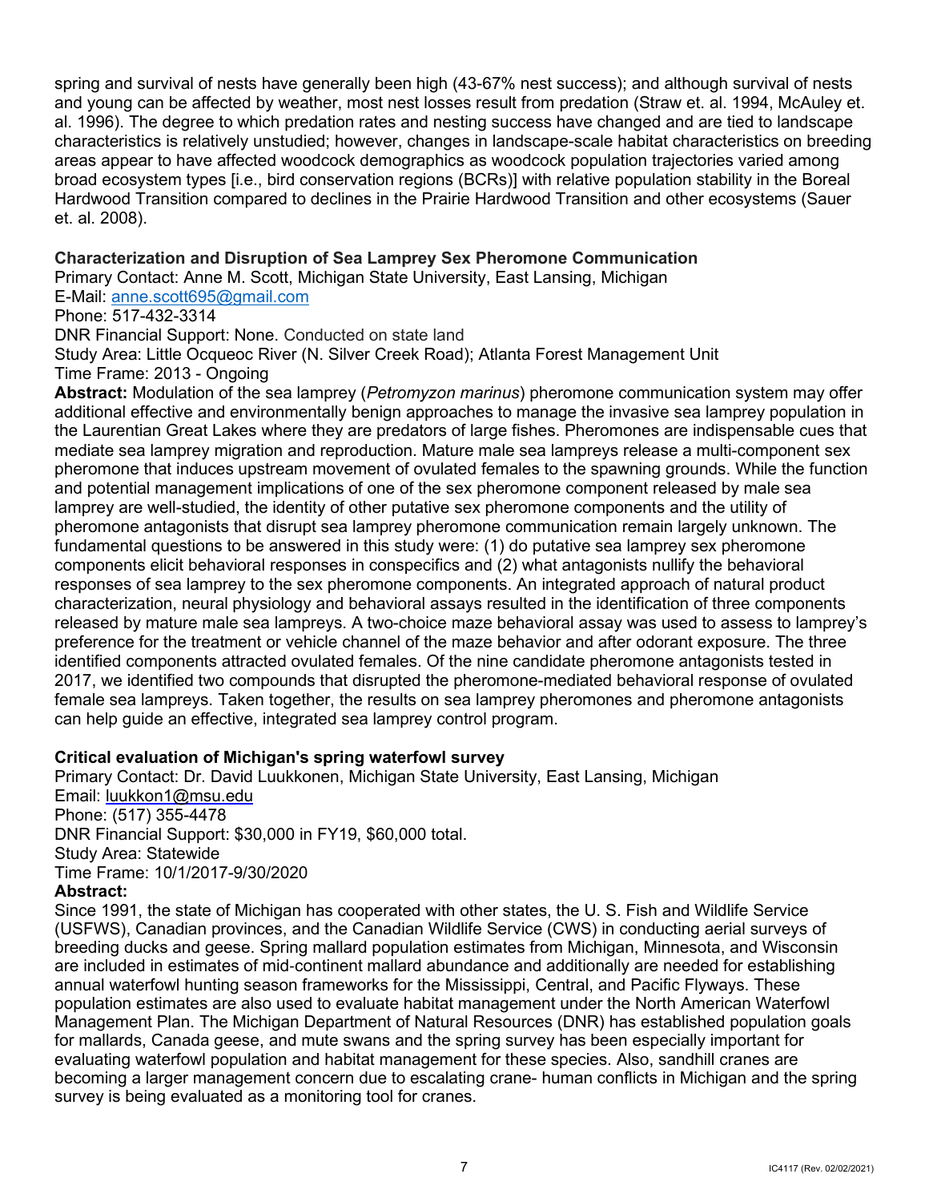spring and survival of nests have generally been high (43-67% nest success); and although survival of nests and young can be affected by weather, most nest losses result from predation (Straw et. al. 1994, McAuley et. al. 1996). The degree to which predation rates and nesting success have changed and are tied to landscape characteristics is relatively unstudied; however, changes in landscape-scale habitat characteristics on breeding areas appear to have affected woodcock demographics as woodcock population trajectories varied among broad ecosystem types [i.e., bird conservation regions (BCRs)] with relative population stability in the Boreal Hardwood Transition compared to declines in the Prairie Hardwood Transition and other ecosystems (Sauer et. al. 2008).

### Characterization and Disruption of Sea Lamprey Sex Pheromone Communication

Primary Contact: Anne M. Scott, Michigan State University, East Lansing, Michigan
E-Mail: anne.scott695@gmail.com
Phone: 517-432-3314
DNR Financial Support: None. Conducted on state land
Study Area: Little Ocqueoc River (N. Silver Creek Road); Atlanta Forest Management Unit
Time Frame: 2013 - Ongoing

**Abstract:** Modulation of the sea lamprey (*Petromyzon marinus*) pheromone communication system may offer additional effective and environmentally benign approaches to manage the invasive sea lamprey population in the Laurentian Great Lakes where they are predators of large fishes. Pheromones are indispensable cues that mediate sea lamprey migration and reproduction. Mature male sea lampreys release a multi-component sex pheromone that induces upstream movement of ovulated females to the spawning grounds. While the function and potential management implications of one of the sex pheromone component released by male sea lamprey are well-studied, the identity of other putative sex pheromone components and the utility of pheromone antagonists that disrupt sea lamprey pheromone communication remain largely unknown. The fundamental questions to be answered in this study were: (1) do putative sea lamprey sex pheromone components elicit behavioral responses in conspecifics and (2) what antagonists nullify the behavioral responses of sea lamprey to the sex pheromone components. An integrated approach of natural product characterization, neural physiology and behavioral assays resulted in the identification of three components released by mature male sea lampreys. A two-choice maze behavioral assay was used to assess to lamprey's preference for the treatment or vehicle channel of the maze behavior and after odorant exposure. The three identified components attracted ovulated females. Of the nine candidate pheromone antagonists tested in 2017, we identified two compounds that disrupted the pheromone-mediated behavioral response of ovulated female sea lampreys. Taken together, the results on sea lamprey pheromones and pheromone antagonists can help guide an effective, integrated sea lamprey control program.

### Critical evaluation of Michigan's spring waterfowl survey

Primary Contact: Dr. David Luukkonen, Michigan State University, East Lansing, Michigan
Email: luukkon1@msu.edu
Phone: (517) 355-4478
DNR Financial Support: $30,000 in FY19, $60,000 total.
Study Area: Statewide
Time Frame: 10/1/2017-9/30/2020

**Abstract:**

Since 1991, the state of Michigan has cooperated with other states, the U. S. Fish and Wildlife Service (USFWS), Canadian provinces, and the Canadian Wildlife Service (CWS) in conducting aerial surveys of breeding ducks and geese. Spring mallard population estimates from Michigan, Minnesota, and Wisconsin are included in estimates of mid-continent mallard abundance and additionally are needed for establishing annual waterfowl hunting season frameworks for the Mississippi, Central, and Pacific Flyways. These population estimates are also used to evaluate habitat management under the North American Waterfowl Management Plan. The Michigan Department of Natural Resources (DNR) has established population goals for mallards, Canada geese, and mute swans and the spring survey has been especially important for evaluating waterfowl population and habitat management for these species. Also, sandhill cranes are becoming a larger management concern due to escalating crane- human conflicts in Michigan and the spring survey is being evaluated as a monitoring tool for cranes.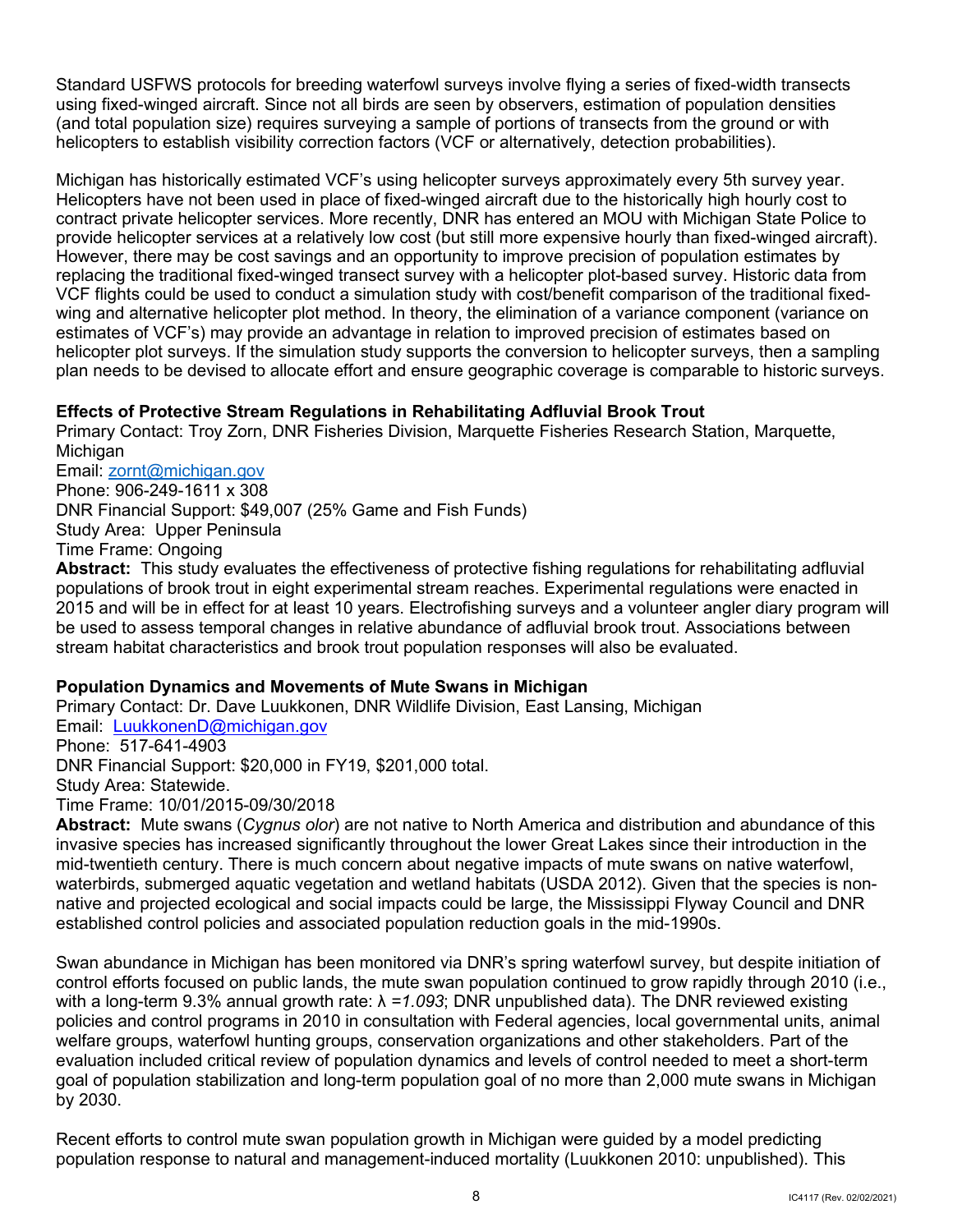Standard USFWS protocols for breeding waterfowl surveys involve flying a series of fixed-width transects using fixed-winged aircraft. Since not all birds are seen by observers, estimation of population densities (and total population size) requires surveying a sample of portions of transects from the ground or with helicopters to establish visibility correction factors (VCF or alternatively, detection probabilities).

Michigan has historically estimated VCF's using helicopter surveys approximately every 5th survey year. Helicopters have not been used in place of fixed-winged aircraft due to the historically high hourly cost to contract private helicopter services. More recently, DNR has entered an MOU with Michigan State Police to provide helicopter services at a relatively low cost (but still more expensive hourly than fixed-winged aircraft). However, there may be cost savings and an opportunity to improve precision of population estimates by replacing the traditional fixed-winged transect survey with a helicopter plot-based survey. Historic data from VCF flights could be used to conduct a simulation study with cost/benefit comparison of the traditional fixed-wing and alternative helicopter plot method. In theory, the elimination of a variance component (variance on estimates of VCF's) may provide an advantage in relation to improved precision of estimates based on helicopter plot surveys. If the simulation study supports the conversion to helicopter surveys, then a sampling plan needs to be devised to allocate effort and ensure geographic coverage is comparable to historic surveys.

**Effects of Protective Stream Regulations in Rehabilitating Adfluvial Brook Trout**
Primary Contact: Troy Zorn, DNR Fisheries Division, Marquette Fisheries Research Station, Marquette, Michigan
Email: zornt@michigan.gov
Phone: 906-249-1611 x 308
DNR Financial Support: $49,007 (25% Game and Fish Funds)
Study Area: Upper Peninsula
Time Frame: Ongoing
**Abstract:** This study evaluates the effectiveness of protective fishing regulations for rehabilitating adfluvial populations of brook trout in eight experimental stream reaches. Experimental regulations were enacted in 2015 and will be in effect for at least 10 years. Electrofishing surveys and a volunteer angler diary program will be used to assess temporal changes in relative abundance of adfluvial brook trout. Associations between stream habitat characteristics and brook trout population responses will also be evaluated.

**Population Dynamics and Movements of Mute Swans in Michigan**
Primary Contact: Dr. Dave Luukkonen, DNR Wildlife Division, East Lansing, Michigan
Email: LuukkonenD@michigan.gov
Phone: 517-641-4903
DNR Financial Support: $20,000 in FY19, $201,000 total.
Study Area: Statewide.
Time Frame: 10/01/2015-09/30/2018
**Abstract:** Mute swans (*Cygnus olor*) are not native to North America and distribution and abundance of this invasive species has increased significantly throughout the lower Great Lakes since their introduction in the mid-twentieth century. There is much concern about negative impacts of mute swans on native waterfowl, waterbirds, submerged aquatic vegetation and wetland habitats (USDA 2012). Given that the species is non-native and projected ecological and social impacts could be large, the Mississippi Flyway Council and DNR established control policies and associated population reduction goals in the mid-1990s.

Swan abundance in Michigan has been monitored via DNR's spring waterfowl survey, but despite initiation of control efforts focused on public lands, the mute swan population continued to grow rapidly through 2010 (i.e., with a long-term 9.3% annual growth rate: $\lambda = 1.093$; DNR unpublished data). The DNR reviewed existing policies and control programs in 2010 in consultation with Federal agencies, local governmental units, animal welfare groups, waterfowl hunting groups, conservation organizations and other stakeholders. Part of the evaluation included critical review of population dynamics and levels of control needed to meet a short-term goal of population stabilization and long-term population goal of no more than 2,000 mute swans in Michigan by 2030.

Recent efforts to control mute swan population growth in Michigan were guided by a model predicting population response to natural and management-induced mortality (Luukkonen 2010: unpublished). This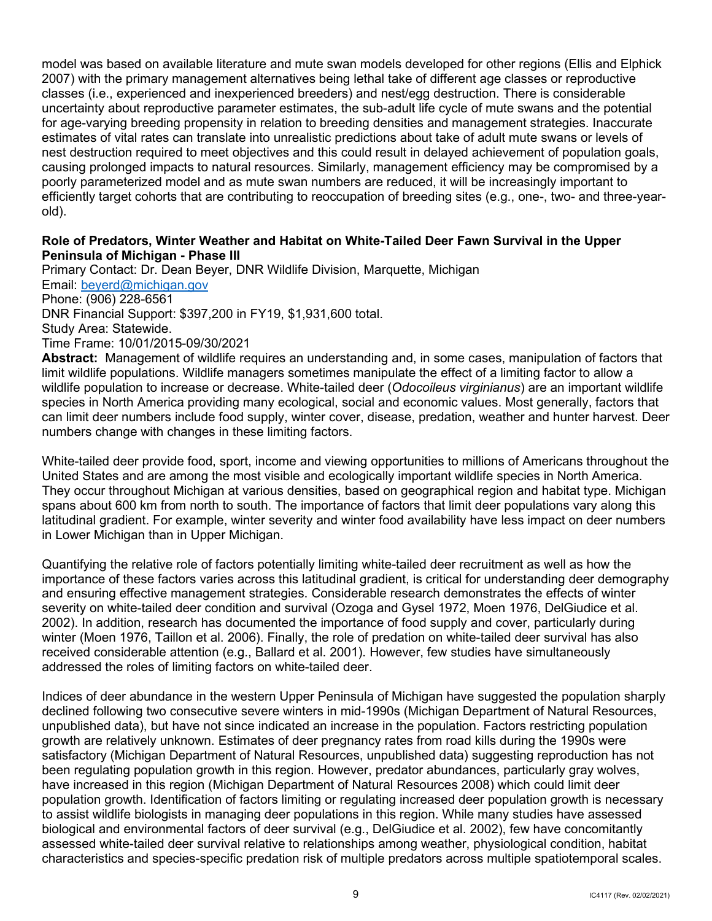model was based on available literature and mute swan models developed for other regions (Ellis and Elphick 2007) with the primary management alternatives being lethal take of different age classes or reproductive classes (i.e., experienced and inexperienced breeders) and nest/egg destruction. There is considerable uncertainty about reproductive parameter estimates, the sub-adult life cycle of mute swans and the potential for age-varying breeding propensity in relation to breeding densities and management strategies. Inaccurate estimates of vital rates can translate into unrealistic predictions about take of adult mute swans or levels of nest destruction required to meet objectives and this could result in delayed achievement of population goals, causing prolonged impacts to natural resources. Similarly, management efficiency may be compromised by a poorly parameterized model and as mute swan numbers are reduced, it will be increasingly important to efficiently target cohorts that are contributing to reoccupation of breeding sites (e.g., one-, two- and three-year-old).

**Role of Predators, Winter Weather and Habitat on White-Tailed Deer Fawn Survival in the Upper Peninsula of Michigan - Phase III**

Primary Contact: Dr. Dean Beyer, DNR Wildlife Division, Marquette, Michigan
Email: beyerd@michigan.gov
Phone: (906) 228-6561
DNR Financial Support: $397,200 in FY19, $1,931,600 total.
Study Area: Statewide.
Time Frame: 10/01/2015-09/30/2021

**Abstract:** Management of wildlife requires an understanding and, in some cases, manipulation of factors that limit wildlife populations. Wildlife managers sometimes manipulate the effect of a limiting factor to allow a wildlife population to increase or decrease. White-tailed deer (*Odocoileus virginianus*) are an important wildlife species in North America providing many ecological, social and economic values. Most generally, factors that can limit deer numbers include food supply, winter cover, disease, predation, weather and hunter harvest. Deer numbers change with changes in these limiting factors.

White-tailed deer provide food, sport, income and viewing opportunities to millions of Americans throughout the United States and are among the most visible and ecologically important wildlife species in North America. They occur throughout Michigan at various densities, based on geographical region and habitat type. Michigan spans about 600 km from north to south. The importance of factors that limit deer populations vary along this latitudinal gradient. For example, winter severity and winter food availability have less impact on deer numbers in Lower Michigan than in Upper Michigan.

Quantifying the relative role of factors potentially limiting white-tailed deer recruitment as well as how the importance of these factors varies across this latitudinal gradient, is critical for understanding deer demography and ensuring effective management strategies. Considerable research demonstrates the effects of winter severity on white-tailed deer condition and survival (Ozoga and Gysel 1972, Moen 1976, DelGiudice et al. 2002). In addition, research has documented the importance of food supply and cover, particularly during winter (Moen 1976, Taillon et al. 2006). Finally, the role of predation on white-tailed deer survival has also received considerable attention (e.g., Ballard et al. 2001). However, few studies have simultaneously addressed the roles of limiting factors on white-tailed deer.

Indices of deer abundance in the western Upper Peninsula of Michigan have suggested the population sharply declined following two consecutive severe winters in mid-1990s (Michigan Department of Natural Resources, unpublished data), but have not since indicated an increase in the population. Factors restricting population growth are relatively unknown. Estimates of deer pregnancy rates from road kills during the 1990s were satisfactory (Michigan Department of Natural Resources, unpublished data) suggesting reproduction has not been regulating population growth in this region. However, predator abundances, particularly gray wolves, have increased in this region (Michigan Department of Natural Resources 2008) which could limit deer population growth. Identification of factors limiting or regulating increased deer population growth is necessary to assist wildlife biologists in managing deer populations in this region. While many studies have assessed biological and environmental factors of deer survival (e.g., DelGiudice et al. 2002), few have concomitantly assessed white-tailed deer survival relative to relationships among weather, physiological condition, habitat characteristics and species-specific predation risk of multiple predators across multiple spatiotemporal scales.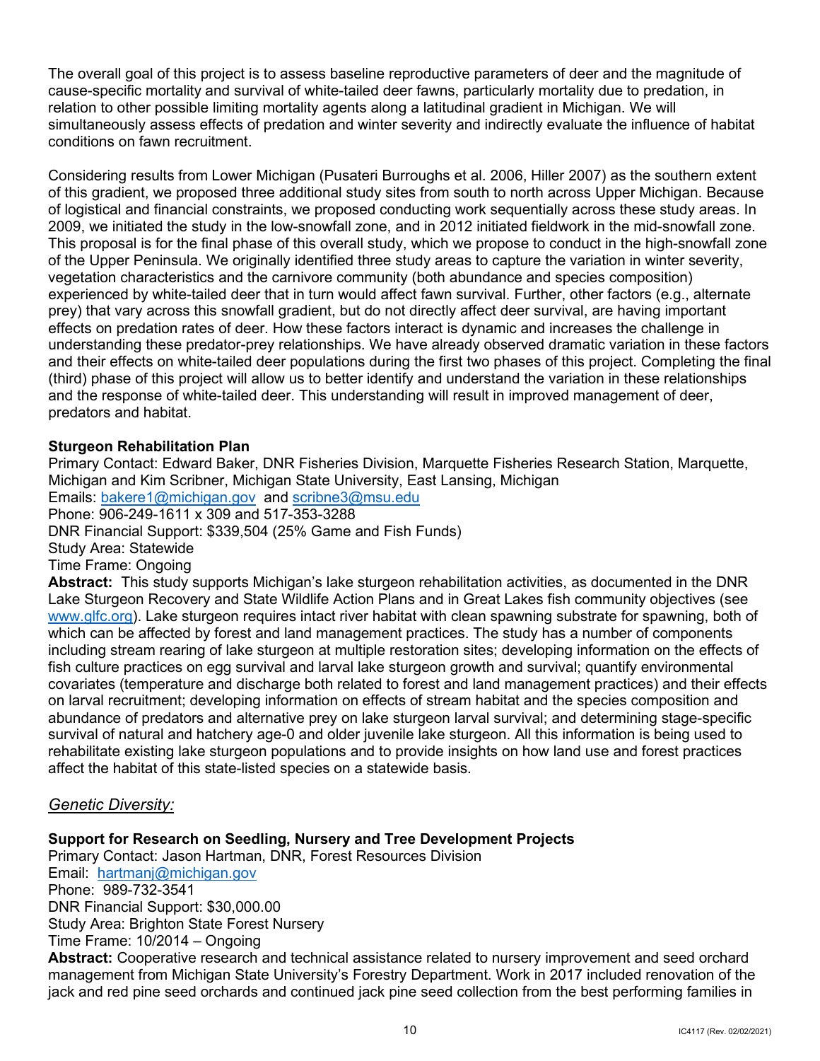The overall goal of this project is to assess baseline reproductive parameters of deer and the magnitude of cause-specific mortality and survival of white-tailed deer fawns, particularly mortality due to predation, in relation to other possible limiting mortality agents along a latitudinal gradient in Michigan. We will simultaneously assess effects of predation and winter severity and indirectly evaluate the influence of habitat conditions on fawn recruitment.

Considering results from Lower Michigan (Pusateri Burroughs et al. 2006, Hiller 2007) as the southern extent of this gradient, we proposed three additional study sites from south to north across Upper Michigan. Because of logistical and financial constraints, we proposed conducting work sequentially across these study areas. In 2009, we initiated the study in the low-snowfall zone, and in 2012 initiated fieldwork in the mid-snowfall zone. This proposal is for the final phase of this overall study, which we propose to conduct in the high-snowfall zone of the Upper Peninsula. We originally identified three study areas to capture the variation in winter severity, vegetation characteristics and the carnivore community (both abundance and species composition) experienced by white-tailed deer that in turn would affect fawn survival. Further, other factors (e.g., alternate prey) that vary across this snowfall gradient, but do not directly affect deer survival, are having important effects on predation rates of deer. How these factors interact is dynamic and increases the challenge in understanding these predator-prey relationships. We have already observed dramatic variation in these factors and their effects on white-tailed deer populations during the first two phases of this project. Completing the final (third) phase of this project will allow us to better identify and understand the variation in these relationships and the response of white-tailed deer. This understanding will result in improved management of deer, predators and habitat.

**Sturgeon Rehabilitation Plan**
Primary Contact: Edward Baker, DNR Fisheries Division, Marquette Fisheries Research Station, Marquette, Michigan and Kim Scribner, Michigan State University, East Lansing, Michigan
Emails: bakere1@michigan.gov and scribne3@msu.edu
Phone: 906-249-1611 x 309 and 517-353-3288
DNR Financial Support: $339,504 (25% Game and Fish Funds)
Study Area: Statewide
Time Frame: Ongoing
**Abstract:** This study supports Michigan's lake sturgeon rehabilitation activities, as documented in the DNR Lake Sturgeon Recovery and State Wildlife Action Plans and in Great Lakes fish community objectives (see www.glfc.org). Lake sturgeon requires intact river habitat with clean spawning substrate for spawning, both of which can be affected by forest and land management practices. The study has a number of components including stream rearing of lake sturgeon at multiple restoration sites; developing information on the effects of fish culture practices on egg survival and larval lake sturgeon growth and survival; quantify environmental covariates (temperature and discharge both related to forest and land management practices) and their effects on larval recruitment; developing information on effects of stream habitat and the species composition and abundance of predators and alternative prey on lake sturgeon larval survival; and determining stage-specific survival of natural and hatchery age-0 and older juvenile lake sturgeon. All this information is being used to rehabilitate existing lake sturgeon populations and to provide insights on how land use and forest practices affect the habitat of this state-listed species on a statewide basis.

*Genetic Diversity:*

**Support for Research on Seedling, Nursery and Tree Development Projects**
Primary Contact: Jason Hartman, DNR, Forest Resources Division
Email: hartmanj@michigan.gov
Phone: 989-732-3541
DNR Financial Support: $30,000.00
Study Area: Brighton State Forest Nursery
Time Frame: 10/2014 – Ongoing
**Abstract:** Cooperative research and technical assistance related to nursery improvement and seed orchard management from Michigan State University's Forestry Department. Work in 2017 included renovation of the jack and red pine seed orchards and continued jack pine seed collection from the best performing families in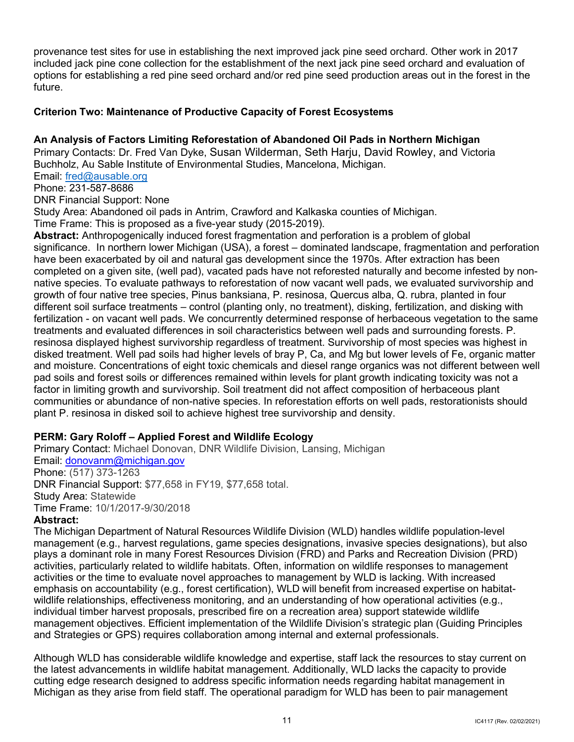provenance test sites for use in establishing the next improved jack pine seed orchard. Other work in 2017 included jack pine cone collection for the establishment of the next jack pine seed orchard and evaluation of options for establishing a red pine seed orchard and/or red pine seed production areas out in the forest in the future.

## Criterion Two: Maintenance of Productive Capacity of Forest Ecosystems

### An Analysis of Factors Limiting Reforestation of Abandoned Oil Pads in Northern Michigan

Primary Contacts: Dr. Fred Van Dyke, Susan Wilderman, Seth Harju, David Rowley, and Victoria Buchholz, Au Sable Institute of Environmental Studies, Mancelona, Michigan.
Email: fred@ausable.org
Phone: 231-587-8686
DNR Financial Support: None
Study Area: Abandoned oil pads in Antrim, Crawford and Kalkaska counties of Michigan.
Time Frame: This is proposed as a five-year study (2015-2019).

**Abstract:** Anthropogenically induced forest fragmentation and perforation is a problem of global significance. In northern lower Michigan (USA), a forest – dominated landscape, fragmentation and perforation have been exacerbated by oil and natural gas development since the 1970s. After extraction has been completed on a given site, (well pad), vacated pads have not reforested naturally and become infested by non-native species. To evaluate pathways to reforestation of now vacant well pads, we evaluated survivorship and growth of four native tree species, Pinus banksiana, P. resinosa, Quercus alba, Q. rubra, planted in four different soil surface treatments – control (planting only, no treatment), disking, fertilization, and disking with fertilization - on vacant well pads. We concurrently determined response of herbaceous vegetation to the same treatments and evaluated differences in soil characteristics between well pads and surrounding forests. P. resinosa displayed highest survivorship regardless of treatment. Survivorship of most species was highest in disked treatment. Well pad soils had higher levels of bray P, Ca, and Mg but lower levels of Fe, organic matter and moisture. Concentrations of eight toxic chemicals and diesel range organics was not different between well pad soils and forest soils or differences remained within levels for plant growth indicating toxicity was not a factor in limiting growth and survivorship. Soil treatment did not affect composition of herbaceous plant communities or abundance of non-native species. In reforestation efforts on well pads, restorationists should plant P. resinosa in disked soil to achieve highest tree survivorship and density.

### PERM: Gary Roloff – Applied Forest and Wildlife Ecology

Primary Contact: Michael Donovan, DNR Wildlife Division, Lansing, Michigan
Email: donovanm@michigan.gov
Phone: (517) 373-1263
DNR Financial Support: $77,658 in FY19, $77,658 total.
Study Area: Statewide
Time Frame: 10/1/2017-9/30/2018

**Abstract:**

The Michigan Department of Natural Resources Wildlife Division (WLD) handles wildlife population-level management (e.g., harvest regulations, game species designations, invasive species designations), but also plays a dominant role in many Forest Resources Division (FRD) and Parks and Recreation Division (PRD) activities, particularly related to wildlife habitats. Often, information on wildlife responses to management activities or the time to evaluate novel approaches to management by WLD is lacking. With increased emphasis on accountability (e.g., forest certification), WLD will benefit from increased expertise on habitat-wildlife relationships, effectiveness monitoring, and an understanding of how operational activities (e.g., individual timber harvest proposals, prescribed fire on a recreation area) support statewide wildlife management objectives. Efficient implementation of the Wildlife Division's strategic plan (Guiding Principles and Strategies or GPS) requires collaboration among internal and external professionals.

Although WLD has considerable wildlife knowledge and expertise, staff lack the resources to stay current on the latest advancements in wildlife habitat management. Additionally, WLD lacks the capacity to provide cutting edge research designed to address specific information needs regarding habitat management in Michigan as they arise from field staff. The operational paradigm for WLD has been to pair management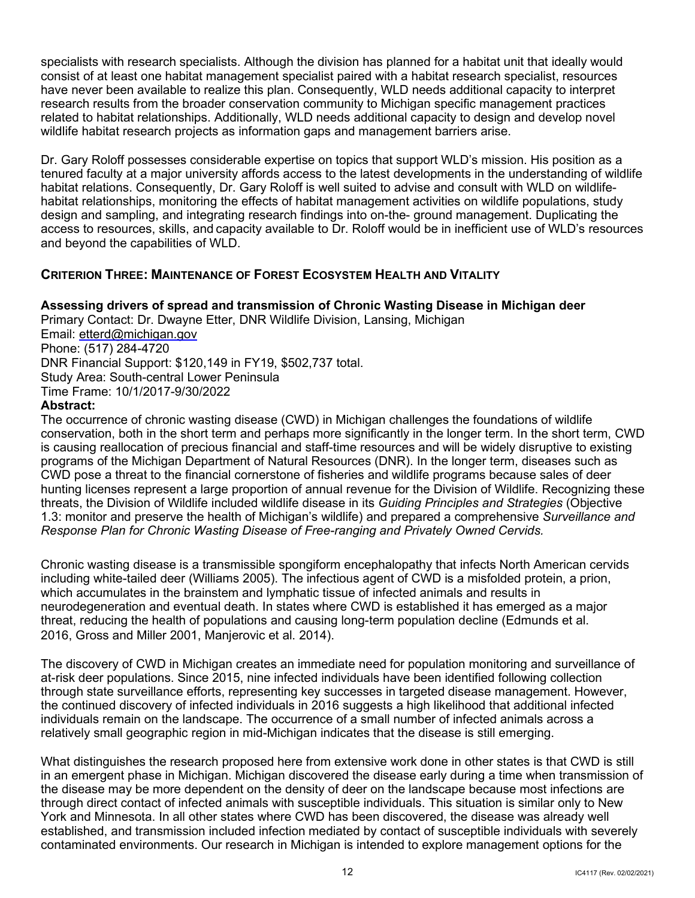specialists with research specialists. Although the division has planned for a habitat unit that ideally would consist of at least one habitat management specialist paired with a habitat research specialist, resources have never been available to realize this plan. Consequently, WLD needs additional capacity to interpret research results from the broader conservation community to Michigan specific management practices related to habitat relationships. Additionally, WLD needs additional capacity to design and develop novel wildlife habitat research projects as information gaps and management barriers arise.

Dr. Gary Roloff possesses considerable expertise on topics that support WLD's mission. His position as a tenured faculty at a major university affords access to the latest developments in the understanding of wildlife habitat relations. Consequently, Dr. Gary Roloff is well suited to advise and consult with WLD on wildlife-habitat relationships, monitoring the effects of habitat management activities on wildlife populations, study design and sampling, and integrating research findings into on-the- ground management. Duplicating the access to resources, skills, and capacity available to Dr. Roloff would be in inefficient use of WLD's resources and beyond the capabilities of WLD.

## Criterion Three: Maintenance of Forest Ecosystem Health and Vitality

### Assessing drivers of spread and transmission of Chronic Wasting Disease in Michigan deer

Primary Contact: Dr. Dwayne Etter, DNR Wildlife Division, Lansing, Michigan
Email: etterd@michigan.gov
Phone: (517) 284-4720
DNR Financial Support: $120,149 in FY19, $502,737 total.
Study Area: South-central Lower Peninsula
Time Frame: 10/1/2017-9/30/2022

**Abstract:**

The occurrence of chronic wasting disease (CWD) in Michigan challenges the foundations of wildlife conservation, both in the short term and perhaps more significantly in the longer term. In the short term, CWD is causing reallocation of precious financial and staff-time resources and will be widely disruptive to existing programs of the Michigan Department of Natural Resources (DNR). In the longer term, diseases such as CWD pose a threat to the financial cornerstone of fisheries and wildlife programs because sales of deer hunting licenses represent a large proportion of annual revenue for the Division of Wildlife. Recognizing these threats, the Division of Wildlife included wildlife disease in its *Guiding Principles and Strategies* (Objective 1.3: monitor and preserve the health of Michigan's wildlife) and prepared a comprehensive *Surveillance and Response Plan for Chronic Wasting Disease of Free-ranging and Privately Owned Cervids.*

Chronic wasting disease is a transmissible spongiform encephalopathy that infects North American cervids including white-tailed deer (Williams 2005). The infectious agent of CWD is a misfolded protein, a prion, which accumulates in the brainstem and lymphatic tissue of infected animals and results in neurodegeneration and eventual death. In states where CWD is established it has emerged as a major threat, reducing the health of populations and causing long-term population decline (Edmunds et al. 2016, Gross and Miller 2001, Manjerovic et al. 2014).

The discovery of CWD in Michigan creates an immediate need for population monitoring and surveillance of at-risk deer populations. Since 2015, nine infected individuals have been identified following collection through state surveillance efforts, representing key successes in targeted disease management. However, the continued discovery of infected individuals in 2016 suggests a high likelihood that additional infected individuals remain on the landscape. The occurrence of a small number of infected animals across a relatively small geographic region in mid-Michigan indicates that the disease is still emerging.

What distinguishes the research proposed here from extensive work done in other states is that CWD is still in an emergent phase in Michigan. Michigan discovered the disease early during a time when transmission of the disease may be more dependent on the density of deer on the landscape because most infections are through direct contact of infected animals with susceptible individuals. This situation is similar only to New York and Minnesota. In all other states where CWD has been discovered, the disease was already well established, and transmission included infection mediated by contact of susceptible individuals with severely contaminated environments. Our research in Michigan is intended to explore management options for the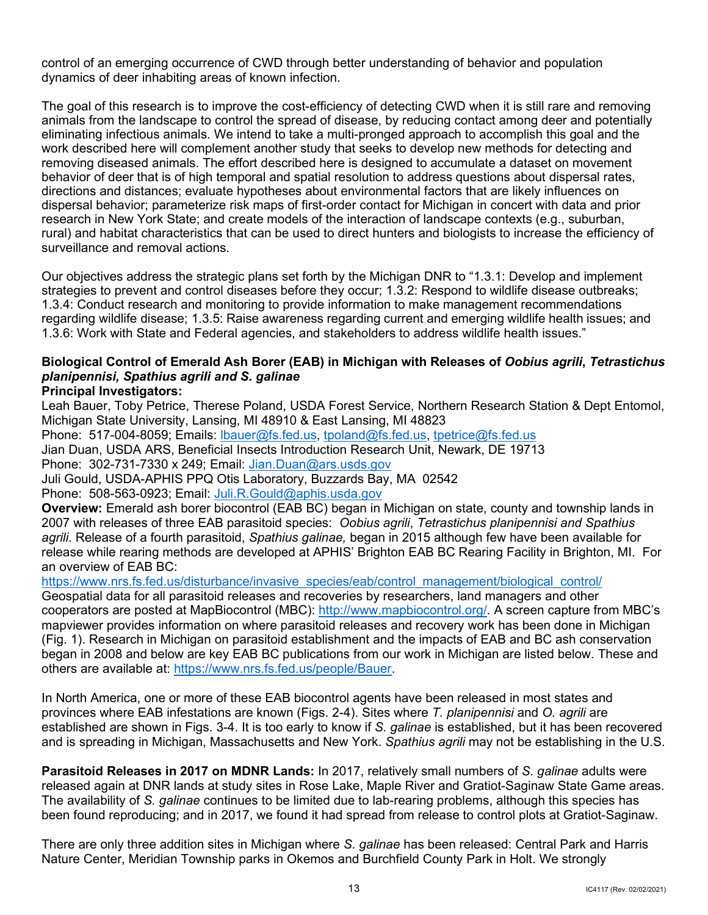control of an emerging occurrence of CWD through better understanding of behavior and population dynamics of deer inhabiting areas of known infection.

The goal of this research is to improve the cost-efficiency of detecting CWD when it is still rare and removing animals from the landscape to control the spread of disease, by reducing contact among deer and potentially eliminating infectious animals. We intend to take a multi-pronged approach to accomplish this goal and the work described here will complement another study that seeks to develop new methods for detecting and removing diseased animals. The effort described here is designed to accumulate a dataset on movement behavior of deer that is of high temporal and spatial resolution to address questions about dispersal rates, directions and distances; evaluate hypotheses about environmental factors that are likely influences on dispersal behavior; parameterize risk maps of first-order contact for Michigan in concert with data and prior research in New York State; and create models of the interaction of landscape contexts (e.g., suburban, rural) and habitat characteristics that can be used to direct hunters and biologists to increase the efficiency of surveillance and removal actions.

Our objectives address the strategic plans set forth by the Michigan DNR to "1.3.1: Develop and implement strategies to prevent and control diseases before they occur; 1.3.2: Respond to wildlife disease outbreaks; 1.3.4: Conduct research and monitoring to provide information to make management recommendations regarding wildlife disease; 1.3.5: Raise awareness regarding current and emerging wildlife health issues; and 1.3.6: Work with State and Federal agencies, and stakeholders to address wildlife health issues."

**Biological Control of Emerald Ash Borer (EAB) in Michigan with Releases of *Oobius agrili*, *Tetrastichus planipennisi, Spathius agrili and S. galinae***

**Principal Investigators:**

Leah Bauer, Toby Petrice, Therese Poland, USDA Forest Service, Northern Research Station & Dept Entomol, Michigan State University, Lansing, MI 48910 & East Lansing, MI 48823
Phone: 517-004-8059; Emails: lbauer@fs.fed.us, tpoland@fs.fed.us, tpetrice@fs.fed.us
Jian Duan, USDA ARS, Beneficial Insects Introduction Research Unit, Newark, DE 19713
Phone: 302-731-7330 x 249; Email: Jian.Duan@ars.usds.gov
Juli Gould, USDA-APHIS PPQ Otis Laboratory, Buzzards Bay, MA 02542
Phone: 508-563-0923; Email: Juli.R.Gould@aphis.usda.gov

**Overview:** Emerald ash borer biocontrol (EAB BC) began in Michigan on state, county and township lands in 2007 with releases of three EAB parasitoid species: *Oobius agrili*, *Tetrastichus planipennisi and Spathius agrili*. Release of a fourth parasitoid, *Spathius galinae,* began in 2015 although few have been available for release while rearing methods are developed at APHIS' Brighton EAB BC Rearing Facility in Brighton, MI. For an overview of EAB BC:
https://www.nrs.fs.fed.us/disturbance/invasive_species/eab/control_management/biological_control/
Geospatial data for all parasitoid releases and recoveries by researchers, land managers and other cooperators are posted at MapBiocontrol (MBC): http://www.mapbiocontrol.org/. A screen capture from MBC's mapviewer provides information on where parasitoid releases and recovery work has been done in Michigan (Fig. 1). Research in Michigan on parasitoid establishment and the impacts of EAB and BC ash conservation began in 2008 and below are key EAB BC publications from our work in Michigan are listed below. These and others are available at: https://www.nrs.fs.fed.us/people/Bauer.

In North America, one or more of these EAB biocontrol agents have been released in most states and provinces where EAB infestations are known (Figs. 2-4). Sites where *T. planipennisi* and *O. agrili* are established are shown in Figs. 3-4. It is too early to know if *S. galinae* is established, but it has been recovered and is spreading in Michigan, Massachusetts and New York. *Spathius agrili* may not be establishing in the U.S.

**Parasitoid Releases in 2017 on MDNR Lands:** In 2017, relatively small numbers of *S. galinae* adults were released again at DNR lands at study sites in Rose Lake, Maple River and Gratiot-Saginaw State Game areas. The availability of *S. galinae* continues to be limited due to lab-rearing problems, although this species has been found reproducing; and in 2017, we found it had spread from release to control plots at Gratiot-Saginaw.

There are only three addition sites in Michigan where *S. galinae* has been released: Central Park and Harris Nature Center, Meridian Township parks in Okemos and Burchfield County Park in Holt. We strongly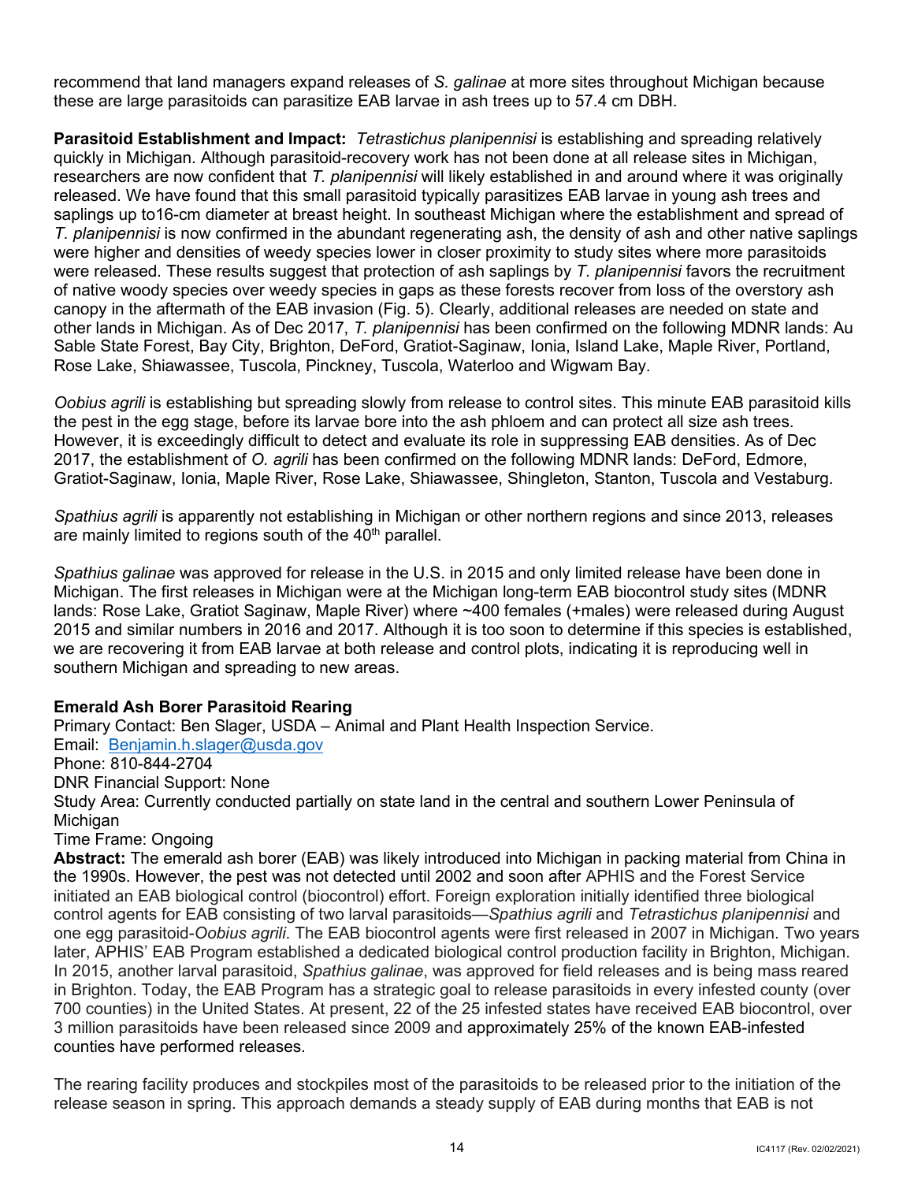recommend that land managers expand releases of *S. galinae* at more sites throughout Michigan because these are large parasitoids can parasitize EAB larvae in ash trees up to 57.4 cm DBH.

**Parasitoid Establishment and Impact:** *Tetrastichus planipennisi* is establishing and spreading relatively quickly in Michigan. Although parasitoid-recovery work has not been done at all release sites in Michigan, researchers are now confident that *T. planipennisi* will likely established in and around where it was originally released. We have found that this small parasitoid typically parasitizes EAB larvae in young ash trees and saplings up to16-cm diameter at breast height. In southeast Michigan where the establishment and spread of *T. planipennisi* is now confirmed in the abundant regenerating ash, the density of ash and other native saplings were higher and densities of weedy species lower in closer proximity to study sites where more parasitoids were released. These results suggest that protection of ash saplings by *T. planipennisi* favors the recruitment of native woody species over weedy species in gaps as these forests recover from loss of the overstory ash canopy in the aftermath of the EAB invasion (Fig. 5). Clearly, additional releases are needed on state and other lands in Michigan. As of Dec 2017, *T. planipennisi* has been confirmed on the following MDNR lands: Au Sable State Forest, Bay City, Brighton, DeFord, Gratiot-Saginaw, Ionia, Island Lake, Maple River, Portland, Rose Lake, Shiawassee, Tuscola, Pinckney, Tuscola, Waterloo and Wigwam Bay.

*Oobius agrili* is establishing but spreading slowly from release to control sites. This minute EAB parasitoid kills the pest in the egg stage, before its larvae bore into the ash phloem and can protect all size ash trees. However, it is exceedingly difficult to detect and evaluate its role in suppressing EAB densities. As of Dec 2017, the establishment of *O. agrili* has been confirmed on the following MDNR lands: DeFord, Edmore, Gratiot-Saginaw, Ionia, Maple River, Rose Lake, Shiawassee, Shingleton, Stanton, Tuscola and Vestaburg.

*Spathius agrili* is apparently not establishing in Michigan or other northern regions and since 2013, releases are mainly limited to regions south of the 40th parallel.

*Spathius galinae* was approved for release in the U.S. in 2015 and only limited release have been done in Michigan. The first releases in Michigan were at the Michigan long-term EAB biocontrol study sites (MDNR lands: Rose Lake, Gratiot Saginaw, Maple River) where ~400 females (+males) were released during August 2015 and similar numbers in 2016 and 2017. Although it is too soon to determine if this species is established, we are recovering it from EAB larvae at both release and control plots, indicating it is reproducing well in southern Michigan and spreading to new areas.

**Emerald Ash Borer Parasitoid Rearing**

Primary Contact: Ben Slager, USDA – Animal and Plant Health Inspection Service.
Email: Benjamin.h.slager@usda.gov
Phone: 810-844-2704
DNR Financial Support: None
Study Area: Currently conducted partially on state land in the central and southern Lower Peninsula of Michigan
Time Frame: Ongoing

**Abstract:** The emerald ash borer (EAB) was likely introduced into Michigan in packing material from China in the 1990s. However, the pest was not detected until 2002 and soon after APHIS and the Forest Service initiated an EAB biological control (biocontrol) effort. Foreign exploration initially identified three biological control agents for EAB consisting of two larval parasitoids—*Spathius agrili* and *Tetrastichus planipennisi* and one egg parasitoid-*Oobius agrili*. The EAB biocontrol agents were first released in 2007 in Michigan. Two years later, APHIS' EAB Program established a dedicated biological control production facility in Brighton, Michigan. In 2015, another larval parasitoid, *Spathius galinae*, was approved for field releases and is being mass reared in Brighton. Today, the EAB Program has a strategic goal to release parasitoids in every infested county (over 700 counties) in the United States. At present, 22 of the 25 infested states have received EAB biocontrol, over 3 million parasitoids have been released since 2009 and approximately 25% of the known EAB-infested counties have performed releases.

The rearing facility produces and stockpiles most of the parasitoids to be released prior to the initiation of the release season in spring. This approach demands a steady supply of EAB during months that EAB is not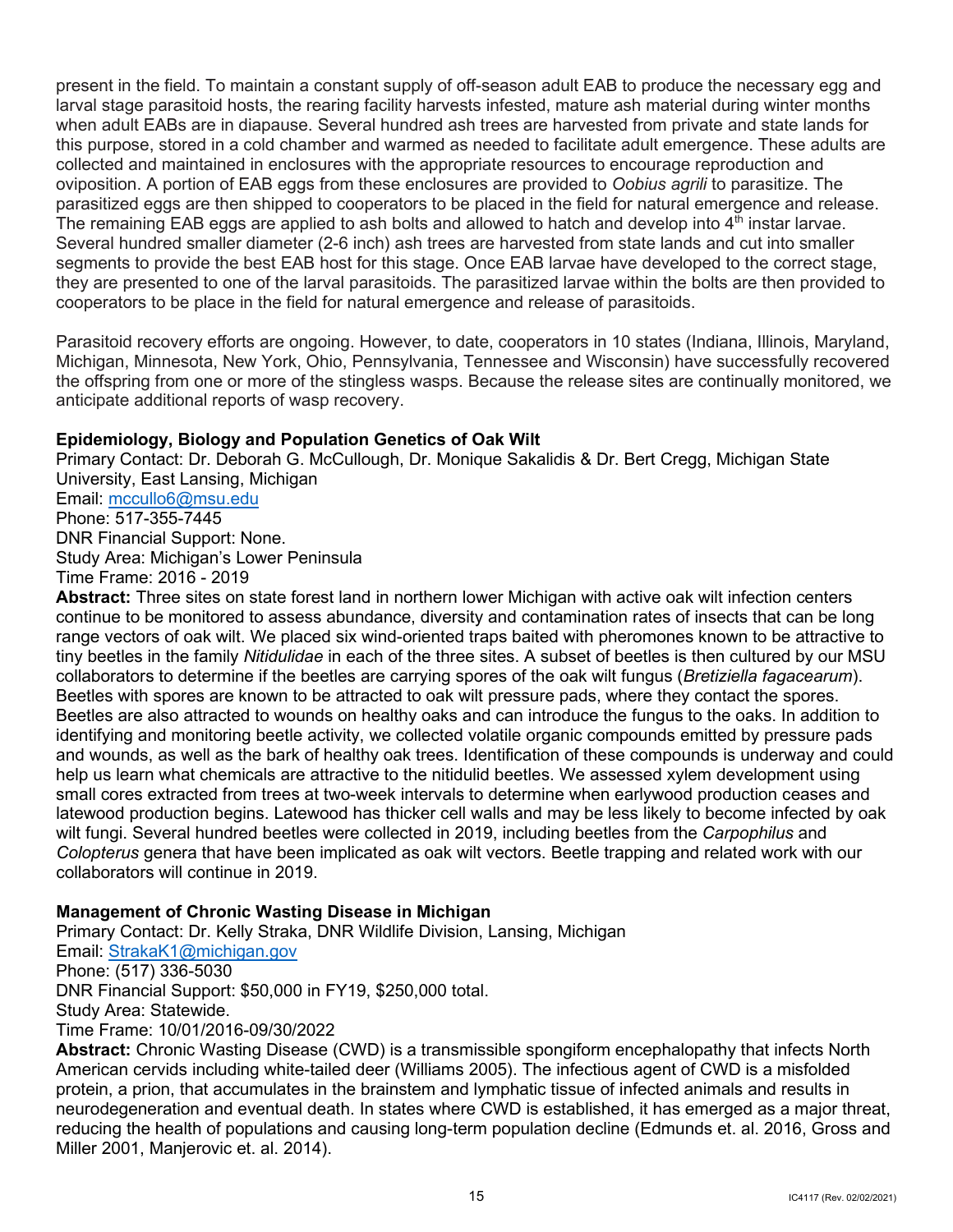present in the field. To maintain a constant supply of off-season adult EAB to produce the necessary egg and larval stage parasitoid hosts, the rearing facility harvests infested, mature ash material during winter months when adult EABs are in diapause. Several hundred ash trees are harvested from private and state lands for this purpose, stored in a cold chamber and warmed as needed to facilitate adult emergence. These adults are collected and maintained in enclosures with the appropriate resources to encourage reproduction and oviposition. A portion of EAB eggs from these enclosures are provided to *Oobius agrili* to parasitize. The parasitized eggs are then shipped to cooperators to be placed in the field for natural emergence and release. The remaining EAB eggs are applied to ash bolts and allowed to hatch and develop into 4th instar larvae. Several hundred smaller diameter (2-6 inch) ash trees are harvested from state lands and cut into smaller segments to provide the best EAB host for this stage. Once EAB larvae have developed to the correct stage, they are presented to one of the larval parasitoids. The parasitized larvae within the bolts are then provided to cooperators to be place in the field for natural emergence and release of parasitoids.

Parasitoid recovery efforts are ongoing. However, to date, cooperators in 10 states (Indiana, Illinois, Maryland, Michigan, Minnesota, New York, Ohio, Pennsylvania, Tennessee and Wisconsin) have successfully recovered the offspring from one or more of the stingless wasps. Because the release sites are continually monitored, we anticipate additional reports of wasp recovery.

**Epidemiology, Biology and Population Genetics of Oak Wilt**
Primary Contact: Dr. Deborah G. McCullough, Dr. Monique Sakalidis & Dr. Bert Cregg, Michigan State University, East Lansing, Michigan
Email: mccullo6@msu.edu
Phone: 517-355-7445
DNR Financial Support: None.
Study Area: Michigan's Lower Peninsula
Time Frame: 2016 - 2019
**Abstract:** Three sites on state forest land in northern lower Michigan with active oak wilt infection centers continue to be monitored to assess abundance, diversity and contamination rates of insects that can be long range vectors of oak wilt. We placed six wind-oriented traps baited with pheromones known to be attractive to tiny beetles in the family *Nitidulidae* in each of the three sites. A subset of beetles is then cultured by our MSU collaborators to determine if the beetles are carrying spores of the oak wilt fungus (*Bretiziella fagacearum*). Beetles with spores are known to be attracted to oak wilt pressure pads, where they contact the spores. Beetles are also attracted to wounds on healthy oaks and can introduce the fungus to the oaks. In addition to identifying and monitoring beetle activity, we collected volatile organic compounds emitted by pressure pads and wounds, as well as the bark of healthy oak trees. Identification of these compounds is underway and could help us learn what chemicals are attractive to the nitidulid beetles. We assessed xylem development using small cores extracted from trees at two-week intervals to determine when earlywood production ceases and latewood production begins. Latewood has thicker cell walls and may be less likely to become infected by oak wilt fungi. Several hundred beetles were collected in 2019, including beetles from the *Carpophilus* and *Colopterus* genera that have been implicated as oak wilt vectors. Beetle trapping and related work with our collaborators will continue in 2019.

**Management of Chronic Wasting Disease in Michigan**
Primary Contact: Dr. Kelly Straka, DNR Wildlife Division, Lansing, Michigan
Email: StrakaK1@michigan.gov
Phone: (517) 336-5030
DNR Financial Support: $50,000 in FY19, $250,000 total.
Study Area: Statewide.
Time Frame: 10/01/2016-09/30/2022
**Abstract:** Chronic Wasting Disease (CWD) is a transmissible spongiform encephalopathy that infects North American cervids including white-tailed deer (Williams 2005). The infectious agent of CWD is a misfolded protein, a prion, that accumulates in the brainstem and lymphatic tissue of infected animals and results in neurodegeneration and eventual death. In states where CWD is established, it has emerged as a major threat, reducing the health of populations and causing long-term population decline (Edmunds et. al. 2016, Gross and Miller 2001, Manjerovic et. al. 2014).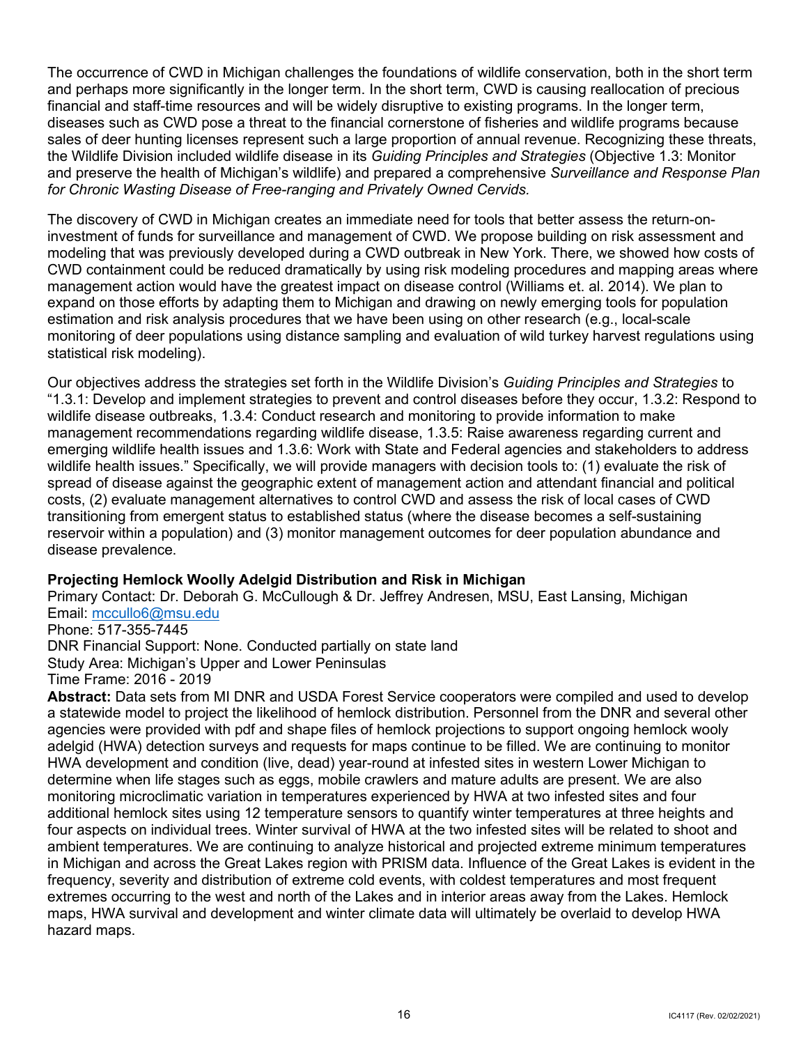The occurrence of CWD in Michigan challenges the foundations of wildlife conservation, both in the short term and perhaps more significantly in the longer term. In the short term, CWD is causing reallocation of precious financial and staff-time resources and will be widely disruptive to existing programs. In the longer term, diseases such as CWD pose a threat to the financial cornerstone of fisheries and wildlife programs because sales of deer hunting licenses represent such a large proportion of annual revenue. Recognizing these threats, the Wildlife Division included wildlife disease in its *Guiding Principles and Strategies* (Objective 1.3: Monitor and preserve the health of Michigan's wildlife) and prepared a comprehensive *Surveillance and Response Plan for Chronic Wasting Disease of Free-ranging and Privately Owned Cervids.*

The discovery of CWD in Michigan creates an immediate need for tools that better assess the return-on-investment of funds for surveillance and management of CWD. We propose building on risk assessment and modeling that was previously developed during a CWD outbreak in New York. There, we showed how costs of CWD containment could be reduced dramatically by using risk modeling procedures and mapping areas where management action would have the greatest impact on disease control (Williams et. al. 2014). We plan to expand on those efforts by adapting them to Michigan and drawing on newly emerging tools for population estimation and risk analysis procedures that we have been using on other research (e.g., local-scale monitoring of deer populations using distance sampling and evaluation of wild turkey harvest regulations using statistical risk modeling).

Our objectives address the strategies set forth in the Wildlife Division's *Guiding Principles and Strategies* to "1.3.1: Develop and implement strategies to prevent and control diseases before they occur, 1.3.2: Respond to wildlife disease outbreaks, 1.3.4: Conduct research and monitoring to provide information to make management recommendations regarding wildlife disease, 1.3.5: Raise awareness regarding current and emerging wildlife health issues and 1.3.6: Work with State and Federal agencies and stakeholders to address wildlife health issues." Specifically, we will provide managers with decision tools to: (1) evaluate the risk of spread of disease against the geographic extent of management action and attendant financial and political costs, (2) evaluate management alternatives to control CWD and assess the risk of local cases of CWD transitioning from emergent status to established status (where the disease becomes a self-sustaining reservoir within a population) and (3) monitor management outcomes for deer population abundance and disease prevalence.

**Projecting Hemlock Woolly Adelgid Distribution and Risk in Michigan**
Primary Contact: Dr. Deborah G. McCullough & Dr. Jeffrey Andresen, MSU, East Lansing, Michigan
Email: mccullo6@msu.edu
Phone: 517-355-7445
DNR Financial Support: None. Conducted partially on state land
Study Area: Michigan's Upper and Lower Peninsulas
Time Frame: 2016 - 2019
**Abstract:** Data sets from MI DNR and USDA Forest Service cooperators were compiled and used to develop a statewide model to project the likelihood of hemlock distribution. Personnel from the DNR and several other agencies were provided with pdf and shape files of hemlock projections to support ongoing hemlock wooly adelgid (HWA) detection surveys and requests for maps continue to be filled. We are continuing to monitor HWA development and condition (live, dead) year-round at infested sites in western Lower Michigan to determine when life stages such as eggs, mobile crawlers and mature adults are present. We are also monitoring microclimatic variation in temperatures experienced by HWA at two infested sites and four additional hemlock sites using 12 temperature sensors to quantify winter temperatures at three heights and four aspects on individual trees. Winter survival of HWA at the two infested sites will be related to shoot and ambient temperatures. We are continuing to analyze historical and projected extreme minimum temperatures in Michigan and across the Great Lakes region with PRISM data. Influence of the Great Lakes is evident in the frequency, severity and distribution of extreme cold events, with coldest temperatures and most frequent extremes occurring to the west and north of the Lakes and in interior areas away from the Lakes. Hemlock maps, HWA survival and development and winter climate data will ultimately be overlaid to develop HWA hazard maps.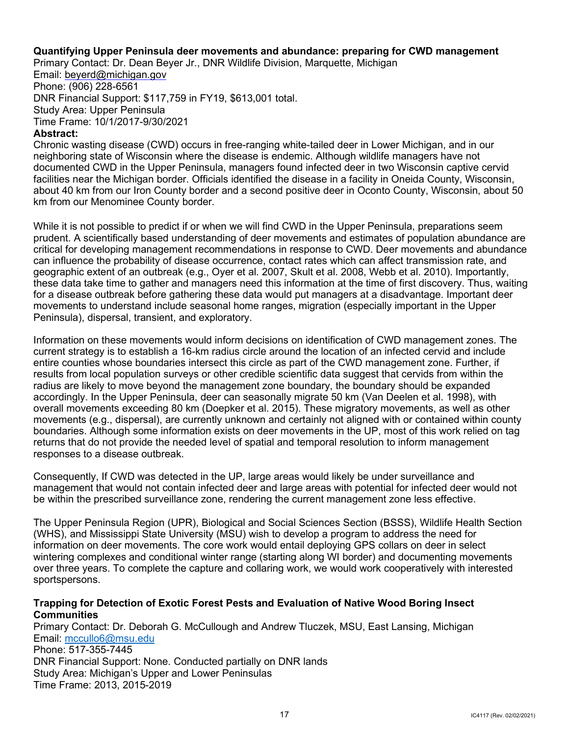**Quantifying Upper Peninsula deer movements and abundance: preparing for CWD management**
Primary Contact: Dr. Dean Beyer Jr., DNR Wildlife Division, Marquette, Michigan
Email: beyerd@michigan.gov
Phone: (906) 228-6561
DNR Financial Support: $117,759 in FY19, $613,001 total.
Study Area: Upper Peninsula
Time Frame: 10/1/2017-9/30/2021

**Abstract:**

Chronic wasting disease (CWD) occurs in free-ranging white-tailed deer in Lower Michigan, and in our neighboring state of Wisconsin where the disease is endemic. Although wildlife managers have not documented CWD in the Upper Peninsula, managers found infected deer in two Wisconsin captive cervid facilities near the Michigan border. Officials identified the disease in a facility in Oneida County, Wisconsin, about 40 km from our Iron County border and a second positive deer in Oconto County, Wisconsin, about 50 km from our Menominee County border.

While it is not possible to predict if or when we will find CWD in the Upper Peninsula, preparations seem prudent. A scientifically based understanding of deer movements and estimates of population abundance are critical for developing management recommendations in response to CWD. Deer movements and abundance can influence the probability of disease occurrence, contact rates which can affect transmission rate, and geographic extent of an outbreak (e.g., Oyer et al. 2007, Skult et al. 2008, Webb et al. 2010). Importantly, these data take time to gather and managers need this information at the time of first discovery. Thus, waiting for a disease outbreak before gathering these data would put managers at a disadvantage. Important deer movements to understand include seasonal home ranges, migration (especially important in the Upper Peninsula), dispersal, transient, and exploratory.

Information on these movements would inform decisions on identification of CWD management zones. The current strategy is to establish a 16-km radius circle around the location of an infected cervid and include entire counties whose boundaries intersect this circle as part of the CWD management zone. Further, if results from local population surveys or other credible scientific data suggest that cervids from within the radius are likely to move beyond the management zone boundary, the boundary should be expanded accordingly. In the Upper Peninsula, deer can seasonally migrate 50 km (Van Deelen et al. 1998), with overall movements exceeding 80 km (Doepker et al. 2015). These migratory movements, as well as other movements (e.g., dispersal), are currently unknown and certainly not aligned with or contained within county boundaries. Although some information exists on deer movements in the UP, most of this work relied on tag returns that do not provide the needed level of spatial and temporal resolution to inform management responses to a disease outbreak.

Consequently, If CWD was detected in the UP, large areas would likely be under surveillance and management that would not contain infected deer and large areas with potential for infected deer would not be within the prescribed surveillance zone, rendering the current management zone less effective.

The Upper Peninsula Region (UPR), Biological and Social Sciences Section (BSSS), Wildlife Health Section (WHS), and Mississippi State University (MSU) wish to develop a program to address the need for information on deer movements. The core work would entail deploying GPS collars on deer in select wintering complexes and conditional winter range (starting along WI border) and documenting movements over three years. To complete the capture and collaring work, we would work cooperatively with interested sportspersons.

**Trapping for Detection of Exotic Forest Pests and Evaluation of Native Wood Boring Insect Communities**
Primary Contact: Dr. Deborah G. McCullough and Andrew Tluczek, MSU, East Lansing, Michigan
Email: mccullo6@msu.edu
Phone: 517-355-7445
DNR Financial Support: None. Conducted partially on DNR lands
Study Area: Michigan's Upper and Lower Peninsulas
Time Frame: 2013, 2015-2019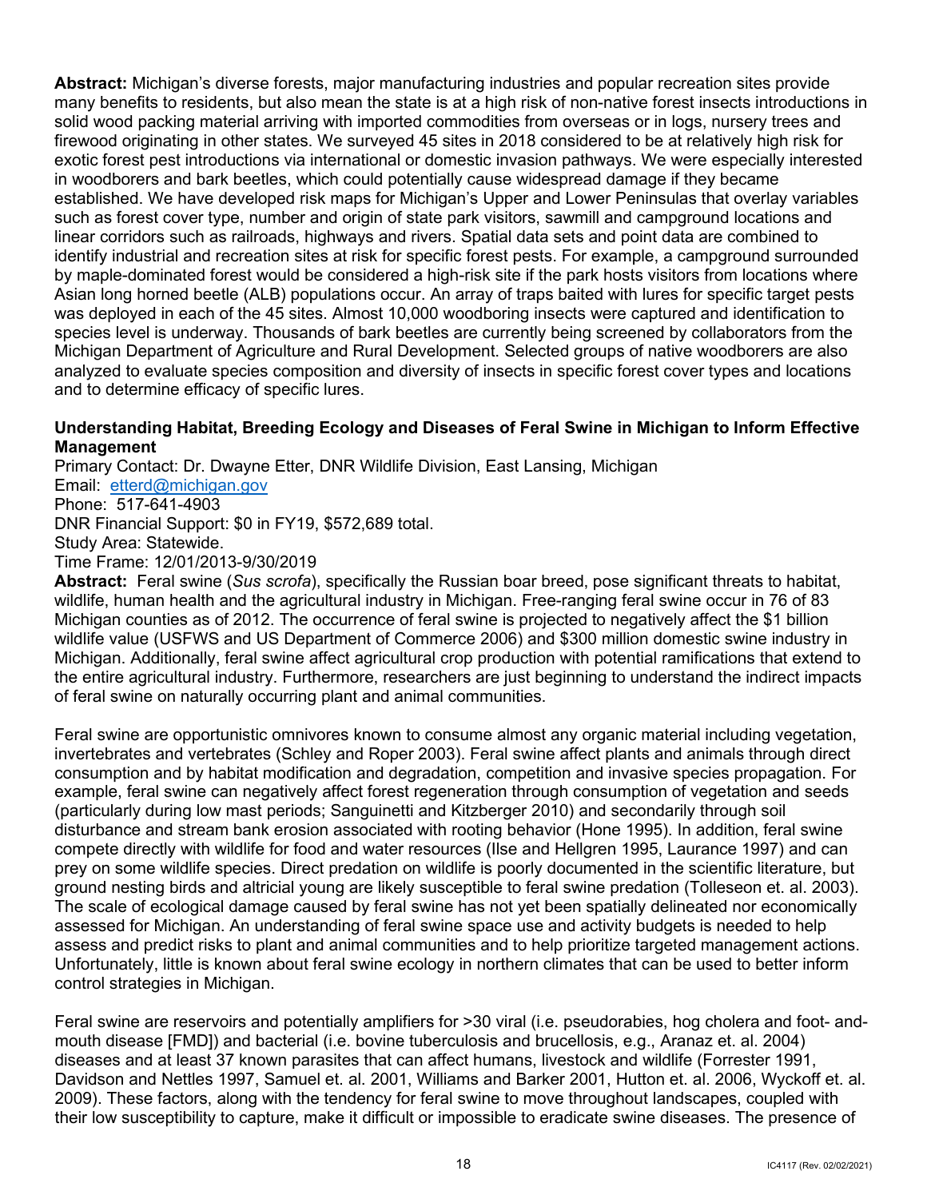**Abstract:** Michigan's diverse forests, major manufacturing industries and popular recreation sites provide many benefits to residents, but also mean the state is at a high risk of non-native forest insects introductions in solid wood packing material arriving with imported commodities from overseas or in logs, nursery trees and firewood originating in other states. We surveyed 45 sites in 2018 considered to be at relatively high risk for exotic forest pest introductions via international or domestic invasion pathways. We were especially interested in woodborers and bark beetles, which could potentially cause widespread damage if they became established. We have developed risk maps for Michigan's Upper and Lower Peninsulas that overlay variables such as forest cover type, number and origin of state park visitors, sawmill and campground locations and linear corridors such as railroads, highways and rivers. Spatial data sets and point data are combined to identify industrial and recreation sites at risk for specific forest pests. For example, a campground surrounded by maple-dominated forest would be considered a high-risk site if the park hosts visitors from locations where Asian long horned beetle (ALB) populations occur. An array of traps baited with lures for specific target pests was deployed in each of the 45 sites. Almost 10,000 woodboring insects were captured and identification to species level is underway. Thousands of bark beetles are currently being screened by collaborators from the Michigan Department of Agriculture and Rural Development. Selected groups of native woodborers are also analyzed to evaluate species composition and diversity of insects in specific forest cover types and locations and to determine efficacy of specific lures.

**Understanding Habitat, Breeding Ecology and Diseases of Feral Swine in Michigan to Inform Effective Management**

Primary Contact: Dr. Dwayne Etter, DNR Wildlife Division, East Lansing, Michigan
Email: etterd@michigan.gov
Phone: 517-641-4903
DNR Financial Support: $0 in FY19, $572,689 total.
Study Area: Statewide.
Time Frame: 12/01/2013-9/30/2019

**Abstract:** Feral swine (*Sus scrofa*), specifically the Russian boar breed, pose significant threats to habitat, wildlife, human health and the agricultural industry in Michigan. Free-ranging feral swine occur in 76 of 83 Michigan counties as of 2012. The occurrence of feral swine is projected to negatively affect the $1 billion wildlife value (USFWS and US Department of Commerce 2006) and $300 million domestic swine industry in Michigan. Additionally, feral swine affect agricultural crop production with potential ramifications that extend to the entire agricultural industry. Furthermore, researchers are just beginning to understand the indirect impacts of feral swine on naturally occurring plant and animal communities.

Feral swine are opportunistic omnivores known to consume almost any organic material including vegetation, invertebrates and vertebrates (Schley and Roper 2003). Feral swine affect plants and animals through direct consumption and by habitat modification and degradation, competition and invasive species propagation. For example, feral swine can negatively affect forest regeneration through consumption of vegetation and seeds (particularly during low mast periods; Sanguinetti and Kitzberger 2010) and secondarily through soil disturbance and stream bank erosion associated with rooting behavior (Hone 1995). In addition, feral swine compete directly with wildlife for food and water resources (Ilse and Hellgren 1995, Laurance 1997) and can prey on some wildlife species. Direct predation on wildlife is poorly documented in the scientific literature, but ground nesting birds and altricial young are likely susceptible to feral swine predation (Tolleseon et. al. 2003). The scale of ecological damage caused by feral swine has not yet been spatially delineated nor economically assessed for Michigan. An understanding of feral swine space use and activity budgets is needed to help assess and predict risks to plant and animal communities and to help prioritize targeted management actions. Unfortunately, little is known about feral swine ecology in northern climates that can be used to better inform control strategies in Michigan.

Feral swine are reservoirs and potentially amplifiers for >30 viral (i.e. pseudorabies, hog cholera and foot- and-mouth disease [FMD]) and bacterial (i.e. bovine tuberculosis and brucellosis, e.g., Aranaz et. al. 2004) diseases and at least 37 known parasites that can affect humans, livestock and wildlife (Forrester 1991, Davidson and Nettles 1997, Samuel et. al. 2001, Williams and Barker 2001, Hutton et. al. 2006, Wyckoff et. al. 2009). These factors, along with the tendency for feral swine to move throughout landscapes, coupled with their low susceptibility to capture, make it difficult or impossible to eradicate swine diseases. The presence of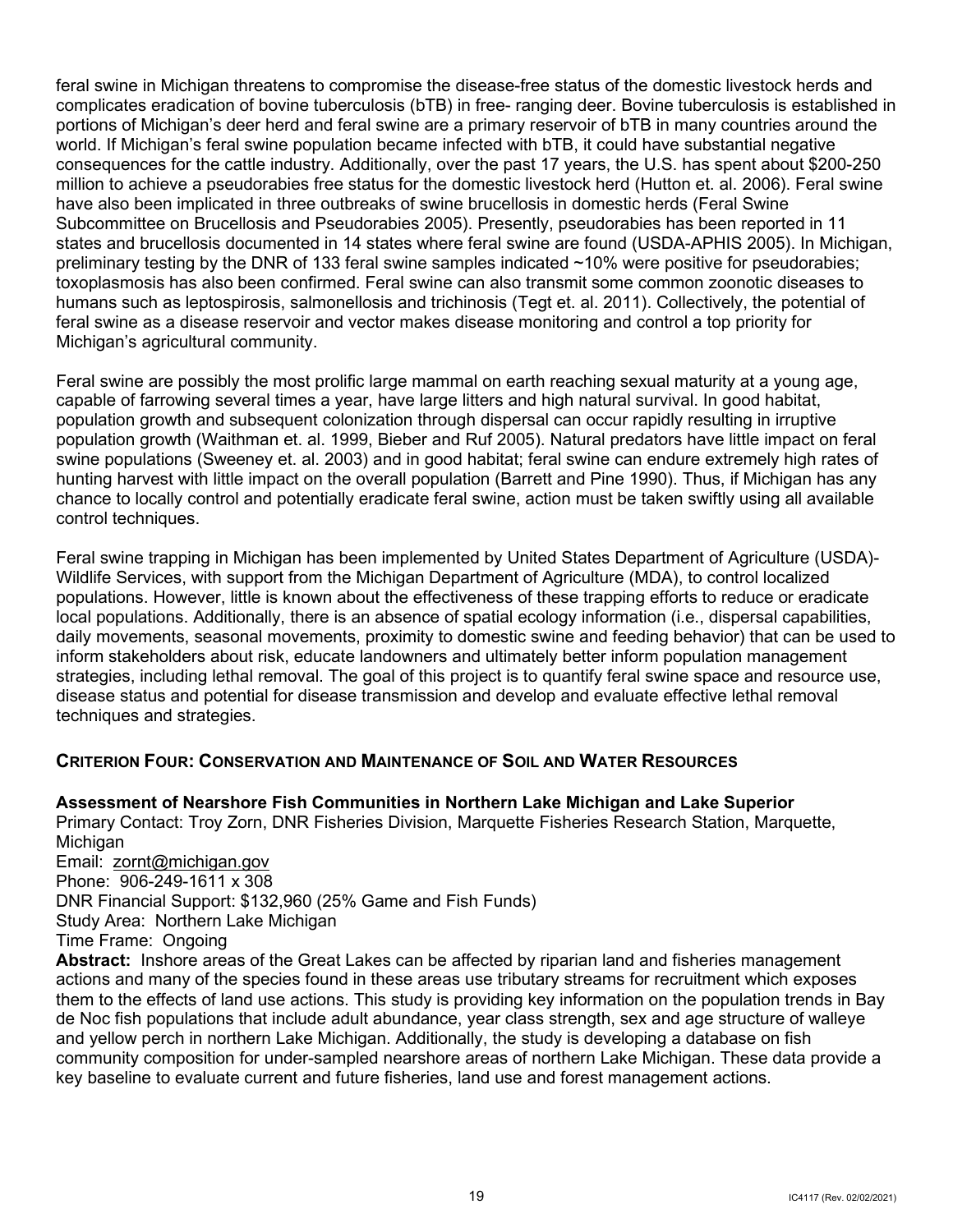feral swine in Michigan threatens to compromise the disease-free status of the domestic livestock herds and complicates eradication of bovine tuberculosis (bTB) in free- ranging deer. Bovine tuberculosis is established in portions of Michigan's deer herd and feral swine are a primary reservoir of bTB in many countries around the world. If Michigan's feral swine population became infected with bTB, it could have substantial negative consequences for the cattle industry. Additionally, over the past 17 years, the U.S. has spent about $200-250 million to achieve a pseudorabies free status for the domestic livestock herd (Hutton et. al. 2006). Feral swine have also been implicated in three outbreaks of swine brucellosis in domestic herds (Feral Swine Subcommittee on Brucellosis and Pseudorabies 2005). Presently, pseudorabies has been reported in 11 states and brucellosis documented in 14 states where feral swine are found (USDA-APHIS 2005). In Michigan, preliminary testing by the DNR of 133 feral swine samples indicated ~10% were positive for pseudorabies; toxoplasmosis has also been confirmed. Feral swine can also transmit some common zoonotic diseases to humans such as leptospirosis, salmonellosis and trichinosis (Tegt et. al. 2011). Collectively, the potential of feral swine as a disease reservoir and vector makes disease monitoring and control a top priority for Michigan's agricultural community.

Feral swine are possibly the most prolific large mammal on earth reaching sexual maturity at a young age, capable of farrowing several times a year, have large litters and high natural survival. In good habitat, population growth and subsequent colonization through dispersal can occur rapidly resulting in irruptive population growth (Waithman et. al. 1999, Bieber and Ruf 2005). Natural predators have little impact on feral swine populations (Sweeney et. al. 2003) and in good habitat; feral swine can endure extremely high rates of hunting harvest with little impact on the overall population (Barrett and Pine 1990). Thus, if Michigan has any chance to locally control and potentially eradicate feral swine, action must be taken swiftly using all available control techniques.

Feral swine trapping in Michigan has been implemented by United States Department of Agriculture (USDA)-Wildlife Services, with support from the Michigan Department of Agriculture (MDA), to control localized populations. However, little is known about the effectiveness of these trapping efforts to reduce or eradicate local populations. Additionally, there is an absence of spatial ecology information (i.e., dispersal capabilities, daily movements, seasonal movements, proximity to domestic swine and feeding behavior) that can be used to inform stakeholders about risk, educate landowners and ultimately better inform population management strategies, including lethal removal. The goal of this project is to quantify feral swine space and resource use, disease status and potential for disease transmission and develop and evaluate effective lethal removal techniques and strategies.

## CRITERION FOUR: CONSERVATION AND MAINTENANCE OF SOIL AND WATER RESOURCES

**Assessment of Nearshore Fish Communities in Northern Lake Michigan and Lake Superior**
Primary Contact: Troy Zorn, DNR Fisheries Division, Marquette Fisheries Research Station, Marquette, Michigan
Email: zornt@michigan.gov
Phone: 906-249-1611 x 308
DNR Financial Support: $132,960 (25% Game and Fish Funds)
Study Area: Northern Lake Michigan
Time Frame: Ongoing
**Abstract:** Inshore areas of the Great Lakes can be affected by riparian land and fisheries management actions and many of the species found in these areas use tributary streams for recruitment which exposes them to the effects of land use actions. This study is providing key information on the population trends in Bay de Noc fish populations that include adult abundance, year class strength, sex and age structure of walleye and yellow perch in northern Lake Michigan. Additionally, the study is developing a database on fish community composition for under-sampled nearshore areas of northern Lake Michigan. These data provide a key baseline to evaluate current and future fisheries, land use and forest management actions.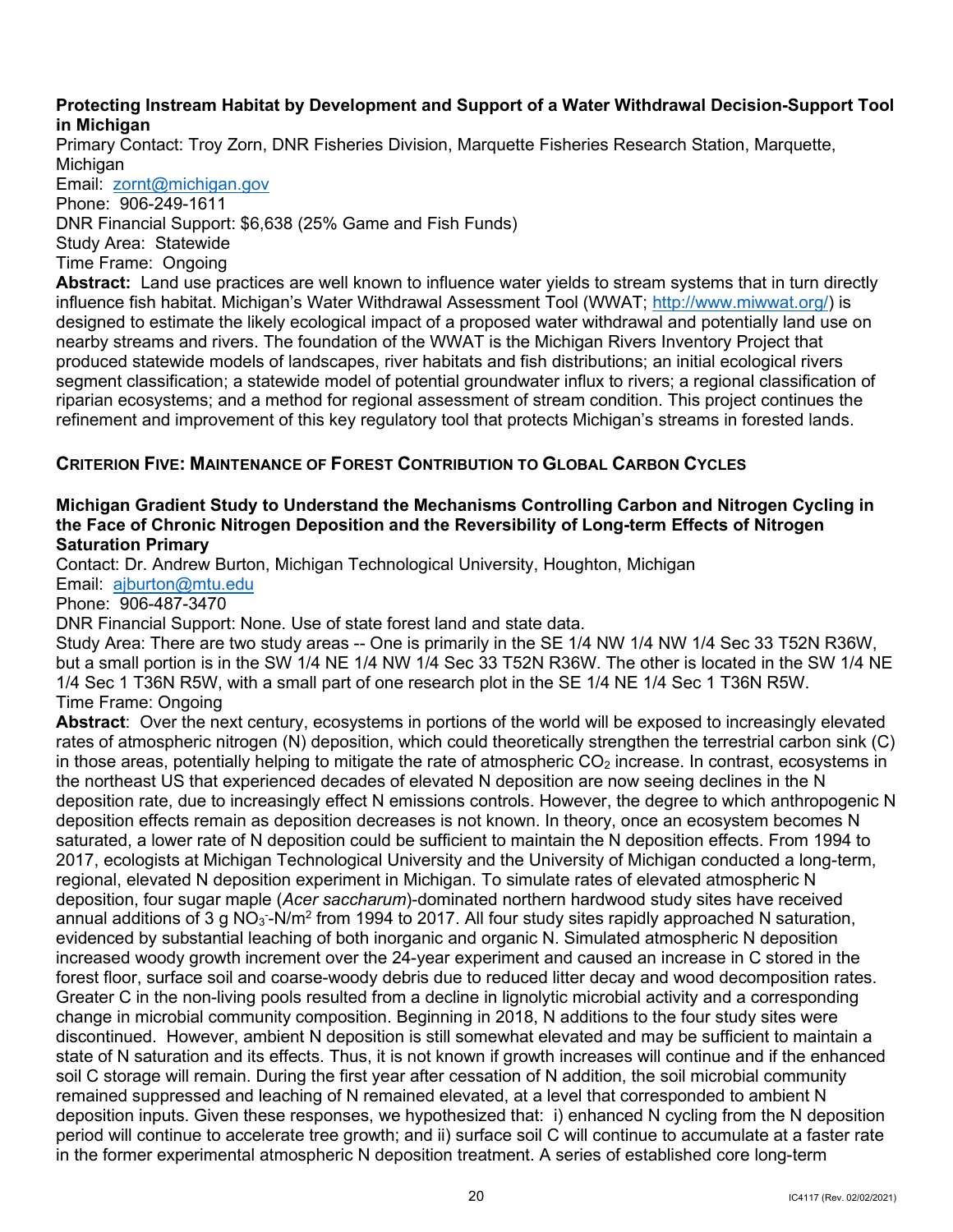**Protecting Instream Habitat by Development and Support of a Water Withdrawal Decision-Support Tool in Michigan**

Primary Contact: Troy Zorn, DNR Fisheries Division, Marquette Fisheries Research Station, Marquette, Michigan
Email: zornt@michigan.gov
Phone: 906-249-1611
DNR Financial Support: $6,638 (25% Game and Fish Funds)
Study Area: Statewide
Time Frame: Ongoing

**Abstract:** Land use practices are well known to influence water yields to stream systems that in turn directly influence fish habitat. Michigan's Water Withdrawal Assessment Tool (WWAT; http://www.miwwat.org/) is designed to estimate the likely ecological impact of a proposed water withdrawal and potentially land use on nearby streams and rivers. The foundation of the WWAT is the Michigan Rivers Inventory Project that produced statewide models of landscapes, river habitats and fish distributions; an initial ecological rivers segment classification; a statewide model of potential groundwater influx to rivers; a regional classification of riparian ecosystems; and a method for regional assessment of stream condition. This project continues the refinement and improvement of this key regulatory tool that protects Michigan's streams in forested lands.

## Criterion Five: Maintenance of Forest Contribution to Global Carbon Cycles

**Michigan Gradient Study to Understand the Mechanisms Controlling Carbon and Nitrogen Cycling in the Face of Chronic Nitrogen Deposition and the Reversibility of Long-term Effects of Nitrogen Saturation Primary**

Contact: Dr. Andrew Burton, Michigan Technological University, Houghton, Michigan
Email: ajburton@mtu.edu
Phone: 906-487-3470
DNR Financial Support: None. Use of state forest land and state data.
Study Area: There are two study areas -- One is primarily in the SE 1/4 NW 1/4 NW 1/4 Sec 33 T52N R36W, but a small portion is in the SW 1/4 NE 1/4 NW 1/4 Sec 33 T52N R36W. The other is located in the SW 1/4 NE 1/4 Sec 1 T36N R5W, with a small part of one research plot in the SE 1/4 NE 1/4 Sec 1 T36N R5W.
Time Frame: Ongoing

**Abstract**: Over the next century, ecosystems in portions of the world will be exposed to increasingly elevated rates of atmospheric nitrogen (N) deposition, which could theoretically strengthen the terrestrial carbon sink (C) in those areas, potentially helping to mitigate the rate of atmospheric $CO_2$ increase. In contrast, ecosystems in the northeast US that experienced decades of elevated N deposition are now seeing declines in the N deposition rate, due to increasingly effect N emissions controls. However, the degree to which anthropogenic N deposition effects remain as deposition decreases is not known. In theory, once an ecosystem becomes N saturated, a lower rate of N deposition could be sufficient to maintain the N deposition effects. From 1994 to 2017, ecologists at Michigan Technological University and the University of Michigan conducted a long-term, regional, elevated N deposition experiment in Michigan. To simulate rates of elevated atmospheric N deposition, four sugar maple (*Acer saccharum*)-dominated northern hardwood study sites have received annual additions of 3 g $NO_3^-$-N/m$^2$ from 1994 to 2017. All four study sites rapidly approached N saturation, evidenced by substantial leaching of both inorganic and organic N. Simulated atmospheric N deposition increased woody growth increment over the 24-year experiment and caused an increase in C stored in the forest floor, surface soil and coarse-woody debris due to reduced litter decay and wood decomposition rates. Greater C in the non-living pools resulted from a decline in lignolytic microbial activity and a corresponding change in microbial community composition. Beginning in 2018, N additions to the four study sites were discontinued. However, ambient N deposition is still somewhat elevated and may be sufficient to maintain a state of N saturation and its effects. Thus, it is not known if growth increases will continue and if the enhanced soil C storage will remain. During the first year after cessation of N addition, the soil microbial community remained suppressed and leaching of N remained elevated, at a level that corresponded to ambient N deposition inputs. Given these responses, we hypothesized that: i) enhanced N cycling from the N deposition period will continue to accelerate tree growth; and ii) surface soil C will continue to accumulate at a faster rate in the former experimental atmospheric N deposition treatment. A series of established core long-term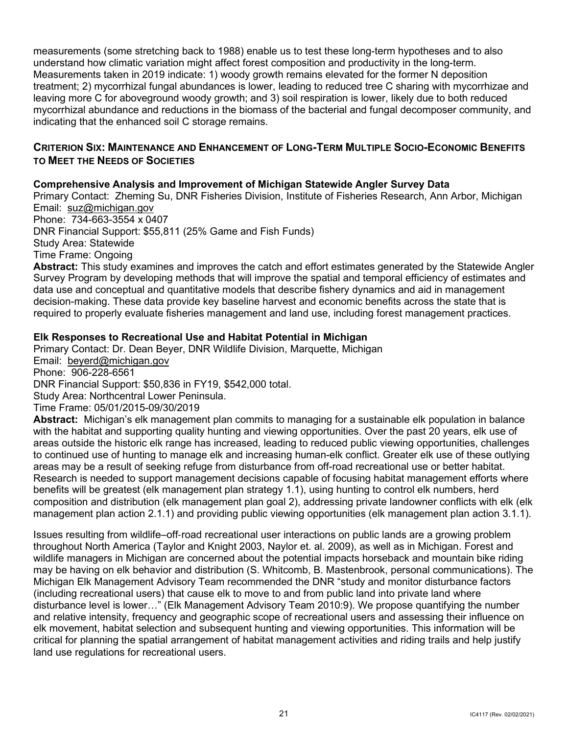measurements (some stretching back to 1988) enable us to test these long-term hypotheses and to also understand how climatic variation might affect forest composition and productivity in the long-term. Measurements taken in 2019 indicate: 1) woody growth remains elevated for the former N deposition treatment; 2) mycorrhizal fungal abundances is lower, leading to reduced tree C sharing with mycorrhizae and leaving more C for aboveground woody growth; and 3) soil respiration is lower, likely due to both reduced mycorrhizal abundance and reductions in the biomass of the bacterial and fungal decomposer community, and indicating that the enhanced soil C storage remains.

## Criterion Six: Maintenance and Enhancement of Long-Term Multiple Socio-Economic Benefits to Meet the Needs of Societies

### Comprehensive Analysis and Improvement of Michigan Statewide Angler Survey Data

Primary Contact: Zheming Su, DNR Fisheries Division, Institute of Fisheries Research, Ann Arbor, Michigan
Email: suz@michigan.gov
Phone: 734-663-3554 x 0407
DNR Financial Support: $55,811 (25% Game and Fish Funds)
Study Area: Statewide
Time Frame: Ongoing

**Abstract:** This study examines and improves the catch and effort estimates generated by the Statewide Angler Survey Program by developing methods that will improve the spatial and temporal efficiency of estimates and data use and conceptual and quantitative models that describe fishery dynamics and aid in management decision-making. These data provide key baseline harvest and economic benefits across the state that is required to properly evaluate fisheries management and land use, including forest management practices.

### Elk Responses to Recreational Use and Habitat Potential in Michigan

Primary Contact: Dr. Dean Beyer, DNR Wildlife Division, Marquette, Michigan
Email: beyerd@michigan.gov
Phone: 906-228-6561
DNR Financial Support: $50,836 in FY19, $542,000 total.
Study Area: Northcentral Lower Peninsula.
Time Frame: 05/01/2015-09/30/2019

**Abstract:** Michigan's elk management plan commits to managing for a sustainable elk population in balance with the habitat and supporting quality hunting and viewing opportunities. Over the past 20 years, elk use of areas outside the historic elk range has increased, leading to reduced public viewing opportunities, challenges to continued use of hunting to manage elk and increasing human-elk conflict. Greater elk use of these outlying areas may be a result of seeking refuge from disturbance from off-road recreational use or better habitat. Research is needed to support management decisions capable of focusing habitat management efforts where benefits will be greatest (elk management plan strategy 1.1), using hunting to control elk numbers, herd composition and distribution (elk management plan goal 2), addressing private landowner conflicts with elk (elk management plan action 2.1.1) and providing public viewing opportunities (elk management plan action 3.1.1).

Issues resulting from wildlife–off-road recreational user interactions on public lands are a growing problem throughout North America (Taylor and Knight 2003, Naylor et. al. 2009), as well as in Michigan. Forest and wildlife managers in Michigan are concerned about the potential impacts horseback and mountain bike riding may be having on elk behavior and distribution (S. Whitcomb, B. Mastenbrook, personal communications). The Michigan Elk Management Advisory Team recommended the DNR "study and monitor disturbance factors (including recreational users) that cause elk to move to and from public land into private land where disturbance level is lower…" (Elk Management Advisory Team 2010:9). We propose quantifying the number and relative intensity, frequency and geographic scope of recreational users and assessing their influence on elk movement, habitat selection and subsequent hunting and viewing opportunities. This information will be critical for planning the spatial arrangement of habitat management activities and riding trails and help justify land use regulations for recreational users.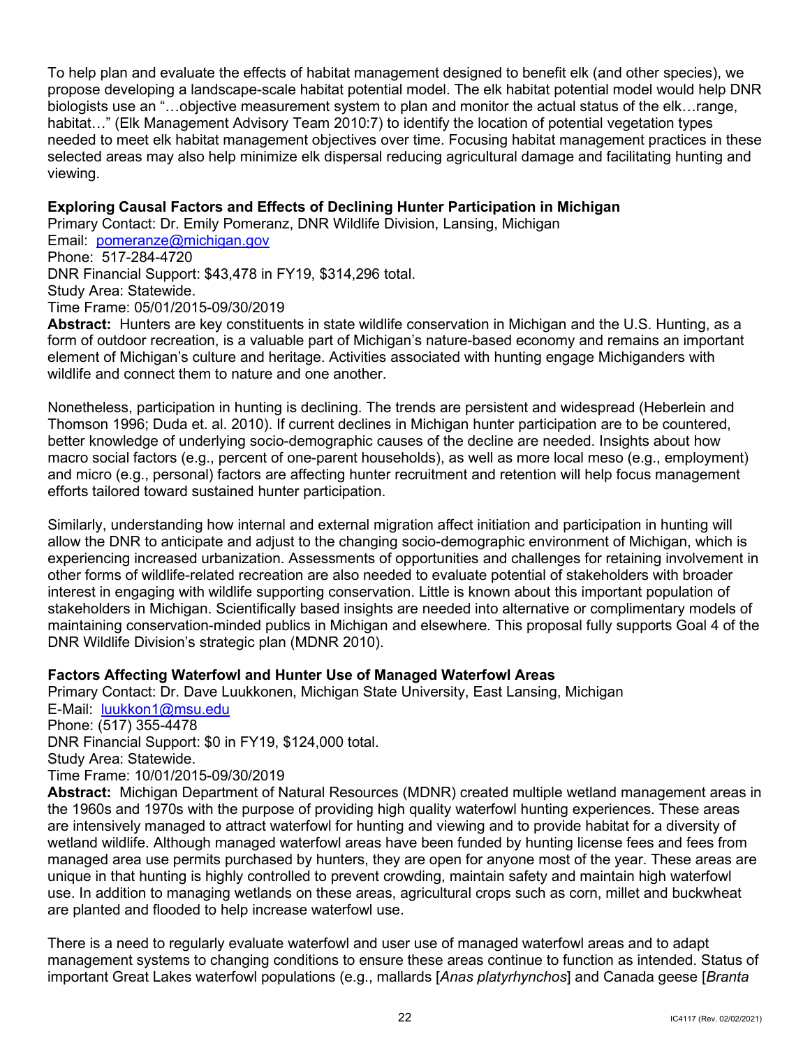To help plan and evaluate the effects of habitat management designed to benefit elk (and other species), we propose developing a landscape-scale habitat potential model. The elk habitat potential model would help DNR biologists use an "…objective measurement system to plan and monitor the actual status of the elk…range, habitat…" (Elk Management Advisory Team 2010:7) to identify the location of potential vegetation types needed to meet elk habitat management objectives over time. Focusing habitat management practices in these selected areas may also help minimize elk dispersal reducing agricultural damage and facilitating hunting and viewing.

### Exploring Causal Factors and Effects of Declining Hunter Participation in Michigan

Primary Contact: Dr. Emily Pomeranz, DNR Wildlife Division, Lansing, Michigan
Email: pomeranze@michigan.gov
Phone: 517-284-4720
DNR Financial Support: $43,478 in FY19, $314,296 total.
Study Area: Statewide.
Time Frame: 05/01/2015-09/30/2019

**Abstract:** Hunters are key constituents in state wildlife conservation in Michigan and the U.S. Hunting, as a form of outdoor recreation, is a valuable part of Michigan's nature-based economy and remains an important element of Michigan's culture and heritage. Activities associated with hunting engage Michiganders with wildlife and connect them to nature and one another.

Nonetheless, participation in hunting is declining. The trends are persistent and widespread (Heberlein and Thomson 1996; Duda et. al. 2010). If current declines in Michigan hunter participation are to be countered, better knowledge of underlying socio-demographic causes of the decline are needed. Insights about how macro social factors (e.g., percent of one-parent households), as well as more local meso (e.g., employment) and micro (e.g., personal) factors are affecting hunter recruitment and retention will help focus management efforts tailored toward sustained hunter participation.

Similarly, understanding how internal and external migration affect initiation and participation in hunting will allow the DNR to anticipate and adjust to the changing socio-demographic environment of Michigan, which is experiencing increased urbanization. Assessments of opportunities and challenges for retaining involvement in other forms of wildlife-related recreation are also needed to evaluate potential of stakeholders with broader interest in engaging with wildlife supporting conservation. Little is known about this important population of stakeholders in Michigan. Scientifically based insights are needed into alternative or complimentary models of maintaining conservation-minded publics in Michigan and elsewhere. This proposal fully supports Goal 4 of the DNR Wildlife Division's strategic plan (MDNR 2010).

### Factors Affecting Waterfowl and Hunter Use of Managed Waterfowl Areas

Primary Contact: Dr. Dave Luukkonen, Michigan State University, East Lansing, Michigan
E-Mail: luukkon1@msu.edu
Phone: (517) 355-4478
DNR Financial Support: $0 in FY19, $124,000 total.
Study Area: Statewide.
Time Frame: 10/01/2015-09/30/2019

**Abstract:** Michigan Department of Natural Resources (MDNR) created multiple wetland management areas in the 1960s and 1970s with the purpose of providing high quality waterfowl hunting experiences. These areas are intensively managed to attract waterfowl for hunting and viewing and to provide habitat for a diversity of wetland wildlife. Although managed waterfowl areas have been funded by hunting license fees and fees from managed area use permits purchased by hunters, they are open for anyone most of the year. These areas are unique in that hunting is highly controlled to prevent crowding, maintain safety and maintain high waterfowl use. In addition to managing wetlands on these areas, agricultural crops such as corn, millet and buckwheat are planted and flooded to help increase waterfowl use.

There is a need to regularly evaluate waterfowl and user use of managed waterfowl areas and to adapt management systems to changing conditions to ensure these areas continue to function as intended. Status of important Great Lakes waterfowl populations (e.g., mallards [*Anas platyrhynchos*] and Canada geese [*Branta*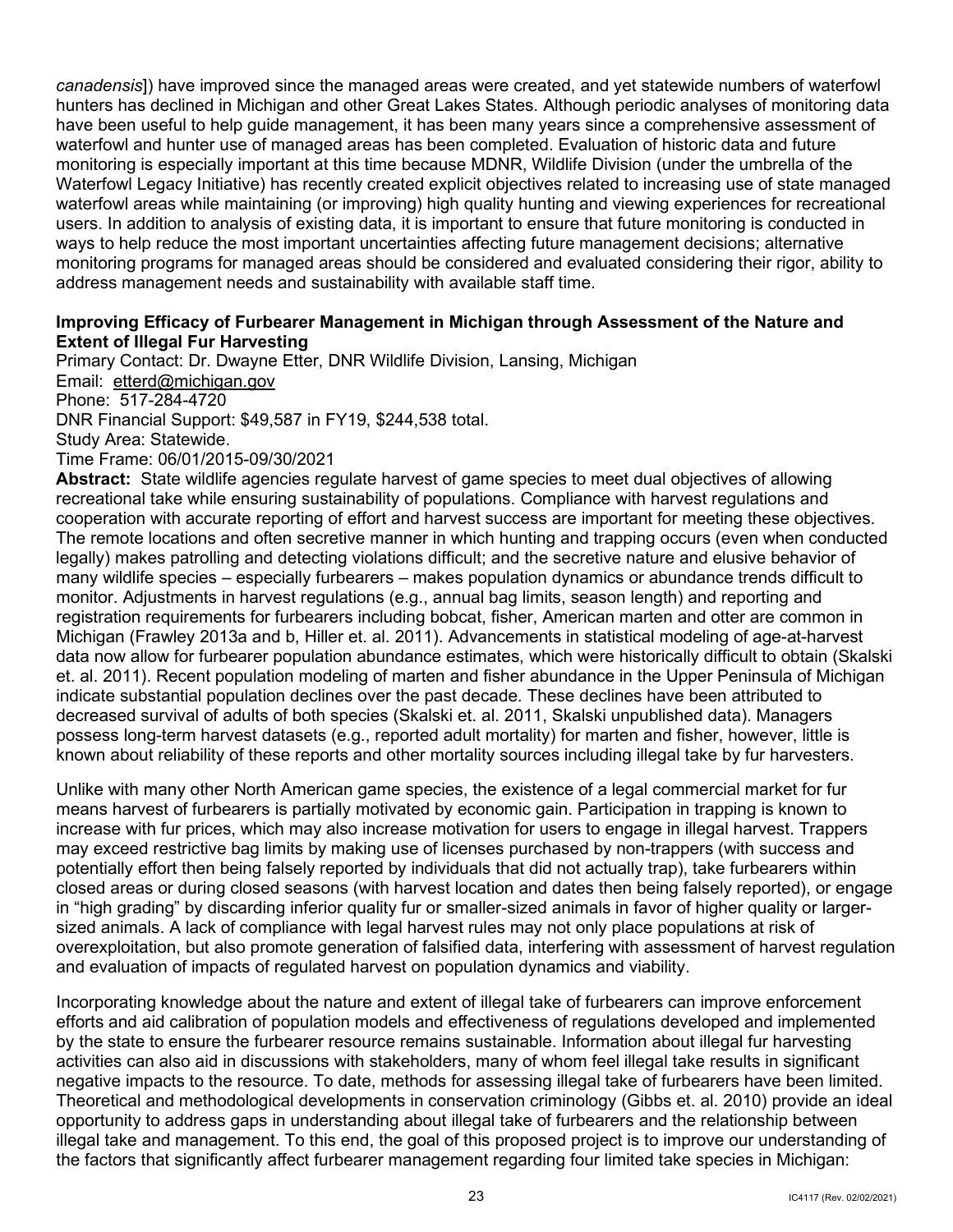*canadensis*]) have improved since the managed areas were created, and yet statewide numbers of waterfowl hunters has declined in Michigan and other Great Lakes States. Although periodic analyses of monitoring data have been useful to help guide management, it has been many years since a comprehensive assessment of waterfowl and hunter use of managed areas has been completed. Evaluation of historic data and future monitoring is especially important at this time because MDNR, Wildlife Division (under the umbrella of the Waterfowl Legacy Initiative) has recently created explicit objectives related to increasing use of state managed waterfowl areas while maintaining (or improving) high quality hunting and viewing experiences for recreational users. In addition to analysis of existing data, it is important to ensure that future monitoring is conducted in ways to help reduce the most important uncertainties affecting future management decisions; alternative monitoring programs for managed areas should be considered and evaluated considering their rigor, ability to address management needs and sustainability with available staff time.

**Improving Efficacy of Furbearer Management in Michigan through Assessment of the Nature and Extent of Illegal Fur Harvesting**

Primary Contact: Dr. Dwayne Etter, DNR Wildlife Division, Lansing, Michigan
Email: etterd@michigan.gov
Phone: 517-284-4720
DNR Financial Support: $49,587 in FY19, $244,538 total.
Study Area: Statewide.
Time Frame: 06/01/2015-09/30/2021

**Abstract:** State wildlife agencies regulate harvest of game species to meet dual objectives of allowing recreational take while ensuring sustainability of populations. Compliance with harvest regulations and cooperation with accurate reporting of effort and harvest success are important for meeting these objectives. The remote locations and often secretive manner in which hunting and trapping occurs (even when conducted legally) makes patrolling and detecting violations difficult; and the secretive nature and elusive behavior of many wildlife species – especially furbearers – makes population dynamics or abundance trends difficult to monitor. Adjustments in harvest regulations (e.g., annual bag limits, season length) and reporting and registration requirements for furbearers including bobcat, fisher, American marten and otter are common in Michigan (Frawley 2013a and b, Hiller et. al. 2011). Advancements in statistical modeling of age-at-harvest data now allow for furbearer population abundance estimates, which were historically difficult to obtain (Skalski et. al. 2011). Recent population modeling of marten and fisher abundance in the Upper Peninsula of Michigan indicate substantial population declines over the past decade. These declines have been attributed to decreased survival of adults of both species (Skalski et. al. 2011, Skalski unpublished data). Managers possess long-term harvest datasets (e.g., reported adult mortality) for marten and fisher, however, little is known about reliability of these reports and other mortality sources including illegal take by fur harvesters.

Unlike with many other North American game species, the existence of a legal commercial market for fur means harvest of furbearers is partially motivated by economic gain. Participation in trapping is known to increase with fur prices, which may also increase motivation for users to engage in illegal harvest. Trappers may exceed restrictive bag limits by making use of licenses purchased by non-trappers (with success and potentially effort then being falsely reported by individuals that did not actually trap), take furbearers within closed areas or during closed seasons (with harvest location and dates then being falsely reported), or engage in “high grading” by discarding inferior quality fur or smaller-sized animals in favor of higher quality or larger-sized animals. A lack of compliance with legal harvest rules may not only place populations at risk of overexploitation, but also promote generation of falsified data, interfering with assessment of harvest regulation and evaluation of impacts of regulated harvest on population dynamics and viability.

Incorporating knowledge about the nature and extent of illegal take of furbearers can improve enforcement efforts and aid calibration of population models and effectiveness of regulations developed and implemented by the state to ensure the furbearer resource remains sustainable. Information about illegal fur harvesting activities can also aid in discussions with stakeholders, many of whom feel illegal take results in significant negative impacts to the resource. To date, methods for assessing illegal take of furbearers have been limited. Theoretical and methodological developments in conservation criminology (Gibbs et. al. 2010) provide an ideal opportunity to address gaps in understanding about illegal take of furbearers and the relationship between illegal take and management. To this end, the goal of this proposed project is to improve our understanding of the factors that significantly affect furbearer management regarding four limited take species in Michigan: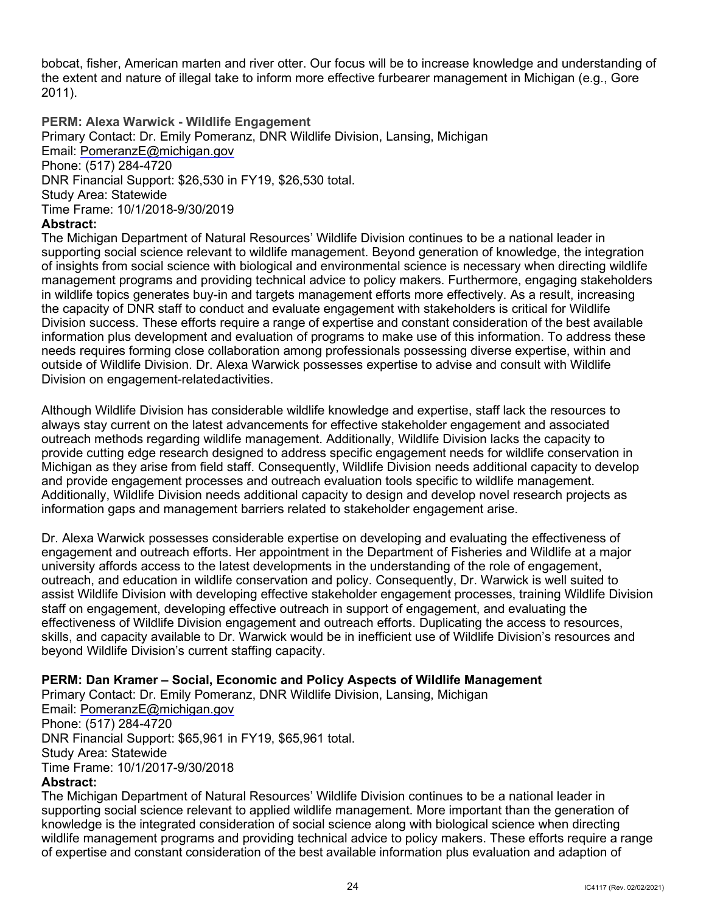bobcat, fisher, American marten and river otter. Our focus will be to increase knowledge and understanding of the extent and nature of illegal take to inform more effective furbearer management in Michigan (e.g., Gore 2011).

### PERM: Alexa Warwick - Wildlife Engagement

Primary Contact: Dr. Emily Pomeranz, DNR Wildlife Division, Lansing, Michigan
Email: PomeranzE@michigan.gov
Phone: (517) 284-4720
DNR Financial Support: $26,530 in FY19, $26,530 total.
Study Area: Statewide
Time Frame: 10/1/2018-9/30/2019

**Abstract:**

The Michigan Department of Natural Resources' Wildlife Division continues to be a national leader in supporting social science relevant to wildlife management. Beyond generation of knowledge, the integration of insights from social science with biological and environmental science is necessary when directing wildlife management programs and providing technical advice to policy makers. Furthermore, engaging stakeholders in wildlife topics generates buy-in and targets management efforts more effectively. As a result, increasing the capacity of DNR staff to conduct and evaluate engagement with stakeholders is critical for Wildlife Division success. These efforts require a range of expertise and constant consideration of the best available information plus development and evaluation of programs to make use of this information. To address these needs requires forming close collaboration among professionals possessing diverse expertise, within and outside of Wildlife Division. Dr. Alexa Warwick possesses expertise to advise and consult with Wildlife Division on engagement-relatedactivities.

Although Wildlife Division has considerable wildlife knowledge and expertise, staff lack the resources to always stay current on the latest advancements for effective stakeholder engagement and associated outreach methods regarding wildlife management. Additionally, Wildlife Division lacks the capacity to provide cutting edge research designed to address specific engagement needs for wildlife conservation in Michigan as they arise from field staff. Consequently, Wildlife Division needs additional capacity to develop and provide engagement processes and outreach evaluation tools specific to wildlife management. Additionally, Wildlife Division needs additional capacity to design and develop novel research projects as information gaps and management barriers related to stakeholder engagement arise.

Dr. Alexa Warwick possesses considerable expertise on developing and evaluating the effectiveness of engagement and outreach efforts. Her appointment in the Department of Fisheries and Wildlife at a major university affords access to the latest developments in the understanding of the role of engagement, outreach, and education in wildlife conservation and policy. Consequently, Dr. Warwick is well suited to assist Wildlife Division with developing effective stakeholder engagement processes, training Wildlife Division staff on engagement, developing effective outreach in support of engagement, and evaluating the effectiveness of Wildlife Division engagement and outreach efforts. Duplicating the access to resources, skills, and capacity available to Dr. Warwick would be in inefficient use of Wildlife Division's resources and beyond Wildlife Division's current staffing capacity.

### PERM: Dan Kramer – Social, Economic and Policy Aspects of Wildlife Management

Primary Contact: Dr. Emily Pomeranz, DNR Wildlife Division, Lansing, Michigan
Email: PomeranzE@michigan.gov
Phone: (517) 284-4720
DNR Financial Support: $65,961 in FY19, $65,961 total.
Study Area: Statewide
Time Frame: 10/1/2017-9/30/2018

**Abstract:**

The Michigan Department of Natural Resources' Wildlife Division continues to be a national leader in supporting social science relevant to applied wildlife management. More important than the generation of knowledge is the integrated consideration of social science along with biological science when directing wildlife management programs and providing technical advice to policy makers. These efforts require a range of expertise and constant consideration of the best available information plus evaluation and adaption of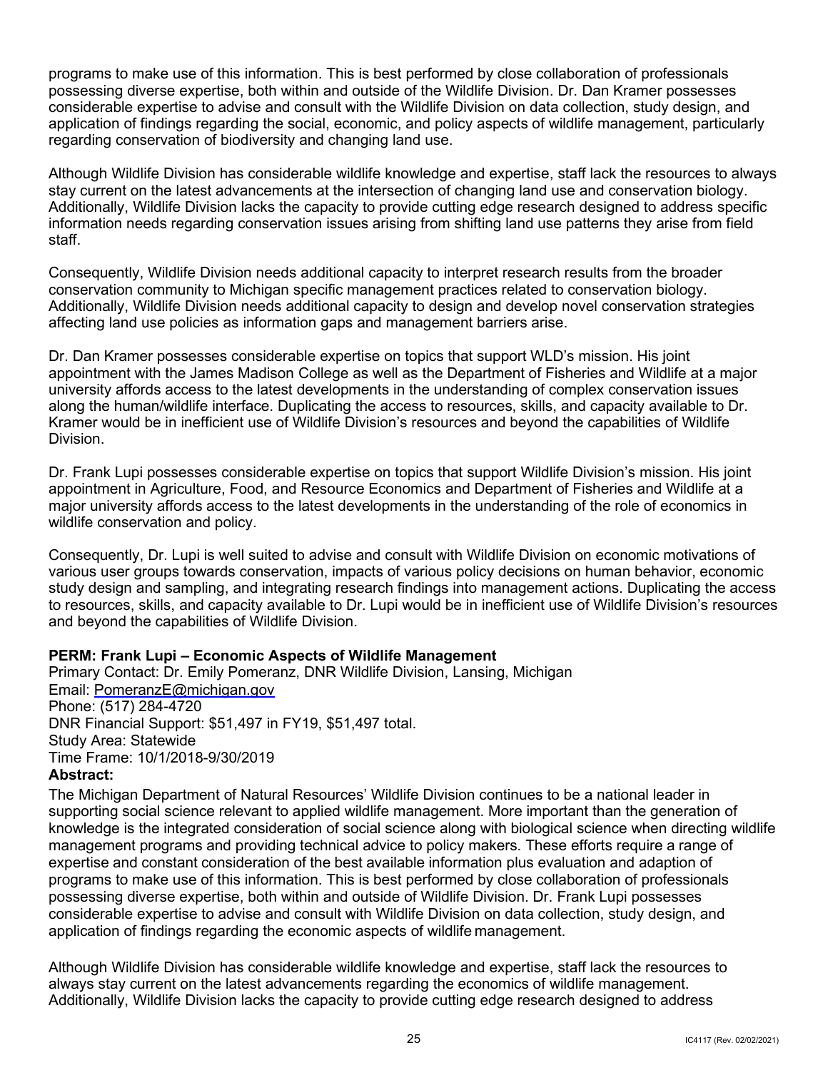programs to make use of this information. This is best performed by close collaboration of professionals possessing diverse expertise, both within and outside of the Wildlife Division. Dr. Dan Kramer possesses considerable expertise to advise and consult with the Wildlife Division on data collection, study design, and application of findings regarding the social, economic, and policy aspects of wildlife management, particularly regarding conservation of biodiversity and changing land use.

Although Wildlife Division has considerable wildlife knowledge and expertise, staff lack the resources to always stay current on the latest advancements at the intersection of changing land use and conservation biology. Additionally, Wildlife Division lacks the capacity to provide cutting edge research designed to address specific information needs regarding conservation issues arising from shifting land use patterns they arise from field staff.

Consequently, Wildlife Division needs additional capacity to interpret research results from the broader conservation community to Michigan specific management practices related to conservation biology. Additionally, Wildlife Division needs additional capacity to design and develop novel conservation strategies affecting land use policies as information gaps and management barriers arise.

Dr. Dan Kramer possesses considerable expertise on topics that support WLD's mission. His joint appointment with the James Madison College as well as the Department of Fisheries and Wildlife at a major university affords access to the latest developments in the understanding of complex conservation issues along the human/wildlife interface. Duplicating the access to resources, skills, and capacity available to Dr. Kramer would be in inefficient use of Wildlife Division's resources and beyond the capabilities of Wildlife Division.

Dr. Frank Lupi possesses considerable expertise on topics that support Wildlife Division's mission. His joint appointment in Agriculture, Food, and Resource Economics and Department of Fisheries and Wildlife at a major university affords access to the latest developments in the understanding of the role of economics in wildlife conservation and policy.

Consequently, Dr. Lupi is well suited to advise and consult with Wildlife Division on economic motivations of various user groups towards conservation, impacts of various policy decisions on human behavior, economic study design and sampling, and integrating research findings into management actions. Duplicating the access to resources, skills, and capacity available to Dr. Lupi would be in inefficient use of Wildlife Division's resources and beyond the capabilities of Wildlife Division.

**PERM: Frank Lupi – Economic Aspects of Wildlife Management**
Primary Contact: Dr. Emily Pomeranz, DNR Wildlife Division, Lansing, Michigan
Email: PomeranzE@michigan.gov
Phone: (517) 284-4720
DNR Financial Support: $51,497 in FY19, $51,497 total.
Study Area: Statewide
Time Frame: 10/1/2018-9/30/2019

**Abstract:**

The Michigan Department of Natural Resources' Wildlife Division continues to be a national leader in supporting social science relevant to applied wildlife management. More important than the generation of knowledge is the integrated consideration of social science along with biological science when directing wildlife management programs and providing technical advice to policy makers. These efforts require a range of expertise and constant consideration of the best available information plus evaluation and adaption of programs to make use of this information. This is best performed by close collaboration of professionals possessing diverse expertise, both within and outside of Wildlife Division. Dr. Frank Lupi possesses considerable expertise to advise and consult with Wildlife Division on data collection, study design, and application of findings regarding the economic aspects of wildlife management.

Although Wildlife Division has considerable wildlife knowledge and expertise, staff lack the resources to always stay current on the latest advancements regarding the economics of wildlife management. Additionally, Wildlife Division lacks the capacity to provide cutting edge research designed to address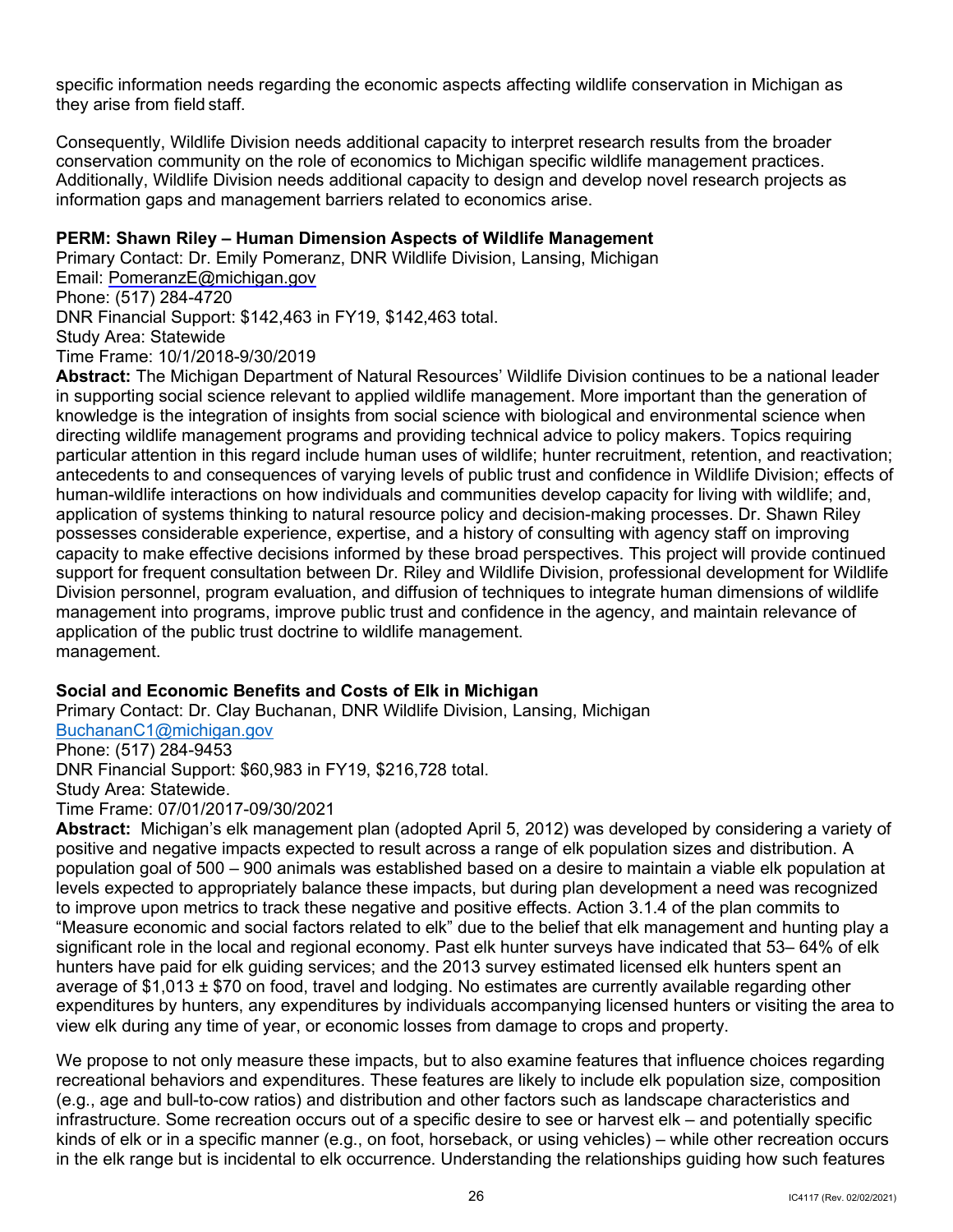specific information needs regarding the economic aspects affecting wildlife conservation in Michigan as they arise from field staff.

Consequently, Wildlife Division needs additional capacity to interpret research results from the broader conservation community on the role of economics to Michigan specific wildlife management practices. Additionally, Wildlife Division needs additional capacity to design and develop novel research projects as information gaps and management barriers related to economics arise.

**PERM: Shawn Riley – Human Dimension Aspects of Wildlife Management**
Primary Contact: Dr. Emily Pomeranz, DNR Wildlife Division, Lansing, Michigan
Email: PomeranzE@michigan.gov
Phone: (517) 284-4720
DNR Financial Support: $142,463 in FY19, $142,463 total.
Study Area: Statewide
Time Frame: 10/1/2018-9/30/2019
**Abstract:** The Michigan Department of Natural Resources' Wildlife Division continues to be a national leader in supporting social science relevant to applied wildlife management. More important than the generation of knowledge is the integration of insights from social science with biological and environmental science when directing wildlife management programs and providing technical advice to policy makers. Topics requiring particular attention in this regard include human uses of wildlife; hunter recruitment, retention, and reactivation; antecedents to and consequences of varying levels of public trust and confidence in Wildlife Division; effects of human-wildlife interactions on how individuals and communities develop capacity for living with wildlife; and, application of systems thinking to natural resource policy and decision-making processes. Dr. Shawn Riley possesses considerable experience, expertise, and a history of consulting with agency staff on improving capacity to make effective decisions informed by these broad perspectives. This project will provide continued support for frequent consultation between Dr. Riley and Wildlife Division, professional development for Wildlife Division personnel, program evaluation, and diffusion of techniques to integrate human dimensions of wildlife management into programs, improve public trust and confidence in the agency, and maintain relevance of application of the public trust doctrine to wildlife management.
management.

**Social and Economic Benefits and Costs of Elk in Michigan**
Primary Contact: Dr. Clay Buchanan, DNR Wildlife Division, Lansing, Michigan
BuchananC1@michigan.gov
Phone: (517) 284-9453
DNR Financial Support: $60,983 in FY19, $216,728 total.
Study Area: Statewide.
Time Frame: 07/01/2017-09/30/2021
**Abstract:** Michigan's elk management plan (adopted April 5, 2012) was developed by considering a variety of positive and negative impacts expected to result across a range of elk population sizes and distribution. A population goal of 500 – 900 animals was established based on a desire to maintain a viable elk population at levels expected to appropriately balance these impacts, but during plan development a need was recognized to improve upon metrics to track these negative and positive effects. Action 3.1.4 of the plan commits to "Measure economic and social factors related to elk" due to the belief that elk management and hunting play a significant role in the local and regional economy. Past elk hunter surveys have indicated that 53– 64% of elk hunters have paid for elk guiding services; and the 2013 survey estimated licensed elk hunters spent an average of $1,013 ± $70 on food, travel and lodging. No estimates are currently available regarding other expenditures by hunters, any expenditures by individuals accompanying licensed hunters or visiting the area to view elk during any time of year, or economic losses from damage to crops and property.

We propose to not only measure these impacts, but to also examine features that influence choices regarding recreational behaviors and expenditures. These features are likely to include elk population size, composition (e.g., age and bull-to-cow ratios) and distribution and other factors such as landscape characteristics and infrastructure. Some recreation occurs out of a specific desire to see or harvest elk – and potentially specific kinds of elk or in a specific manner (e.g., on foot, horseback, or using vehicles) – while other recreation occurs in the elk range but is incidental to elk occurrence. Understanding the relationships guiding how such features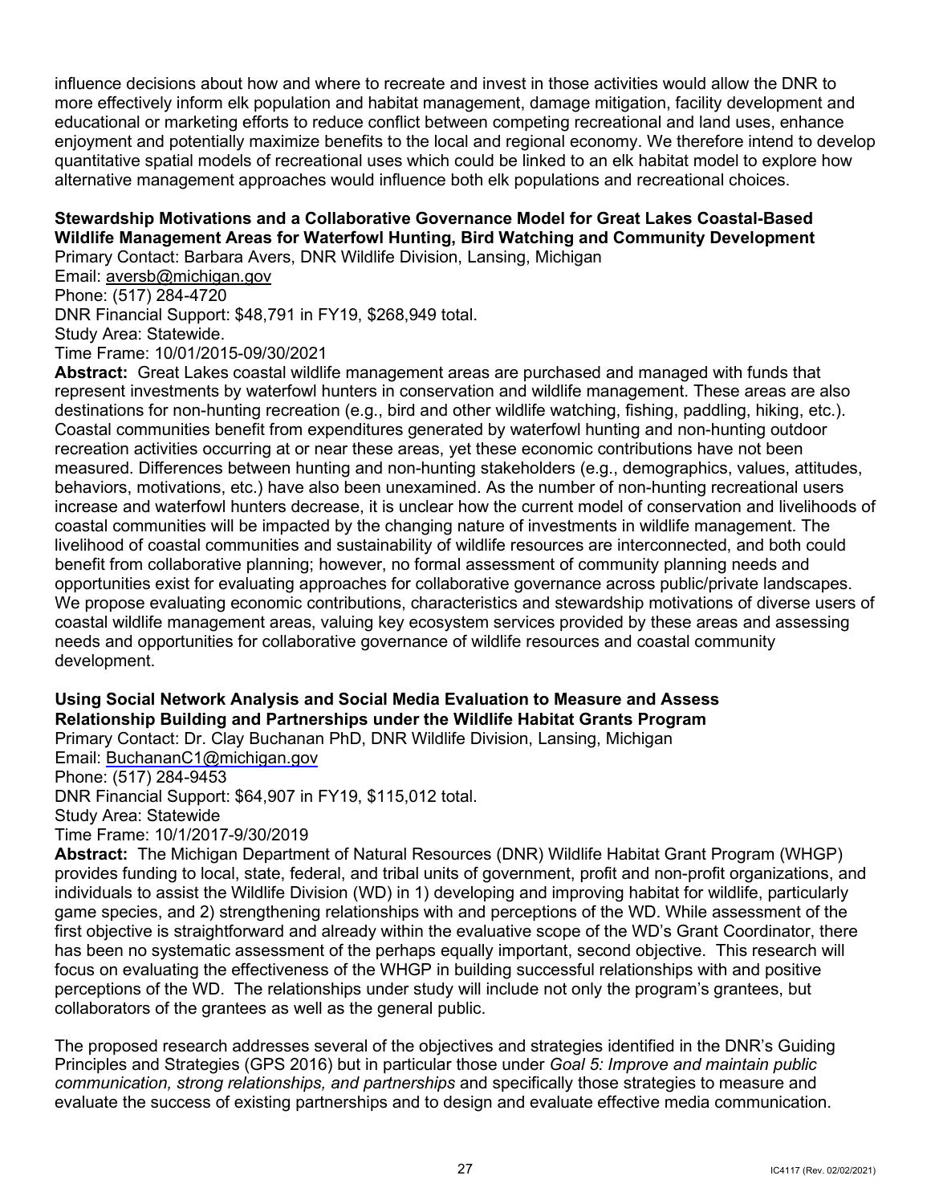influence decisions about how and where to recreate and invest in those activities would allow the DNR to more effectively inform elk population and habitat management, damage mitigation, facility development and educational or marketing efforts to reduce conflict between competing recreational and land uses, enhance enjoyment and potentially maximize benefits to the local and regional economy. We therefore intend to develop quantitative spatial models of recreational uses which could be linked to an elk habitat model to explore how alternative management approaches would influence both elk populations and recreational choices.

**Stewardship Motivations and a Collaborative Governance Model for Great Lakes Coastal-Based Wildlife Management Areas for Waterfowl Hunting, Bird Watching and Community Development**

Primary Contact: Barbara Avers, DNR Wildlife Division, Lansing, Michigan
Email: aversb@michigan.gov
Phone: (517) 284-4720
DNR Financial Support: $48,791 in FY19, $268,949 total.
Study Area: Statewide.
Time Frame: 10/01/2015-09/30/2021

**Abstract:** Great Lakes coastal wildlife management areas are purchased and managed with funds that represent investments by waterfowl hunters in conservation and wildlife management. These areas are also destinations for non-hunting recreation (e.g., bird and other wildlife watching, fishing, paddling, hiking, etc.). Coastal communities benefit from expenditures generated by waterfowl hunting and non-hunting outdoor recreation activities occurring at or near these areas, yet these economic contributions have not been measured. Differences between hunting and non-hunting stakeholders (e.g., demographics, values, attitudes, behaviors, motivations, etc.) have also been unexamined. As the number of non-hunting recreational users increase and waterfowl hunters decrease, it is unclear how the current model of conservation and livelihoods of coastal communities will be impacted by the changing nature of investments in wildlife management. The livelihood of coastal communities and sustainability of wildlife resources are interconnected, and both could benefit from collaborative planning; however, no formal assessment of community planning needs and opportunities exist for evaluating approaches for collaborative governance across public/private landscapes. We propose evaluating economic contributions, characteristics and stewardship motivations of diverse users of coastal wildlife management areas, valuing key ecosystem services provided by these areas and assessing needs and opportunities for collaborative governance of wildlife resources and coastal community development.

**Using Social Network Analysis and Social Media Evaluation to Measure and Assess Relationship Building and Partnerships under the Wildlife Habitat Grants Program**

Primary Contact: Dr. Clay Buchanan PhD, DNR Wildlife Division, Lansing, Michigan
Email: BuchananC1@michigan.gov
Phone: (517) 284-9453
DNR Financial Support: $64,907 in FY19, $115,012 total.
Study Area: Statewide
Time Frame: 10/1/2017-9/30/2019

**Abstract:** The Michigan Department of Natural Resources (DNR) Wildlife Habitat Grant Program (WHGP) provides funding to local, state, federal, and tribal units of government, profit and non-profit organizations, and individuals to assist the Wildlife Division (WD) in 1) developing and improving habitat for wildlife, particularly game species, and 2) strengthening relationships with and perceptions of the WD. While assessment of the first objective is straightforward and already within the evaluative scope of the WD's Grant Coordinator, there has been no systematic assessment of the perhaps equally important, second objective. This research will focus on evaluating the effectiveness of the WHGP in building successful relationships with and positive perceptions of the WD. The relationships under study will include not only the program's grantees, but collaborators of the grantees as well as the general public.

The proposed research addresses several of the objectives and strategies identified in the DNR's Guiding Principles and Strategies (GPS 2016) but in particular those under *Goal 5: Improve and maintain public communication, strong relationships, and partnerships* and specifically those strategies to measure and evaluate the success of existing partnerships and to design and evaluate effective media communication.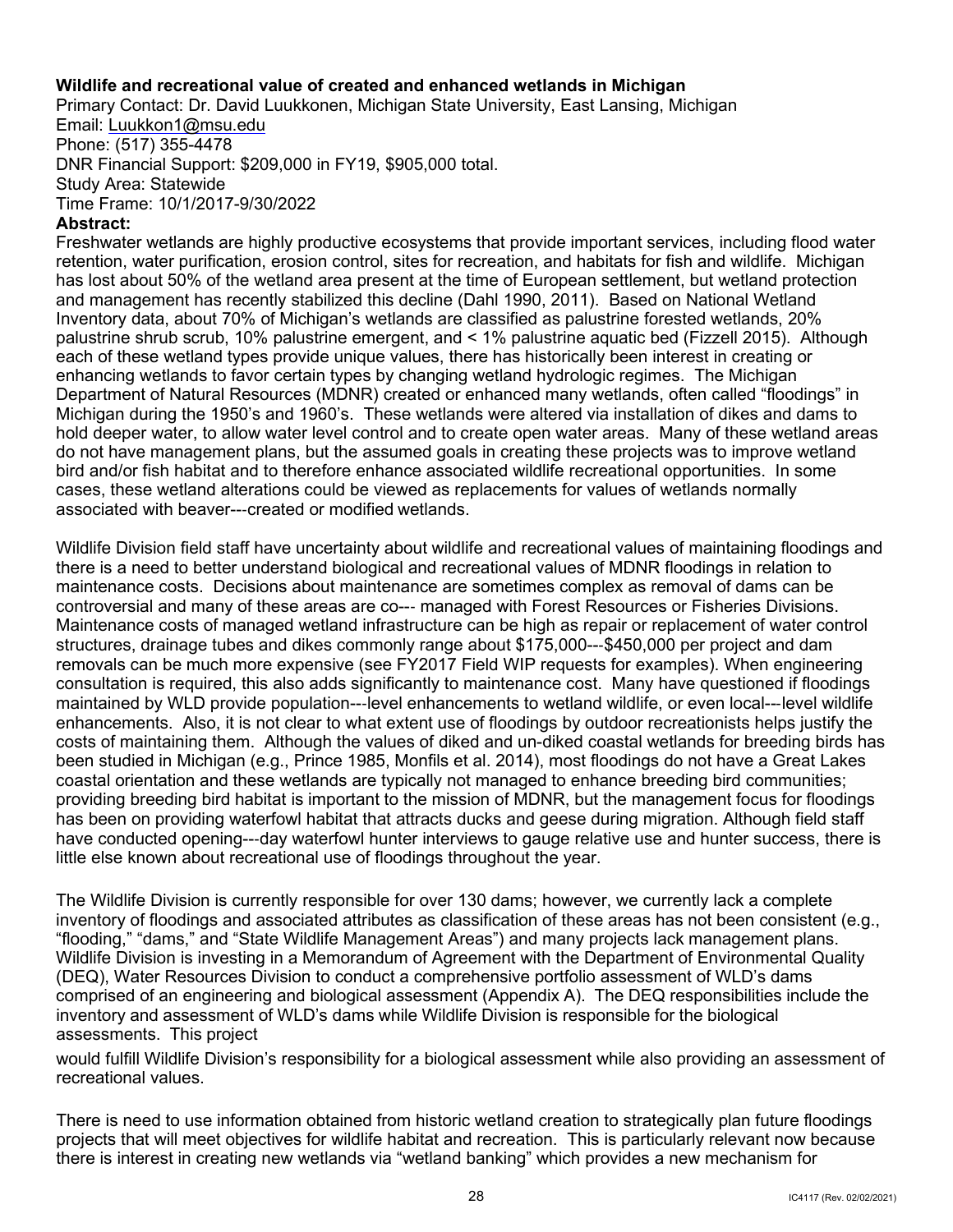**Wildlife and recreational value of created and enhanced wetlands in Michigan**

Primary Contact: Dr. David Luukkonen, Michigan State University, East Lansing, Michigan
Email: Luukkon1@msu.edu
Phone: (517) 355-4478
DNR Financial Support: $209,000 in FY19, $905,000 total.
Study Area: Statewide
Time Frame: 10/1/2017-9/30/2022

**Abstract:**

Freshwater wetlands are highly productive ecosystems that provide important services, including flood water retention, water purification, erosion control, sites for recreation, and habitats for fish and wildlife. Michigan has lost about 50% of the wetland area present at the time of European settlement, but wetland protection and management has recently stabilized this decline (Dahl 1990, 2011). Based on National Wetland Inventory data, about 70% of Michigan's wetlands are classified as palustrine forested wetlands, 20% palustrine shrub scrub, 10% palustrine emergent, and < 1% palustrine aquatic bed (Fizzell 2015). Although each of these wetland types provide unique values, there has historically been interest in creating or enhancing wetlands to favor certain types by changing wetland hydrologic regimes. The Michigan Department of Natural Resources (MDNR) created or enhanced many wetlands, often called "floodings" in Michigan during the 1950's and 1960's. These wetlands were altered via installation of dikes and dams to hold deeper water, to allow water level control and to create open water areas. Many of these wetland areas do not have management plans, but the assumed goals in creating these projects was to improve wetland bird and/or fish habitat and to therefore enhance associated wildlife recreational opportunities. In some cases, these wetland alterations could be viewed as replacements for values of wetlands normally associated with beaver---created or modified wetlands.

Wildlife Division field staff have uncertainty about wildlife and recreational values of maintaining floodings and there is a need to better understand biological and recreational values of MDNR floodings in relation to maintenance costs. Decisions about maintenance are sometimes complex as removal of dams can be controversial and many of these areas are co--- managed with Forest Resources or Fisheries Divisions. Maintenance costs of managed wetland infrastructure can be high as repair or replacement of water control structures, drainage tubes and dikes commonly range about $175,000---$450,000 per project and dam removals can be much more expensive (see FY2017 Field WIP requests for examples). When engineering consultation is required, this also adds significantly to maintenance cost. Many have questioned if floodings maintained by WLD provide population---level enhancements to wetland wildlife, or even local---level wildlife enhancements. Also, it is not clear to what extent use of floodings by outdoor recreationists helps justify the costs of maintaining them. Although the values of diked and un-diked coastal wetlands for breeding birds has been studied in Michigan (e.g., Prince 1985, Monfils et al. 2014), most floodings do not have a Great Lakes coastal orientation and these wetlands are typically not managed to enhance breeding bird communities; providing breeding bird habitat is important to the mission of MDNR, but the management focus for floodings has been on providing waterfowl habitat that attracts ducks and geese during migration. Although field staff have conducted opening---day waterfowl hunter interviews to gauge relative use and hunter success, there is little else known about recreational use of floodings throughout the year.

The Wildlife Division is currently responsible for over 130 dams; however, we currently lack a complete inventory of floodings and associated attributes as classification of these areas has not been consistent (e.g., "flooding," "dams," and "State Wildlife Management Areas") and many projects lack management plans. Wildlife Division is investing in a Memorandum of Agreement with the Department of Environmental Quality (DEQ), Water Resources Division to conduct a comprehensive portfolio assessment of WLD's dams comprised of an engineering and biological assessment (Appendix A). The DEQ responsibilities include the inventory and assessment of WLD's dams while Wildlife Division is responsible for the biological assessments. This project would fulfill Wildlife Division's responsibility for a biological assessment while also providing an assessment of recreational values.

There is need to use information obtained from historic wetland creation to strategically plan future floodings projects that will meet objectives for wildlife habitat and recreation. This is particularly relevant now because there is interest in creating new wetlands via "wetland banking" which provides a new mechanism for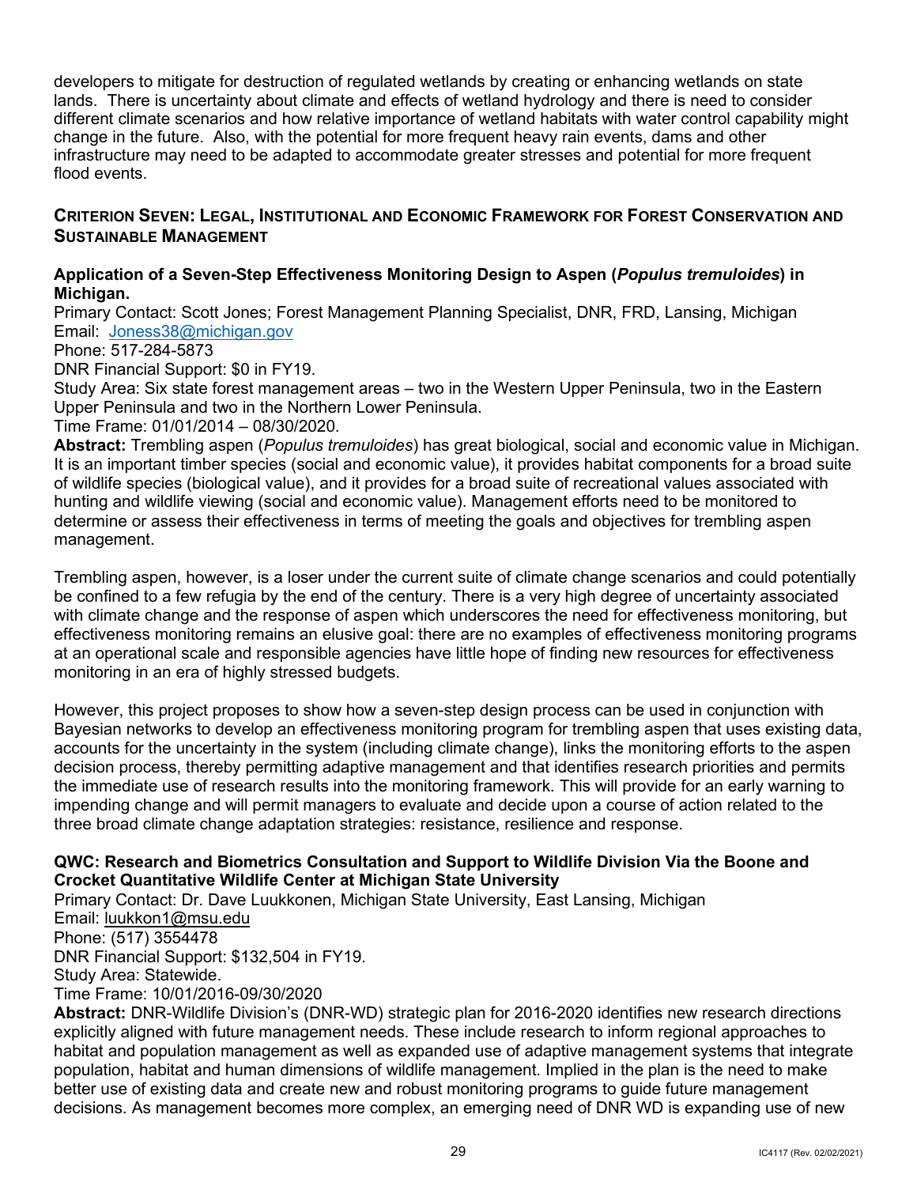developers to mitigate for destruction of regulated wetlands by creating or enhancing wetlands on state lands. There is uncertainty about climate and effects of wetland hydrology and there is need to consider different climate scenarios and how relative importance of wetland habitats with water control capability might change in the future. Also, with the potential for more frequent heavy rain events, dams and other infrastructure may need to be adapted to accommodate greater stresses and potential for more frequent flood events.

## CRITERION SEVEN: LEGAL, INSTITUTIONAL AND ECONOMIC FRAMEWORK FOR FOREST CONSERVATION AND SUSTAINABLE MANAGEMENT

### Application of a Seven-Step Effectiveness Monitoring Design to Aspen (*Populus tremuloides*) in Michigan.

Primary Contact: Scott Jones; Forest Management Planning Specialist, DNR, FRD, Lansing, Michigan
Email: Joness38@michigan.gov
Phone: 517-284-5873
DNR Financial Support: $0 in FY19.
Study Area: Six state forest management areas – two in the Western Upper Peninsula, two in the Eastern Upper Peninsula and two in the Northern Lower Peninsula.
Time Frame: 01/01/2014 – 08/30/2020.

**Abstract:** Trembling aspen (*Populus tremuloides*) has great biological, social and economic value in Michigan. It is an important timber species (social and economic value), it provides habitat components for a broad suite of wildlife species (biological value), and it provides for a broad suite of recreational values associated with hunting and wildlife viewing (social and economic value). Management efforts need to be monitored to determine or assess their effectiveness in terms of meeting the goals and objectives for trembling aspen management.

Trembling aspen, however, is a loser under the current suite of climate change scenarios and could potentially be confined to a few refugia by the end of the century. There is a very high degree of uncertainty associated with climate change and the response of aspen which underscores the need for effectiveness monitoring, but effectiveness monitoring remains an elusive goal: there are no examples of effectiveness monitoring programs at an operational scale and responsible agencies have little hope of finding new resources for effectiveness monitoring in an era of highly stressed budgets.

However, this project proposes to show how a seven-step design process can be used in conjunction with Bayesian networks to develop an effectiveness monitoring program for trembling aspen that uses existing data, accounts for the uncertainty in the system (including climate change), links the monitoring efforts to the aspen decision process, thereby permitting adaptive management and that identifies research priorities and permits the immediate use of research results into the monitoring framework. This will provide for an early warning to impending change and will permit managers to evaluate and decide upon a course of action related to the three broad climate change adaptation strategies: resistance, resilience and response.

### QWC: Research and Biometrics Consultation and Support to Wildlife Division Via the Boone and Crocket Quantitative Wildlife Center at Michigan State University

Primary Contact: Dr. Dave Luukkonen, Michigan State University, East Lansing, Michigan
Email: luukkon1@msu.edu
Phone: (517) 3554478
DNR Financial Support: $132,504 in FY19.
Study Area: Statewide.
Time Frame: 10/01/2016-09/30/2020

**Abstract:** DNR-Wildlife Division's (DNR-WD) strategic plan for 2016-2020 identifies new research directions explicitly aligned with future management needs. These include research to inform regional approaches to habitat and population management as well as expanded use of adaptive management systems that integrate population, habitat and human dimensions of wildlife management. Implied in the plan is the need to make better use of existing data and create new and robust monitoring programs to guide future management decisions. As management becomes more complex, an emerging need of DNR WD is expanding use of new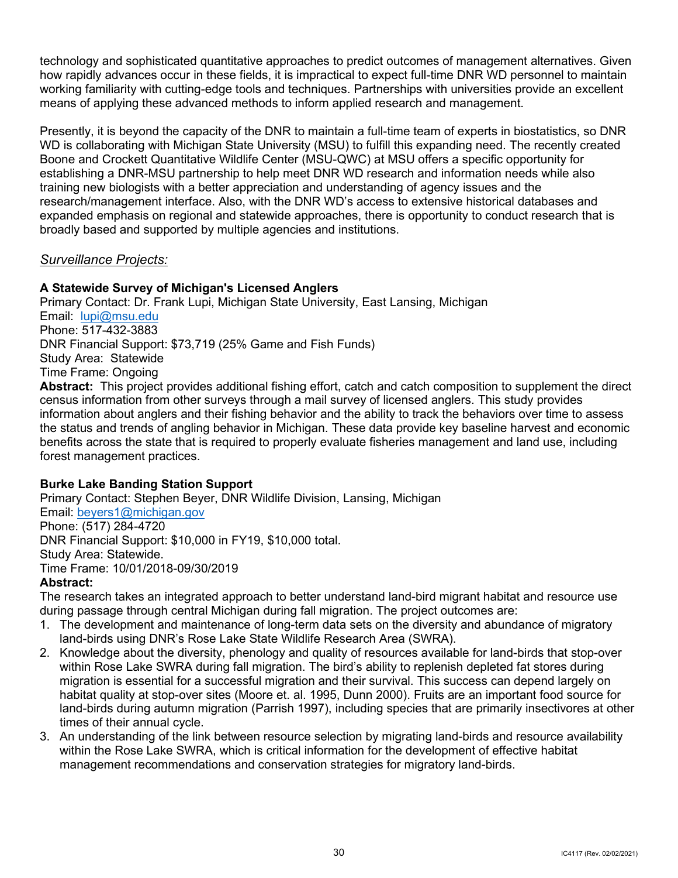technology and sophisticated quantitative approaches to predict outcomes of management alternatives. Given how rapidly advances occur in these fields, it is impractical to expect full-time DNR WD personnel to maintain working familiarity with cutting-edge tools and techniques. Partnerships with universities provide an excellent means of applying these advanced methods to inform applied research and management.

Presently, it is beyond the capacity of the DNR to maintain a full-time team of experts in biostatistics, so DNR WD is collaborating with Michigan State University (MSU) to fulfill this expanding need. The recently created Boone and Crockett Quantitative Wildlife Center (MSU-QWC) at MSU offers a specific opportunity for establishing a DNR-MSU partnership to help meet DNR WD research and information needs while also training new biologists with a better appreciation and understanding of agency issues and the research/management interface. Also, with the DNR WD's access to extensive historical databases and expanded emphasis on regional and statewide approaches, there is opportunity to conduct research that is broadly based and supported by multiple agencies and institutions.

*Surveillance Projects:*

**A Statewide Survey of Michigan's Licensed Anglers**

Primary Contact: Dr. Frank Lupi, Michigan State University, East Lansing, Michigan
Email: lupi@msu.edu
Phone: 517-432-3883
DNR Financial Support: $73,719 (25% Game and Fish Funds)
Study Area: Statewide
Time Frame: Ongoing

**Abstract:** This project provides additional fishing effort, catch and catch composition to supplement the direct census information from other surveys through a mail survey of licensed anglers. This study provides information about anglers and their fishing behavior and the ability to track the behaviors over time to assess the status and trends of angling behavior in Michigan. These data provide key baseline harvest and economic benefits across the state that is required to properly evaluate fisheries management and land use, including forest management practices.

**Burke Lake Banding Station Support**

Primary Contact: Stephen Beyer, DNR Wildlife Division, Lansing, Michigan
Email: beyers1@michigan.gov
Phone: (517) 284-4720
DNR Financial Support: $10,000 in FY19, $10,000 total.
Study Area: Statewide.
Time Frame: 10/01/2018-09/30/2019

**Abstract:**

The research takes an integrated approach to better understand land-bird migrant habitat and resource use during passage through central Michigan during fall migration. The project outcomes are:

1. The development and maintenance of long-term data sets on the diversity and abundance of migratory land-birds using DNR's Rose Lake State Wildlife Research Area (SWRA).
2. Knowledge about the diversity, phenology and quality of resources available for land-birds that stop-over within Rose Lake SWRA during fall migration. The bird's ability to replenish depleted fat stores during migration is essential for a successful migration and their survival. This success can depend largely on habitat quality at stop-over sites (Moore et. al. 1995, Dunn 2000). Fruits are an important food source for land-birds during autumn migration (Parrish 1997), including species that are primarily insectivores at other times of their annual cycle.
3. An understanding of the link between resource selection by migrating land-birds and resource availability within the Rose Lake SWRA, which is critical information for the development of effective habitat management recommendations and conservation strategies for migratory land-birds.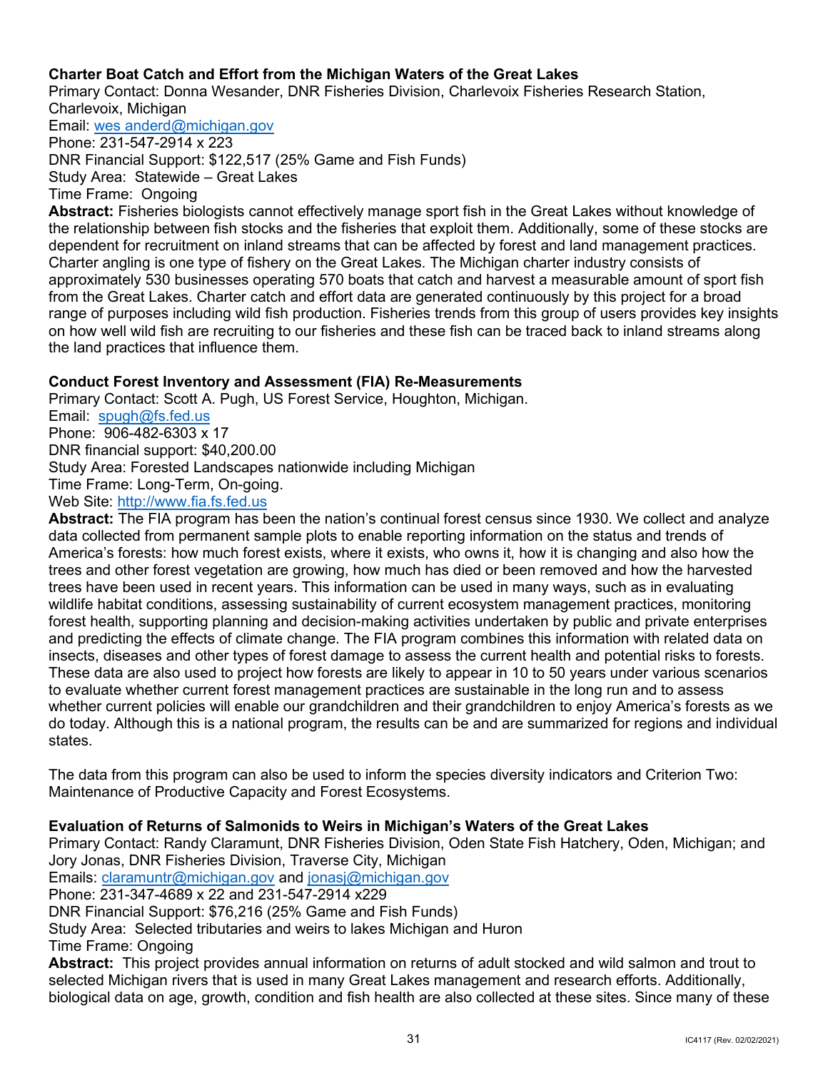**Charter Boat Catch and Effort from the Michigan Waters of the Great Lakes**
Primary Contact: Donna Wesander, DNR Fisheries Division, Charlevoix Fisheries Research Station, Charlevoix, Michigan
Email: wes anderd@michigan.gov
Phone: 231-547-2914 x 223
DNR Financial Support: $122,517 (25% Game and Fish Funds)
Study Area: Statewide – Great Lakes
Time Frame: Ongoing
**Abstract:** Fisheries biologists cannot effectively manage sport fish in the Great Lakes without knowledge of the relationship between fish stocks and the fisheries that exploit them. Additionally, some of these stocks are dependent for recruitment on inland streams that can be affected by forest and land management practices. Charter angling is one type of fishery on the Great Lakes. The Michigan charter industry consists of approximately 530 businesses operating 570 boats that catch and harvest a measurable amount of sport fish from the Great Lakes. Charter catch and effort data are generated continuously by this project for a broad range of purposes including wild fish production. Fisheries trends from this group of users provides key insights on how well wild fish are recruiting to our fisheries and these fish can be traced back to inland streams along the land practices that influence them.

**Conduct Forest Inventory and Assessment (FIA) Re-Measurements**
Primary Contact: Scott A. Pugh, US Forest Service, Houghton, Michigan.
Email: spugh@fs.fed.us
Phone: 906-482-6303 x 17
DNR financial support: $40,200.00
Study Area: Forested Landscapes nationwide including Michigan
Time Frame: Long-Term, On-going.
Web Site: http://www.fia.fs.fed.us
**Abstract:** The FIA program has been the nation's continual forest census since 1930. We collect and analyze data collected from permanent sample plots to enable reporting information on the status and trends of America's forests: how much forest exists, where it exists, who owns it, how it is changing and also how the trees and other forest vegetation are growing, how much has died or been removed and how the harvested trees have been used in recent years. This information can be used in many ways, such as in evaluating wildlife habitat conditions, assessing sustainability of current ecosystem management practices, monitoring forest health, supporting planning and decision-making activities undertaken by public and private enterprises and predicting the effects of climate change. The FIA program combines this information with related data on insects, diseases and other types of forest damage to assess the current health and potential risks to forests. These data are also used to project how forests are likely to appear in 10 to 50 years under various scenarios to evaluate whether current forest management practices are sustainable in the long run and to assess whether current policies will enable our grandchildren and their grandchildren to enjoy America's forests as we do today. Although this is a national program, the results can be and are summarized for regions and individual states.

The data from this program can also be used to inform the species diversity indicators and Criterion Two: Maintenance of Productive Capacity and Forest Ecosystems.

**Evaluation of Returns of Salmonids to Weirs in Michigan's Waters of the Great Lakes**
Primary Contact: Randy Claramunt, DNR Fisheries Division, Oden State Fish Hatchery, Oden, Michigan; and Jory Jonas, DNR Fisheries Division, Traverse City, Michigan
Emails: claramuntr@michigan.gov and jonasj@michigan.gov
Phone: 231-347-4689 x 22 and 231-547-2914 x229
DNR Financial Support: $76,216 (25% Game and Fish Funds)
Study Area: Selected tributaries and weirs to lakes Michigan and Huron
Time Frame: Ongoing
**Abstract:** This project provides annual information on returns of adult stocked and wild salmon and trout to selected Michigan rivers that is used in many Great Lakes management and research efforts. Additionally, biological data on age, growth, condition and fish health are also collected at these sites. Since many of these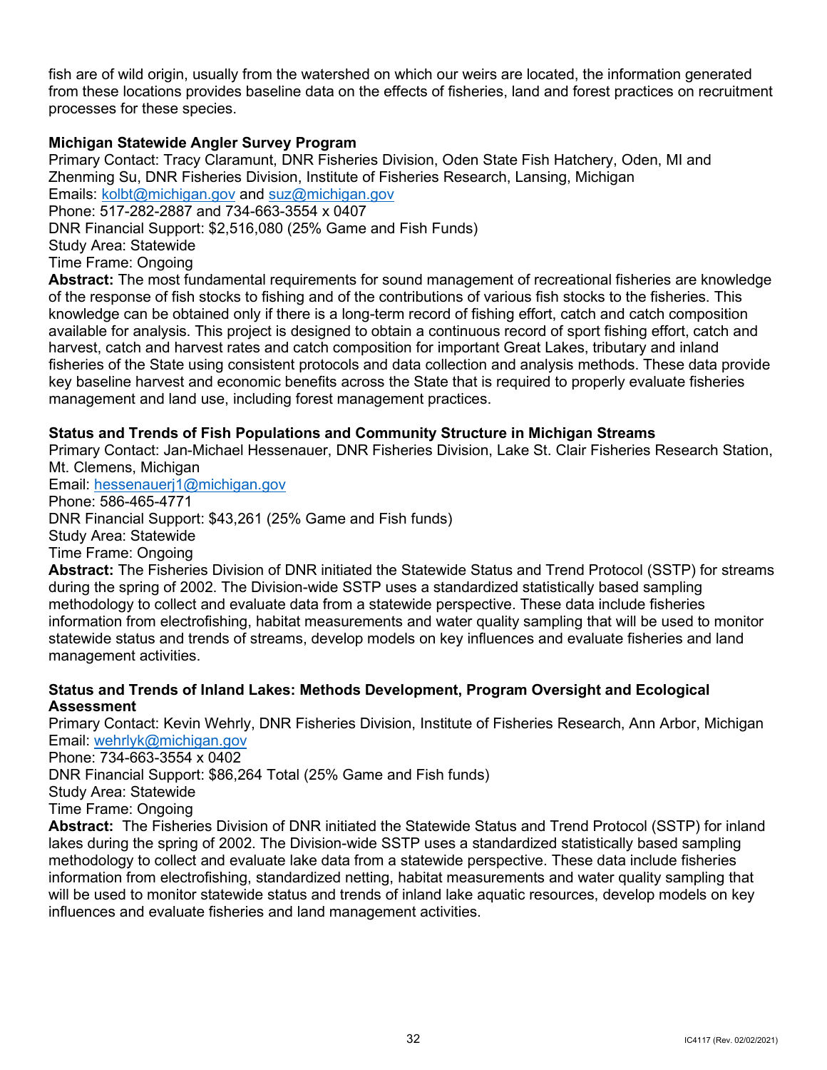fish are of wild origin, usually from the watershed on which our weirs are located, the information generated from these locations provides baseline data on the effects of fisheries, land and forest practices on recruitment processes for these species.

**Michigan Statewide Angler Survey Program**
Primary Contact: Tracy Claramunt, DNR Fisheries Division, Oden State Fish Hatchery, Oden, MI and Zhenming Su, DNR Fisheries Division, Institute of Fisheries Research, Lansing, Michigan
Emails: kolbt@michigan.gov and suz@michigan.gov
Phone: 517-282-2887 and 734-663-3554 x 0407
DNR Financial Support: $2,516,080 (25% Game and Fish Funds)
Study Area: Statewide
Time Frame: Ongoing
**Abstract:** The most fundamental requirements for sound management of recreational fisheries are knowledge of the response of fish stocks to fishing and of the contributions of various fish stocks to the fisheries. This knowledge can be obtained only if there is a long-term record of fishing effort, catch and catch composition available for analysis. This project is designed to obtain a continuous record of sport fishing effort, catch and harvest, catch and harvest rates and catch composition for important Great Lakes, tributary and inland fisheries of the State using consistent protocols and data collection and analysis methods. These data provide key baseline harvest and economic benefits across the State that is required to properly evaluate fisheries management and land use, including forest management practices.

**Status and Trends of Fish Populations and Community Structure in Michigan Streams**
Primary Contact: Jan-Michael Hessenauer, DNR Fisheries Division, Lake St. Clair Fisheries Research Station, Mt. Clemens, Michigan
Email: hessenauerj1@michigan.gov
Phone: 586-465-4771
DNR Financial Support: $43,261 (25% Game and Fish funds)
Study Area: Statewide
Time Frame: Ongoing
**Abstract:** The Fisheries Division of DNR initiated the Statewide Status and Trend Protocol (SSTP) for streams during the spring of 2002. The Division-wide SSTP uses a standardized statistically based sampling methodology to collect and evaluate data from a statewide perspective. These data include fisheries information from electrofishing, habitat measurements and water quality sampling that will be used to monitor statewide status and trends of streams, develop models on key influences and evaluate fisheries and land management activities.

**Status and Trends of Inland Lakes: Methods Development, Program Oversight and Ecological Assessment**
Primary Contact: Kevin Wehrly, DNR Fisheries Division, Institute of Fisheries Research, Ann Arbor, Michigan
Email: wehrlyk@michigan.gov
Phone: 734-663-3554 x 0402
DNR Financial Support: $86,264 Total (25% Game and Fish funds)
Study Area: Statewide
Time Frame: Ongoing
**Abstract:** The Fisheries Division of DNR initiated the Statewide Status and Trend Protocol (SSTP) for inland lakes during the spring of 2002. The Division-wide SSTP uses a standardized statistically based sampling methodology to collect and evaluate lake data from a statewide perspective. These data include fisheries information from electrofishing, standardized netting, habitat measurements and water quality sampling that will be used to monitor statewide status and trends of inland lake aquatic resources, develop models on key influences and evaluate fisheries and land management activities.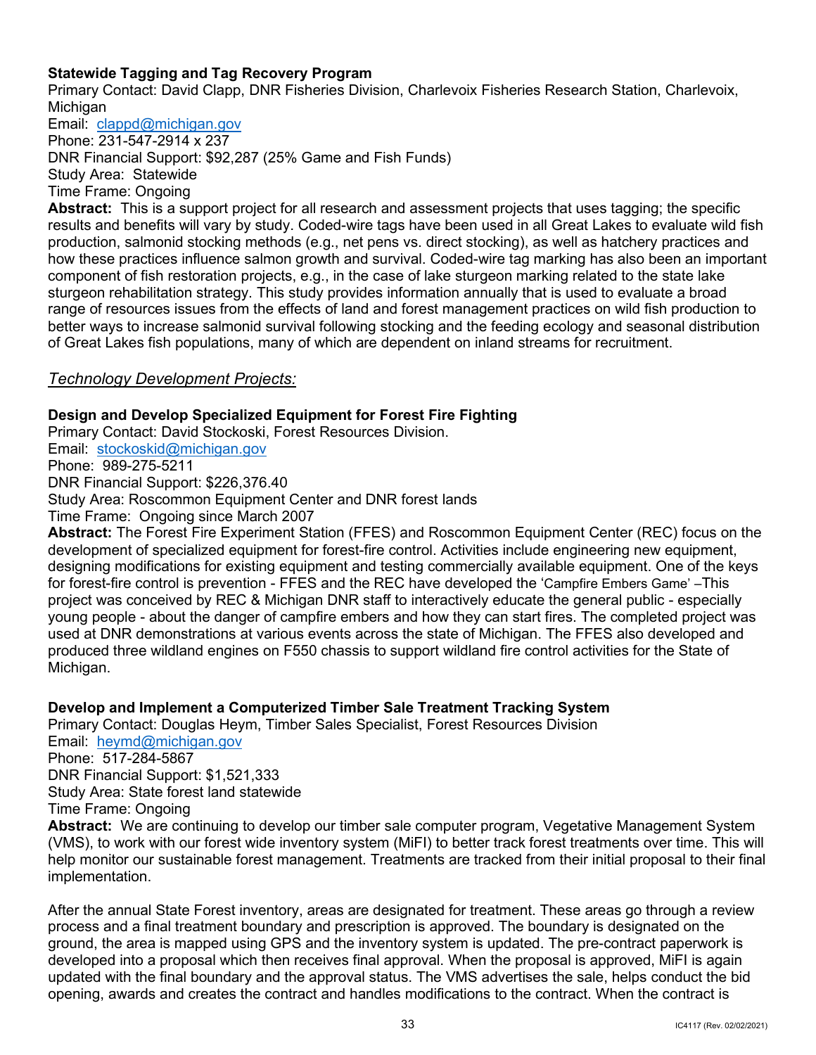**Statewide Tagging and Tag Recovery Program**
Primary Contact: David Clapp, DNR Fisheries Division, Charlevoix Fisheries Research Station, Charlevoix, Michigan
Email: clappd@michigan.gov
Phone: 231-547-2914 x 237
DNR Financial Support: $92,287 (25% Game and Fish Funds)
Study Area: Statewide
Time Frame: Ongoing
**Abstract:** This is a support project for all research and assessment projects that uses tagging; the specific results and benefits will vary by study. Coded-wire tags have been used in all Great Lakes to evaluate wild fish production, salmonid stocking methods (e.g., net pens vs. direct stocking), as well as hatchery practices and how these practices influence salmon growth and survival. Coded-wire tag marking has also been an important component of fish restoration projects, e.g., in the case of lake sturgeon marking related to the state lake sturgeon rehabilitation strategy. This study provides information annually that is used to evaluate a broad range of resources issues from the effects of land and forest management practices on wild fish production to better ways to increase salmonid survival following stocking and the feeding ecology and seasonal distribution of Great Lakes fish populations, many of which are dependent on inland streams for recruitment.

*Technology Development Projects:*

**Design and Develop Specialized Equipment for Forest Fire Fighting**
Primary Contact: David Stockoski, Forest Resources Division.
Email: stockoskid@michigan.gov
Phone: 989-275-5211
DNR Financial Support: $226,376.40
Study Area: Roscommon Equipment Center and DNR forest lands
Time Frame: Ongoing since March 2007
**Abstract:** The Forest Fire Experiment Station (FFES) and Roscommon Equipment Center (REC) focus on the development of specialized equipment for forest-fire control. Activities include engineering new equipment, designing modifications for existing equipment and testing commercially available equipment. One of the keys for forest-fire control is prevention - FFES and the REC have developed the 'Campfire Embers Game' –This project was conceived by REC & Michigan DNR staff to interactively educate the general public - especially young people - about the danger of campfire embers and how they can start fires. The completed project was used at DNR demonstrations at various events across the state of Michigan. The FFES also developed and produced three wildland engines on F550 chassis to support wildland fire control activities for the State of Michigan.

**Develop and Implement a Computerized Timber Sale Treatment Tracking System**
Primary Contact: Douglas Heym, Timber Sales Specialist, Forest Resources Division
Email: heymd@michigan.gov
Phone: 517-284-5867
DNR Financial Support: $1,521,333
Study Area: State forest land statewide
Time Frame: Ongoing
**Abstract:** We are continuing to develop our timber sale computer program, Vegetative Management System (VMS), to work with our forest wide inventory system (MiFI) to better track forest treatments over time. This will help monitor our sustainable forest management. Treatments are tracked from their initial proposal to their final implementation.

After the annual State Forest inventory, areas are designated for treatment. These areas go through a review process and a final treatment boundary and prescription is approved. The boundary is designated on the ground, the area is mapped using GPS and the inventory system is updated. The pre-contract paperwork is developed into a proposal which then receives final approval. When the proposal is approved, MiFI is again updated with the final boundary and the approval status. The VMS advertises the sale, helps conduct the bid opening, awards and creates the contract and handles modifications to the contract. When the contract is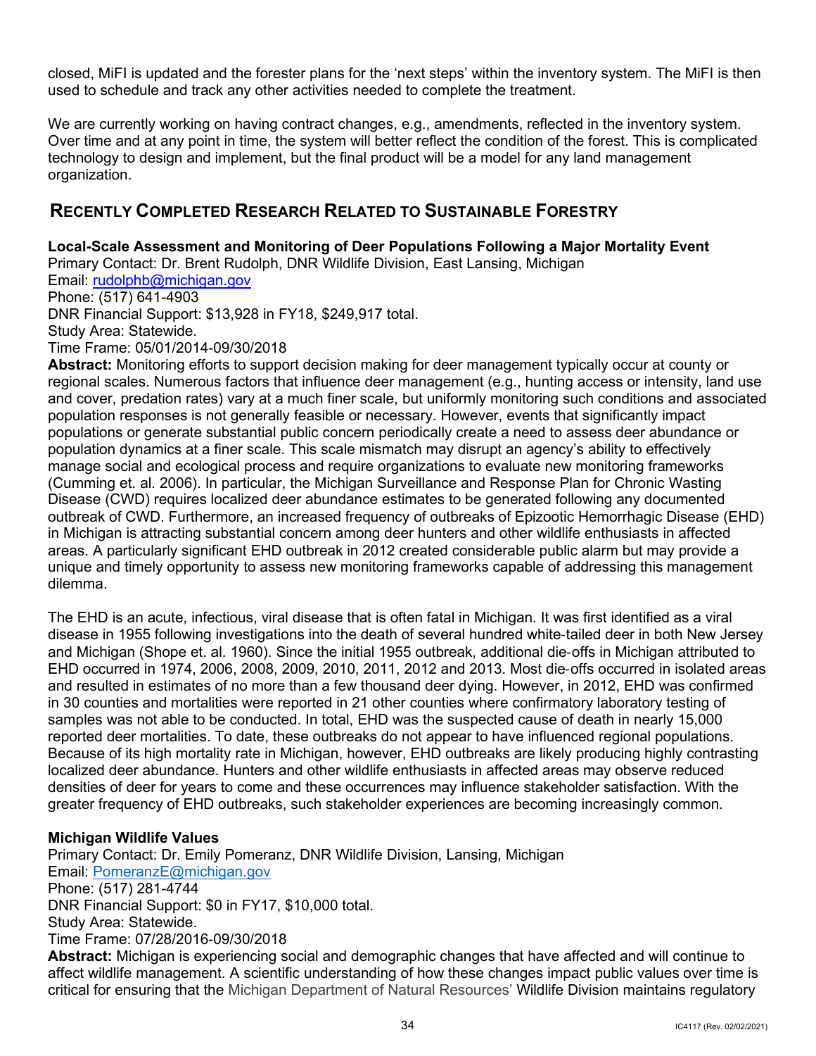closed, MiFI is updated and the forester plans for the 'next steps' within the inventory system. The MiFI is then used to schedule and track any other activities needed to complete the treatment.

We are currently working on having contract changes, e.g., amendments, reflected in the inventory system. Over time and at any point in time, the system will better reflect the condition of the forest. This is complicated technology to design and implement, but the final product will be a model for any land management organization.

## RECENTLY COMPLETED RESEARCH RELATED TO SUSTAINABLE FORESTRY

**Local-Scale Assessment and Monitoring of Deer Populations Following a Major Mortality Event**
Primary Contact: Dr. Brent Rudolph, DNR Wildlife Division, East Lansing, Michigan
Email: rudolphb@michigan.gov
Phone: (517) 641-4903
DNR Financial Support: $13,928 in FY18, $249,917 total.
Study Area: Statewide.
Time Frame: 05/01/2014-09/30/2018
**Abstract:** Monitoring efforts to support decision making for deer management typically occur at county or regional scales. Numerous factors that influence deer management (e.g., hunting access or intensity, land use and cover, predation rates) vary at a much finer scale, but uniformly monitoring such conditions and associated population responses is not generally feasible or necessary. However, events that significantly impact populations or generate substantial public concern periodically create a need to assess deer abundance or population dynamics at a finer scale. This scale mismatch may disrupt an agency's ability to effectively manage social and ecological process and require organizations to evaluate new monitoring frameworks (Cumming et. al. 2006). In particular, the Michigan Surveillance and Response Plan for Chronic Wasting Disease (CWD) requires localized deer abundance estimates to be generated following any documented outbreak of CWD. Furthermore, an increased frequency of outbreaks of Epizootic Hemorrhagic Disease (EHD) in Michigan is attracting substantial concern among deer hunters and other wildlife enthusiasts in affected areas. A particularly significant EHD outbreak in 2012 created considerable public alarm but may provide a unique and timely opportunity to assess new monitoring frameworks capable of addressing this management dilemma.

The EHD is an acute, infectious, viral disease that is often fatal in Michigan. It was first identified as a viral disease in 1955 following investigations into the death of several hundred white-tailed deer in both New Jersey and Michigan (Shope et. al. 1960). Since the initial 1955 outbreak, additional die-offs in Michigan attributed to EHD occurred in 1974, 2006, 2008, 2009, 2010, 2011, 2012 and 2013. Most die-offs occurred in isolated areas and resulted in estimates of no more than a few thousand deer dying. However, in 2012, EHD was confirmed in 30 counties and mortalities were reported in 21 other counties where confirmatory laboratory testing of samples was not able to be conducted. In total, EHD was the suspected cause of death in nearly 15,000 reported deer mortalities. To date, these outbreaks do not appear to have influenced regional populations. Because of its high mortality rate in Michigan, however, EHD outbreaks are likely producing highly contrasting localized deer abundance. Hunters and other wildlife enthusiasts in affected areas may observe reduced densities of deer for years to come and these occurrences may influence stakeholder satisfaction. With the greater frequency of EHD outbreaks, such stakeholder experiences are becoming increasingly common.

**Michigan Wildlife Values**
Primary Contact: Dr. Emily Pomeranz, DNR Wildlife Division, Lansing, Michigan
Email: PomeranzE@michigan.gov
Phone: (517) 281-4744
DNR Financial Support: $0 in FY17, $10,000 total.
Study Area: Statewide.
Time Frame: 07/28/2016-09/30/2018
**Abstract:** Michigan is experiencing social and demographic changes that have affected and will continue to affect wildlife management. A scientific understanding of how these changes impact public values over time is critical for ensuring that the Michigan Department of Natural Resources' Wildlife Division maintains regulatory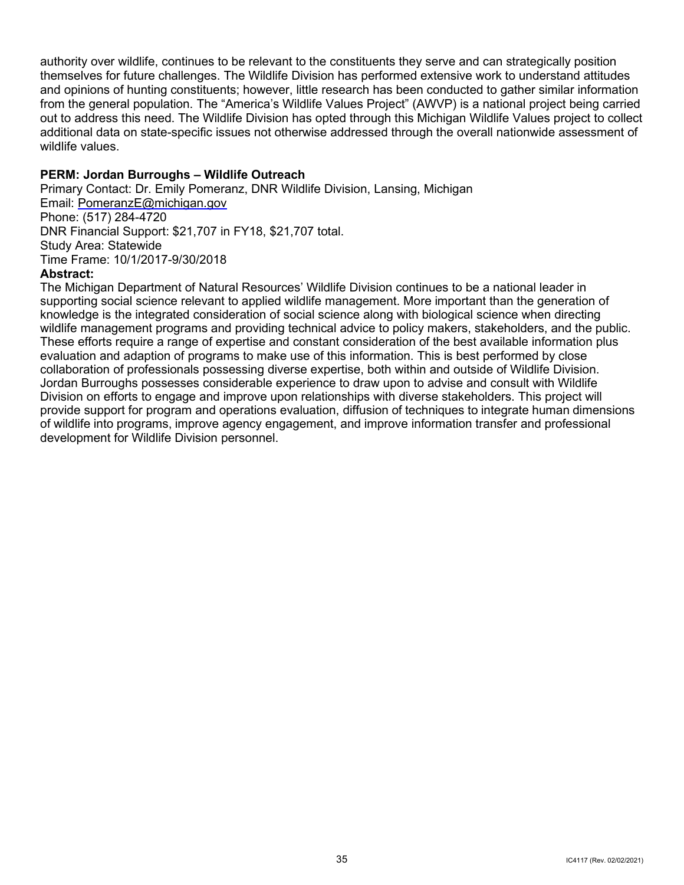authority over wildlife, continues to be relevant to the constituents they serve and can strategically position themselves for future challenges. The Wildlife Division has performed extensive work to understand attitudes and opinions of hunting constituents; however, little research has been conducted to gather similar information from the general population. The "America's Wildlife Values Project" (AWVP) is a national project being carried out to address this need. The Wildlife Division has opted through this Michigan Wildlife Values project to collect additional data on state-specific issues not otherwise addressed through the overall nationwide assessment of wildlife values.

**PERM: Jordan Burroughs – Wildlife Outreach**

Primary Contact: Dr. Emily Pomeranz, DNR Wildlife Division, Lansing, Michigan
Email: PomeranzE@michigan.gov
Phone: (517) 284-4720
DNR Financial Support: $21,707 in FY18, $21,707 total.
Study Area: Statewide
Time Frame: 10/1/2017-9/30/2018

**Abstract:**

The Michigan Department of Natural Resources' Wildlife Division continues to be a national leader in supporting social science relevant to applied wildlife management. More important than the generation of knowledge is the integrated consideration of social science along with biological science when directing wildlife management programs and providing technical advice to policy makers, stakeholders, and the public. These efforts require a range of expertise and constant consideration of the best available information plus evaluation and adaption of programs to make use of this information. This is best performed by close collaboration of professionals possessing diverse expertise, both within and outside of Wildlife Division. Jordan Burroughs possesses considerable experience to draw upon to advise and consult with Wildlife Division on efforts to engage and improve upon relationships with diverse stakeholders. This project will provide support for program and operations evaluation, diffusion of techniques to integrate human dimensions of wildlife into programs, improve agency engagement, and improve information transfer and professional development for Wildlife Division personnel.